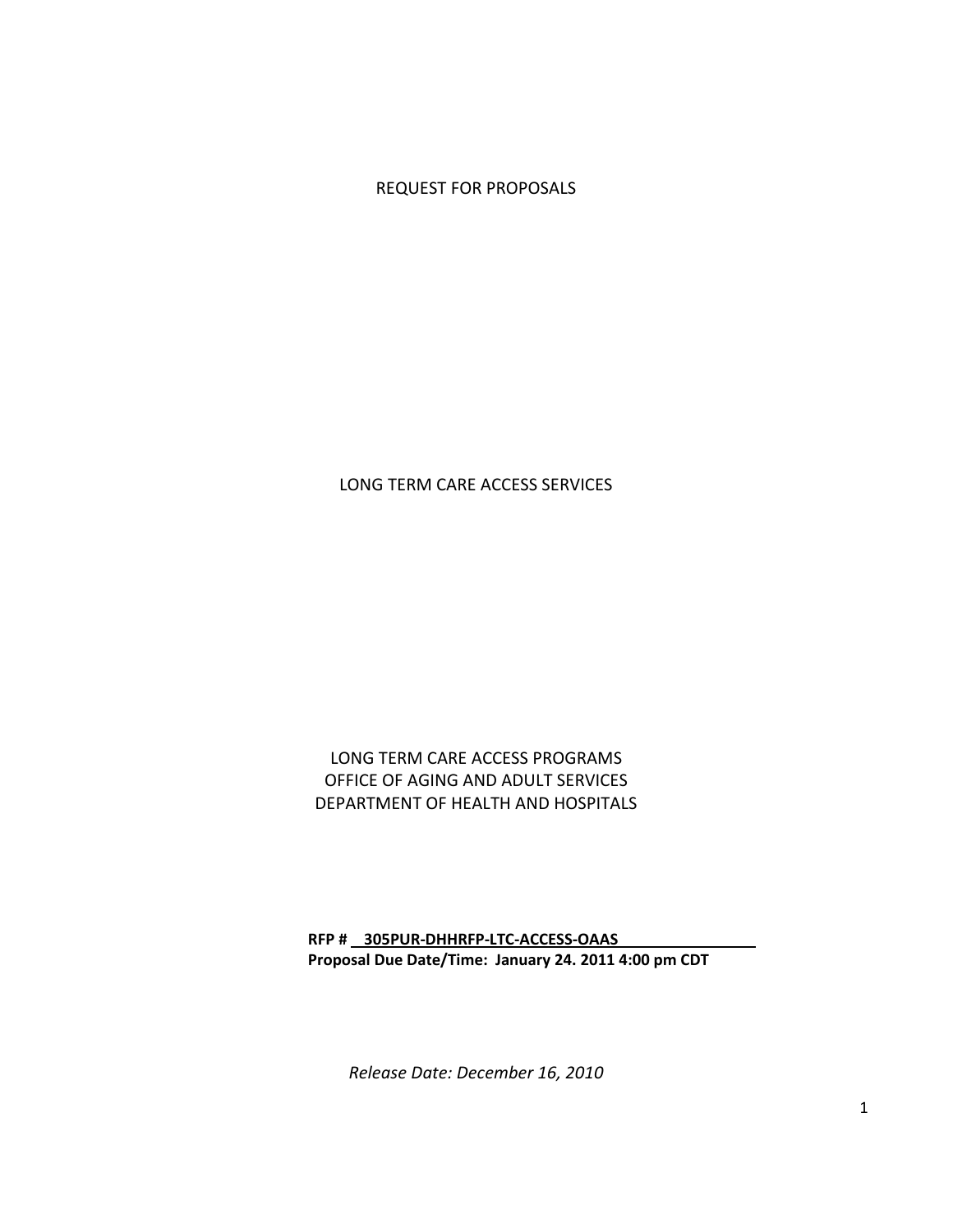# REQUEST FOR PROPOSALS

## LONG TERM CARE ACCESS SERVICES

LONG TERM CARE ACCESS PROGRAMS
OFFICE OF AGING AND ADULT SERVICES
DEPARTMENT OF HEALTH AND HOSPITALS

**RFP # 305PUR-DHHRFP-LTC-ACCESS-OAAS**
**Proposal Due Date/Time: January 24. 2011 4:00 pm CDT**

*Release Date: December 16, 2010*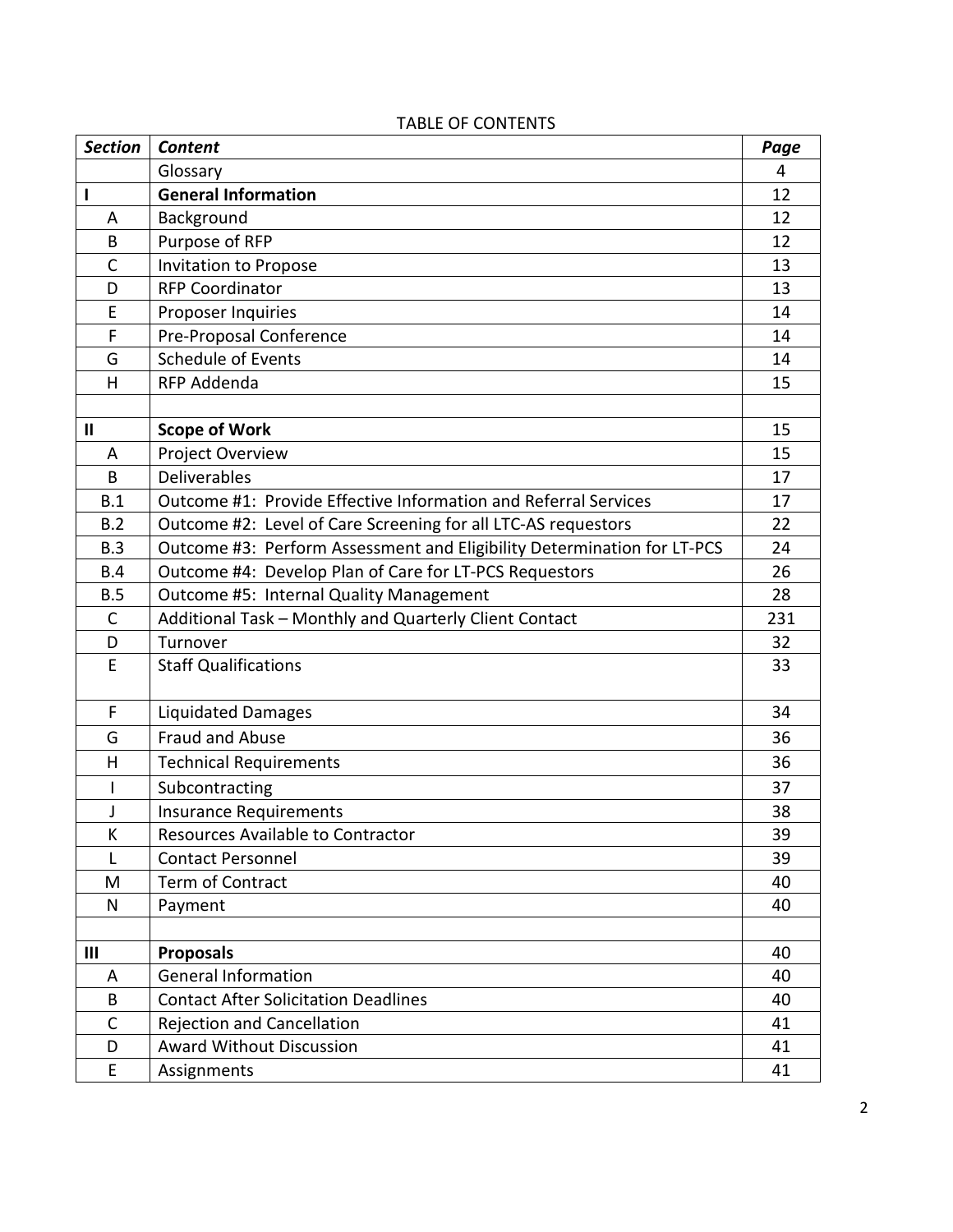TABLE OF CONTENTS

| ***Section*** | ***Content*** | **Page** |
|---|---|---|
| | Glossary | 4 |
| **I** | **General Information** | 12 |
| A | Background | 12 |
| B | Purpose of RFP | 12 |
| C | Invitation to Propose | 13 |
| D | RFP Coordinator | 13 |
| E | Proposer Inquiries | 14 |
| F | Pre-Proposal Conference | 14 |
| G | Schedule of Events | 14 |
| H | RFP Addenda | 15 |
| | | |
| **II** | **Scope of Work** | 15 |
| A | Project Overview | 15 |
| B | Deliverables | 17 |
| B.1 | Outcome #1: Provide Effective Information and Referral Services | 17 |
| B.2 | Outcome #2: Level of Care Screening for all LTC-AS requestors | 22 |
| B.3 | Outcome #3: Perform Assessment and Eligibility Determination for LT-PCS | 24 |
| B.4 | Outcome #4: Develop Plan of Care for LT-PCS Requestors | 26 |
| B.5 | Outcome #5: Internal Quality Management | 28 |
| C | Additional Task – Monthly and Quarterly Client Contact | 231 |
| D | Turnover | 32 |
| E | Staff Qualifications | 33 |
| F | Liquidated Damages | 34 |
| G | Fraud and Abuse | 36 |
| H | Technical Requirements | 36 |
| I | Subcontracting | 37 |
| J | Insurance Requirements | 38 |
| K | Resources Available to Contractor | 39 |
| L | Contact Personnel | 39 |
| M | Term of Contract | 40 |
| N | Payment | 40 |
| | | |
| **III** | **Proposals** | 40 |
| A | General Information | 40 |
| B | Contact After Solicitation Deadlines | 40 |
| C | Rejection and Cancellation | 41 |
| D | Award Without Discussion | 41 |
| E | Assignments | 41 |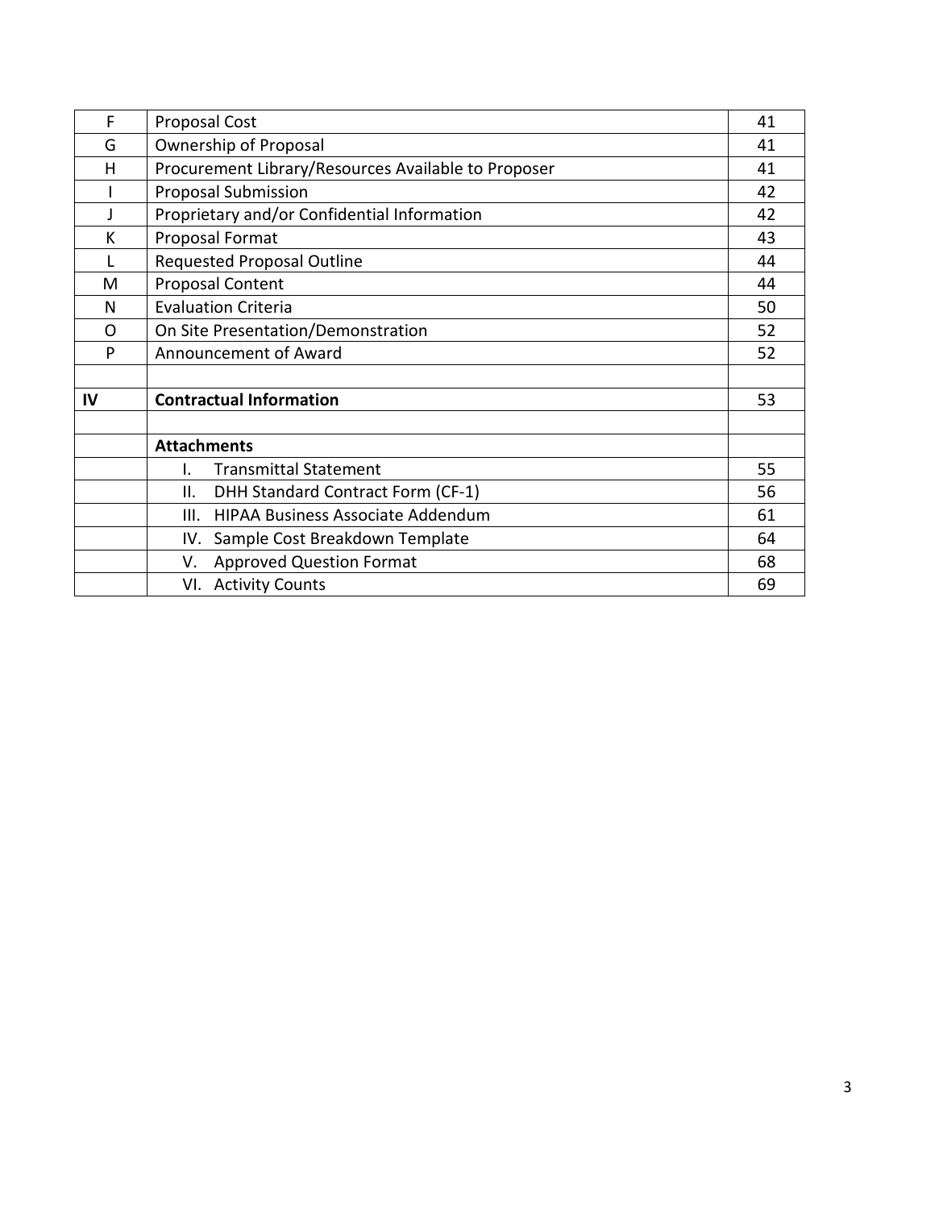| | | |
|---|---|---|
| F | Proposal Cost | 41 |
| G | Ownership of Proposal | 41 |
| H | Procurement Library/Resources Available to Proposer | 41 |
| I | Proposal Submission | 42 |
| J | Proprietary and/or Confidential Information | 42 |
| K | Proposal Format | 43 |
| L | Requested Proposal Outline | 44 |
| M | Proposal Content | 44 |
| N | Evaluation Criteria | 50 |
| O | On Site Presentation/Demonstration | 52 |
| P | Announcement of Award | 52 |
| | | |
| **IV** | **Contractual Information** | 53 |
| | | |
| | **Attachments** | |
| | I. Transmittal Statement | 55 |
| | II. DHH Standard Contract Form (CF-1) | 56 |
| | III. HIPAA Business Associate Addendum | 61 |
| | IV. Sample Cost Breakdown Template | 64 |
| | V. Approved Question Format | 68 |
| | VI. Activity Counts | 69 |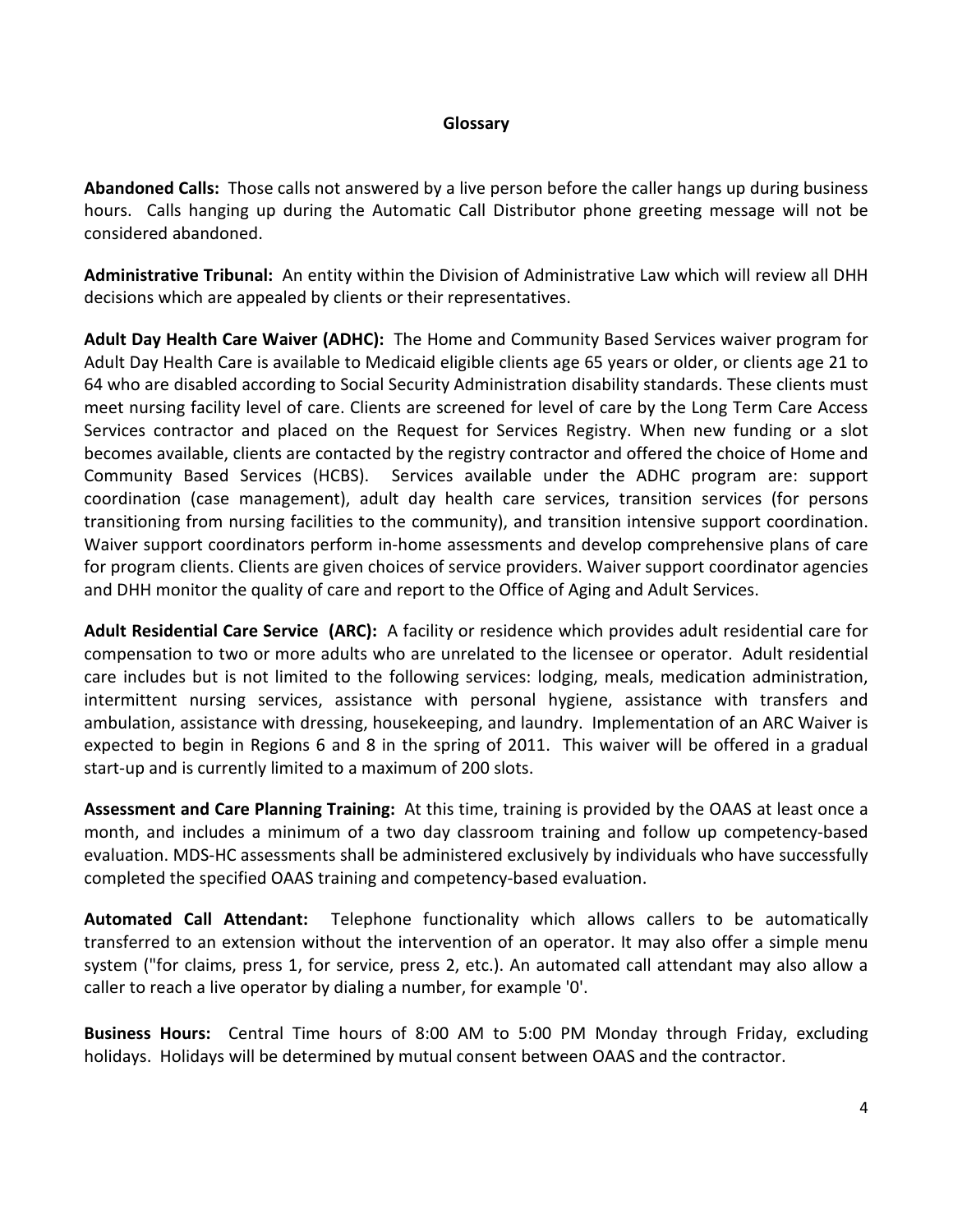## Glossary

**Abandoned Calls:** Those calls not answered by a live person before the caller hangs up during business hours. Calls hanging up during the Automatic Call Distributor phone greeting message will not be considered abandoned.

**Administrative Tribunal:** An entity within the Division of Administrative Law which will review all DHH decisions which are appealed by clients or their representatives.

**Adult Day Health Care Waiver (ADHC):** The Home and Community Based Services waiver program for Adult Day Health Care is available to Medicaid eligible clients age 65 years or older, or clients age 21 to 64 who are disabled according to Social Security Administration disability standards. These clients must meet nursing facility level of care. Clients are screened for level of care by the Long Term Care Access Services contractor and placed on the Request for Services Registry. When new funding or a slot becomes available, clients are contacted by the registry contractor and offered the choice of Home and Community Based Services (HCBS). Services available under the ADHC program are: support coordination (case management), adult day health care services, transition services (for persons transitioning from nursing facilities to the community), and transition intensive support coordination. Waiver support coordinators perform in-home assessments and develop comprehensive plans of care for program clients. Clients are given choices of service providers. Waiver support coordinator agencies and DHH monitor the quality of care and report to the Office of Aging and Adult Services.

**Adult Residential Care Service (ARC):** A facility or residence which provides adult residential care for compensation to two or more adults who are unrelated to the licensee or operator. Adult residential care includes but is not limited to the following services: lodging, meals, medication administration, intermittent nursing services, assistance with personal hygiene, assistance with transfers and ambulation, assistance with dressing, housekeeping, and laundry. Implementation of an ARC Waiver is expected to begin in Regions 6 and 8 in the spring of 2011. This waiver will be offered in a gradual start-up and is currently limited to a maximum of 200 slots.

**Assessment and Care Planning Training:** At this time, training is provided by the OAAS at least once a month, and includes a minimum of a two day classroom training and follow up competency-based evaluation. MDS-HC assessments shall be administered exclusively by individuals who have successfully completed the specified OAAS training and competency-based evaluation.

**Automated Call Attendant:** Telephone functionality which allows callers to be automatically transferred to an extension without the intervention of an operator. It may also offer a simple menu system ("for claims, press 1, for service, press 2, etc.). An automated call attendant may also allow a caller to reach a live operator by dialing a number, for example '0'.

**Business Hours:** Central Time hours of 8:00 AM to 5:00 PM Monday through Friday, excluding holidays. Holidays will be determined by mutual consent between OAAS and the contractor.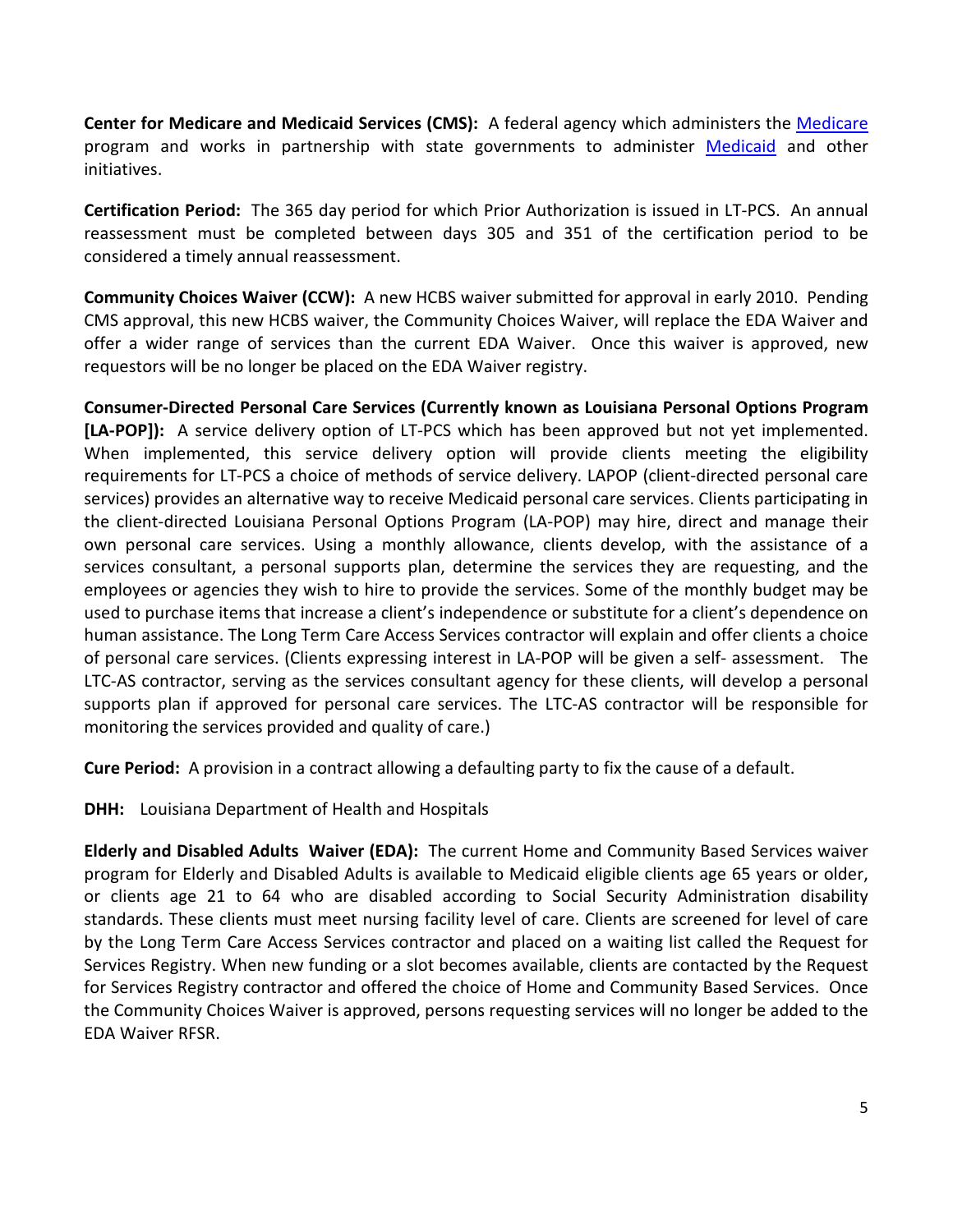**Center for Medicare and Medicaid Services (CMS):** A federal agency which administers the Medicare program and works in partnership with state governments to administer Medicaid and other initiatives.

**Certification Period:** The 365 day period for which Prior Authorization is issued in LT-PCS. An annual reassessment must be completed between days 305 and 351 of the certification period to be considered a timely annual reassessment.

**Community Choices Waiver (CCW):** A new HCBS waiver submitted for approval in early 2010. Pending CMS approval, this new HCBS waiver, the Community Choices Waiver, will replace the EDA Waiver and offer a wider range of services than the current EDA Waiver. Once this waiver is approved, new requestors will be no longer be placed on the EDA Waiver registry.

**Consumer-Directed Personal Care Services (Currently known as Louisiana Personal Options Program [LA-POP]):** A service delivery option of LT-PCS which has been approved but not yet implemented. When implemented, this service delivery option will provide clients meeting the eligibility requirements for LT-PCS a choice of methods of service delivery. LAPOP (client-directed personal care services) provides an alternative way to receive Medicaid personal care services. Clients participating in the client-directed Louisiana Personal Options Program (LA-POP) may hire, direct and manage their own personal care services. Using a monthly allowance, clients develop, with the assistance of a services consultant, a personal supports plan, determine the services they are requesting, and the employees or agencies they wish to hire to provide the services. Some of the monthly budget may be used to purchase items that increase a client's independence or substitute for a client's dependence on human assistance. The Long Term Care Access Services contractor will explain and offer clients a choice of personal care services. (Clients expressing interest in LA-POP will be given a self- assessment. The LTC-AS contractor, serving as the services consultant agency for these clients, will develop a personal supports plan if approved for personal care services. The LTC-AS contractor will be responsible for monitoring the services provided and quality of care.)

**Cure Period:** A provision in a contract allowing a defaulting party to fix the cause of a default.

**DHH:** Louisiana Department of Health and Hospitals

**Elderly and Disabled Adults Waiver (EDA):** The current Home and Community Based Services waiver program for Elderly and Disabled Adults is available to Medicaid eligible clients age 65 years or older, or clients age 21 to 64 who are disabled according to Social Security Administration disability standards. These clients must meet nursing facility level of care. Clients are screened for level of care by the Long Term Care Access Services contractor and placed on a waiting list called the Request for Services Registry. When new funding or a slot becomes available, clients are contacted by the Request for Services Registry contractor and offered the choice of Home and Community Based Services. Once the Community Choices Waiver is approved, persons requesting services will no longer be added to the EDA Waiver RFSR.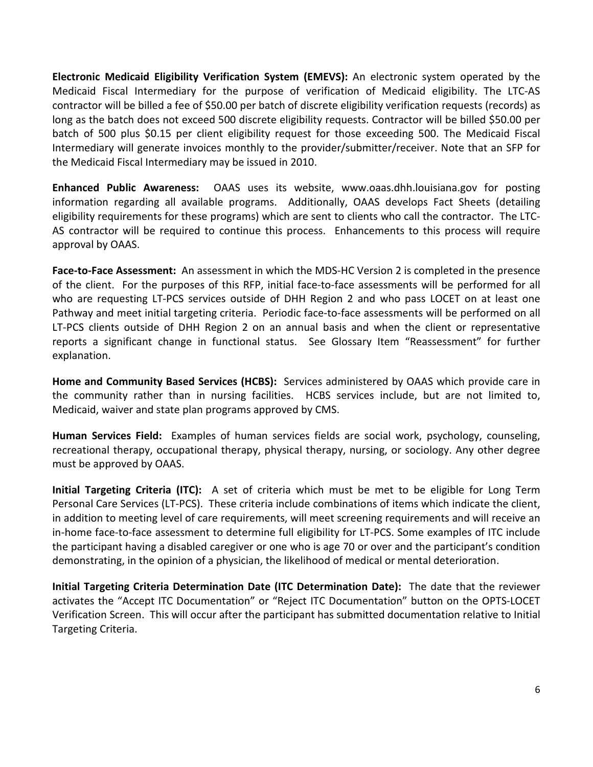**Electronic Medicaid Eligibility Verification System (EMEVS):** An electronic system operated by the Medicaid Fiscal Intermediary for the purpose of verification of Medicaid eligibility. The LTC-AS contractor will be billed a fee of $50.00 per batch of discrete eligibility verification requests (records) as long as the batch does not exceed 500 discrete eligibility requests. Contractor will be billed $50.00 per batch of 500 plus $0.15 per client eligibility request for those exceeding 500. The Medicaid Fiscal Intermediary will generate invoices monthly to the provider/submitter/receiver. Note that an SFP for the Medicaid Fiscal Intermediary may be issued in 2010.

**Enhanced Public Awareness:** OAAS uses its website, www.oaas.dhh.louisiana.gov for posting information regarding all available programs. Additionally, OAAS develops Fact Sheets (detailing eligibility requirements for these programs) which are sent to clients who call the contractor. The LTC-AS contractor will be required to continue this process. Enhancements to this process will require approval by OAAS.

**Face-to-Face Assessment:** An assessment in which the MDS-HC Version 2 is completed in the presence of the client. For the purposes of this RFP, initial face-to-face assessments will be performed for all who are requesting LT-PCS services outside of DHH Region 2 and who pass LOCET on at least one Pathway and meet initial targeting criteria. Periodic face-to-face assessments will be performed on all LT-PCS clients outside of DHH Region 2 on an annual basis and when the client or representative reports a significant change in functional status. See Glossary Item "Reassessment" for further explanation.

**Home and Community Based Services (HCBS):** Services administered by OAAS which provide care in the community rather than in nursing facilities. HCBS services include, but are not limited to, Medicaid, waiver and state plan programs approved by CMS.

**Human Services Field:** Examples of human services fields are social work, psychology, counseling, recreational therapy, occupational therapy, physical therapy, nursing, or sociology. Any other degree must be approved by OAAS.

**Initial Targeting Criteria (ITC):** A set of criteria which must be met to be eligible for Long Term Personal Care Services (LT-PCS). These criteria include combinations of items which indicate the client, in addition to meeting level of care requirements, will meet screening requirements and will receive an in-home face-to-face assessment to determine full eligibility for LT-PCS. Some examples of ITC include the participant having a disabled caregiver or one who is age 70 or over and the participant's condition demonstrating, in the opinion of a physician, the likelihood of medical or mental deterioration.

**Initial Targeting Criteria Determination Date (ITC Determination Date):** The date that the reviewer activates the "Accept ITC Documentation" or "Reject ITC Documentation" button on the OPTS-LOCET Verification Screen. This will occur after the participant has submitted documentation relative to Initial Targeting Criteria.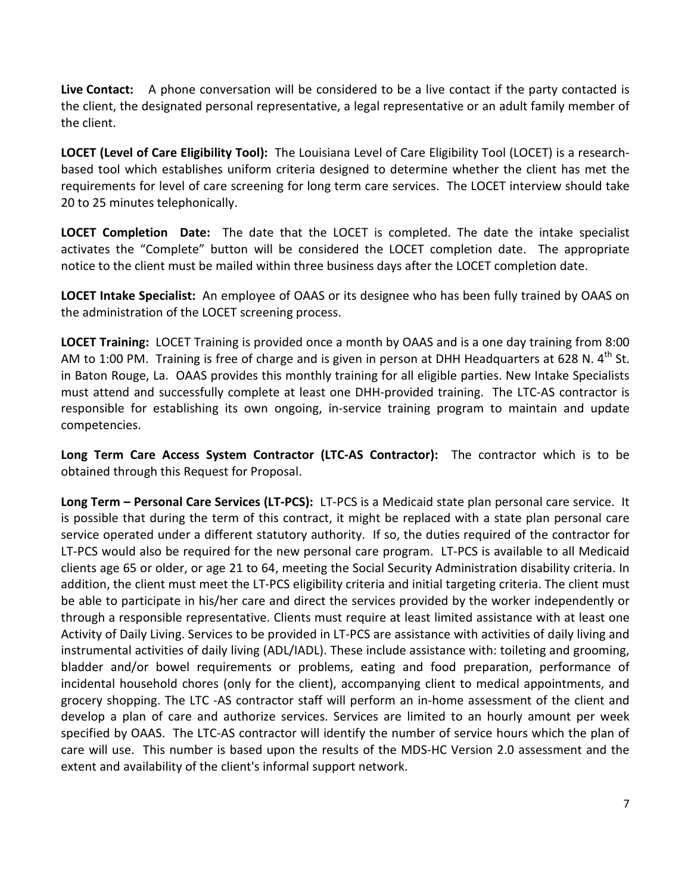**Live Contact:** A phone conversation will be considered to be a live contact if the party contacted is the client, the designated personal representative, a legal representative or an adult family member of the client.

**LOCET (Level of Care Eligibility Tool):** The Louisiana Level of Care Eligibility Tool (LOCET) is a research-based tool which establishes uniform criteria designed to determine whether the client has met the requirements for level of care screening for long term care services. The LOCET interview should take 20 to 25 minutes telephonically.

**LOCET Completion Date:** The date that the LOCET is completed. The date the intake specialist activates the "Complete" button will be considered the LOCET completion date. The appropriate notice to the client must be mailed within three business days after the LOCET completion date.

**LOCET Intake Specialist:** An employee of OAAS or its designee who has been fully trained by OAAS on the administration of the LOCET screening process.

**LOCET Training:** LOCET Training is provided once a month by OAAS and is a one day training from 8:00 AM to 1:00 PM. Training is free of charge and is given in person at DHH Headquarters at 628 N. 4th St. in Baton Rouge, La. OAAS provides this monthly training for all eligible parties. New Intake Specialists must attend and successfully complete at least one DHH-provided training. The LTC-AS contractor is responsible for establishing its own ongoing, in-service training program to maintain and update competencies.

**Long Term Care Access System Contractor (LTC-AS Contractor):** The contractor which is to be obtained through this Request for Proposal.

**Long Term – Personal Care Services (LT-PCS):** LT-PCS is a Medicaid state plan personal care service. It is possible that during the term of this contract, it might be replaced with a state plan personal care service operated under a different statutory authority. If so, the duties required of the contractor for LT-PCS would also be required for the new personal care program. LT-PCS is available to all Medicaid clients age 65 or older, or age 21 to 64, meeting the Social Security Administration disability criteria. In addition, the client must meet the LT-PCS eligibility criteria and initial targeting criteria. The client must be able to participate in his/her care and direct the services provided by the worker independently or through a responsible representative. Clients must require at least limited assistance with at least one Activity of Daily Living. Services to be provided in LT-PCS are assistance with activities of daily living and instrumental activities of daily living (ADL/IADL). These include assistance with: toileting and grooming, bladder and/or bowel requirements or problems, eating and food preparation, performance of incidental household chores (only for the client), accompanying client to medical appointments, and grocery shopping. The LTC -AS contractor staff will perform an in-home assessment of the client and develop a plan of care and authorize services. Services are limited to an hourly amount per week specified by OAAS. The LTC-AS contractor will identify the number of service hours which the plan of care will use. This number is based upon the results of the MDS-HC Version 2.0 assessment and the extent and availability of the client's informal support network.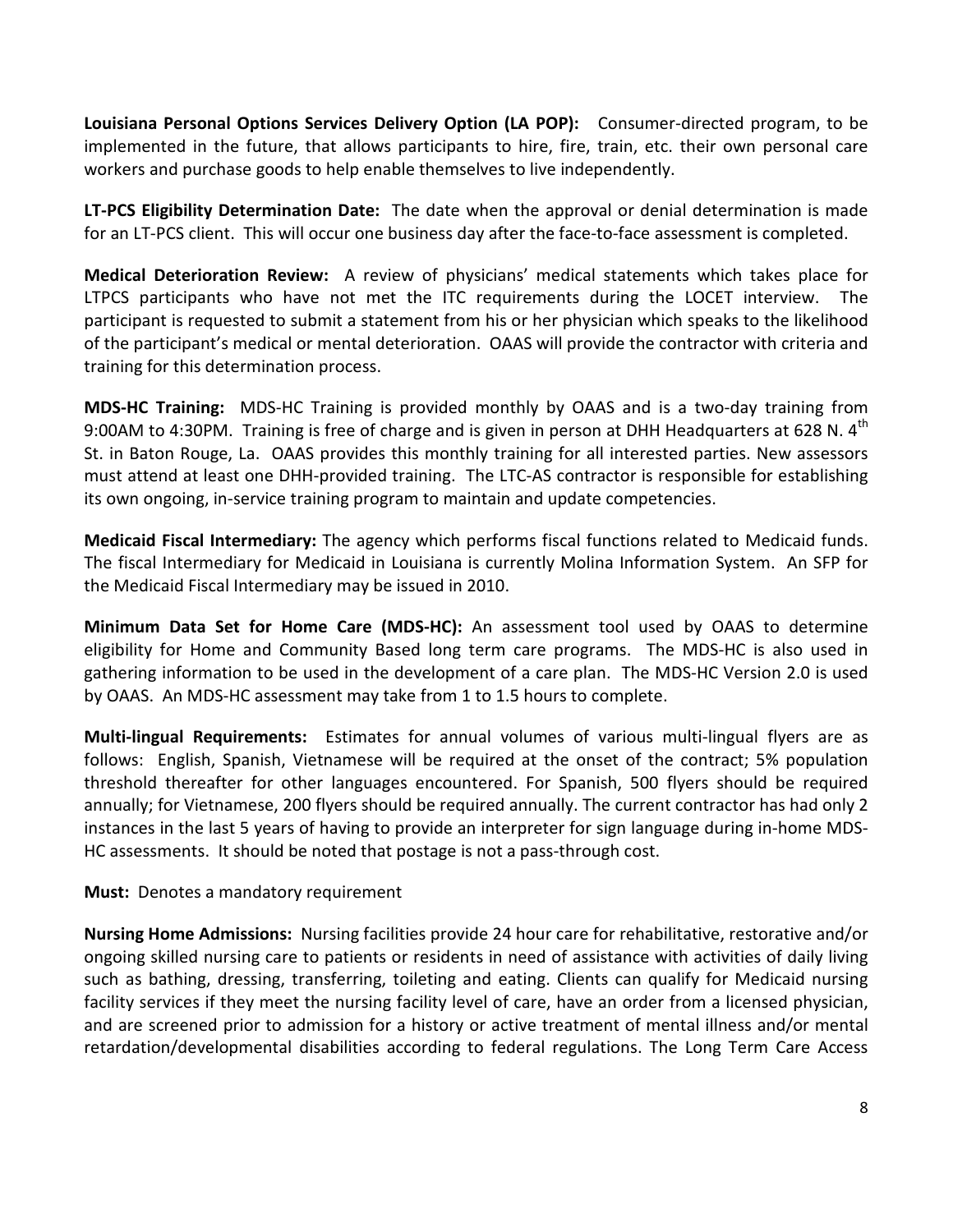**Louisiana Personal Options Services Delivery Option (LA POP):** Consumer-directed program, to be implemented in the future, that allows participants to hire, fire, train, etc. their own personal care workers and purchase goods to help enable themselves to live independently.

**LT-PCS Eligibility Determination Date:** The date when the approval or denial determination is made for an LT-PCS client. This will occur one business day after the face-to-face assessment is completed.

**Medical Deterioration Review:** A review of physicians' medical statements which takes place for LTPCS participants who have not met the ITC requirements during the LOCET interview. The participant is requested to submit a statement from his or her physician which speaks to the likelihood of the participant's medical or mental deterioration. OAAS will provide the contractor with criteria and training for this determination process.

**MDS-HC Training:** MDS-HC Training is provided monthly by OAAS and is a two-day training from 9:00AM to 4:30PM. Training is free of charge and is given in person at DHH Headquarters at 628 N. 4th St. in Baton Rouge, La. OAAS provides this monthly training for all interested parties. New assessors must attend at least one DHH-provided training. The LTC-AS contractor is responsible for establishing its own ongoing, in-service training program to maintain and update competencies.

**Medicaid Fiscal Intermediary:** The agency which performs fiscal functions related to Medicaid funds. The fiscal Intermediary for Medicaid in Louisiana is currently Molina Information System. An SFP for the Medicaid Fiscal Intermediary may be issued in 2010.

**Minimum Data Set for Home Care (MDS-HC):** An assessment tool used by OAAS to determine eligibility for Home and Community Based long term care programs. The MDS-HC is also used in gathering information to be used in the development of a care plan. The MDS-HC Version 2.0 is used by OAAS. An MDS-HC assessment may take from 1 to 1.5 hours to complete.

**Multi-lingual Requirements:** Estimates for annual volumes of various multi-lingual flyers are as follows: English, Spanish, Vietnamese will be required at the onset of the contract; 5% population threshold thereafter for other languages encountered. For Spanish, 500 flyers should be required annually; for Vietnamese, 200 flyers should be required annually. The current contractor has had only 2 instances in the last 5 years of having to provide an interpreter for sign language during in-home MDS-HC assessments. It should be noted that postage is not a pass-through cost.

**Must:** Denotes a mandatory requirement

**Nursing Home Admissions:** Nursing facilities provide 24 hour care for rehabilitative, restorative and/or ongoing skilled nursing care to patients or residents in need of assistance with activities of daily living such as bathing, dressing, transferring, toileting and eating. Clients can qualify for Medicaid nursing facility services if they meet the nursing facility level of care, have an order from a licensed physician, and are screened prior to admission for a history or active treatment of mental illness and/or mental retardation/developmental disabilities according to federal regulations. The Long Term Care Access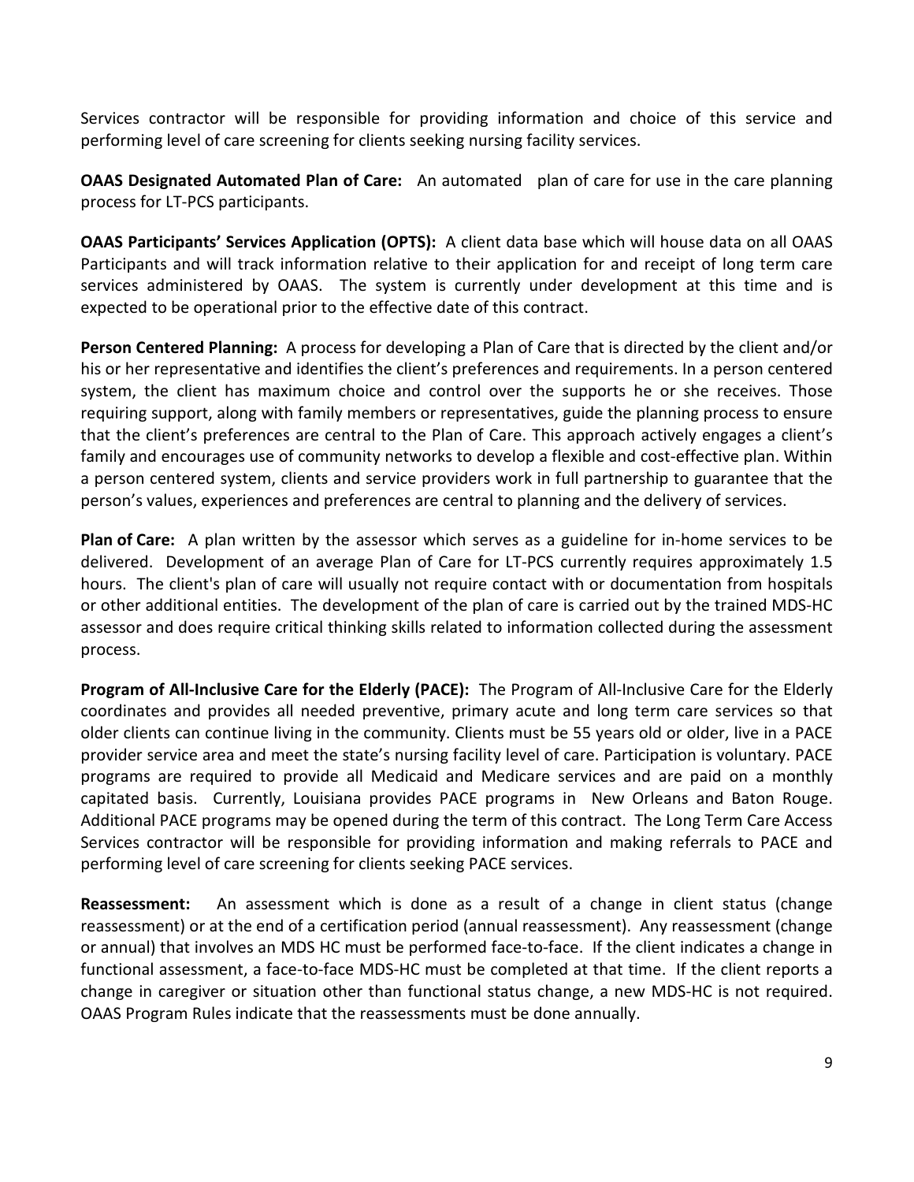Services contractor will be responsible for providing information and choice of this service and performing level of care screening for clients seeking nursing facility services.

**OAAS Designated Automated Plan of Care:** An automated plan of care for use in the care planning process for LT-PCS participants.

**OAAS Participants' Services Application (OPTS):** A client data base which will house data on all OAAS Participants and will track information relative to their application for and receipt of long term care services administered by OAAS. The system is currently under development at this time and is expected to be operational prior to the effective date of this contract.

**Person Centered Planning:** A process for developing a Plan of Care that is directed by the client and/or his or her representative and identifies the client's preferences and requirements. In a person centered system, the client has maximum choice and control over the supports he or she receives. Those requiring support, along with family members or representatives, guide the planning process to ensure that the client's preferences are central to the Plan of Care. This approach actively engages a client's family and encourages use of community networks to develop a flexible and cost-effective plan. Within a person centered system, clients and service providers work in full partnership to guarantee that the person's values, experiences and preferences are central to planning and the delivery of services.

**Plan of Care:** A plan written by the assessor which serves as a guideline for in-home services to be delivered. Development of an average Plan of Care for LT-PCS currently requires approximately 1.5 hours. The client's plan of care will usually not require contact with or documentation from hospitals or other additional entities. The development of the plan of care is carried out by the trained MDS-HC assessor and does require critical thinking skills related to information collected during the assessment process.

**Program of All-Inclusive Care for the Elderly (PACE):** The Program of All-Inclusive Care for the Elderly coordinates and provides all needed preventive, primary acute and long term care services so that older clients can continue living in the community. Clients must be 55 years old or older, live in a PACE provider service area and meet the state's nursing facility level of care. Participation is voluntary. PACE programs are required to provide all Medicaid and Medicare services and are paid on a monthly capitated basis. Currently, Louisiana provides PACE programs in New Orleans and Baton Rouge. Additional PACE programs may be opened during the term of this contract. The Long Term Care Access Services contractor will be responsible for providing information and making referrals to PACE and performing level of care screening for clients seeking PACE services.

**Reassessment:** An assessment which is done as a result of a change in client status (change reassessment) or at the end of a certification period (annual reassessment). Any reassessment (change or annual) that involves an MDS HC must be performed face-to-face. If the client indicates a change in functional assessment, a face-to-face MDS-HC must be completed at that time. If the client reports a change in caregiver or situation other than functional status change, a new MDS-HC is not required. OAAS Program Rules indicate that the reassessments must be done annually.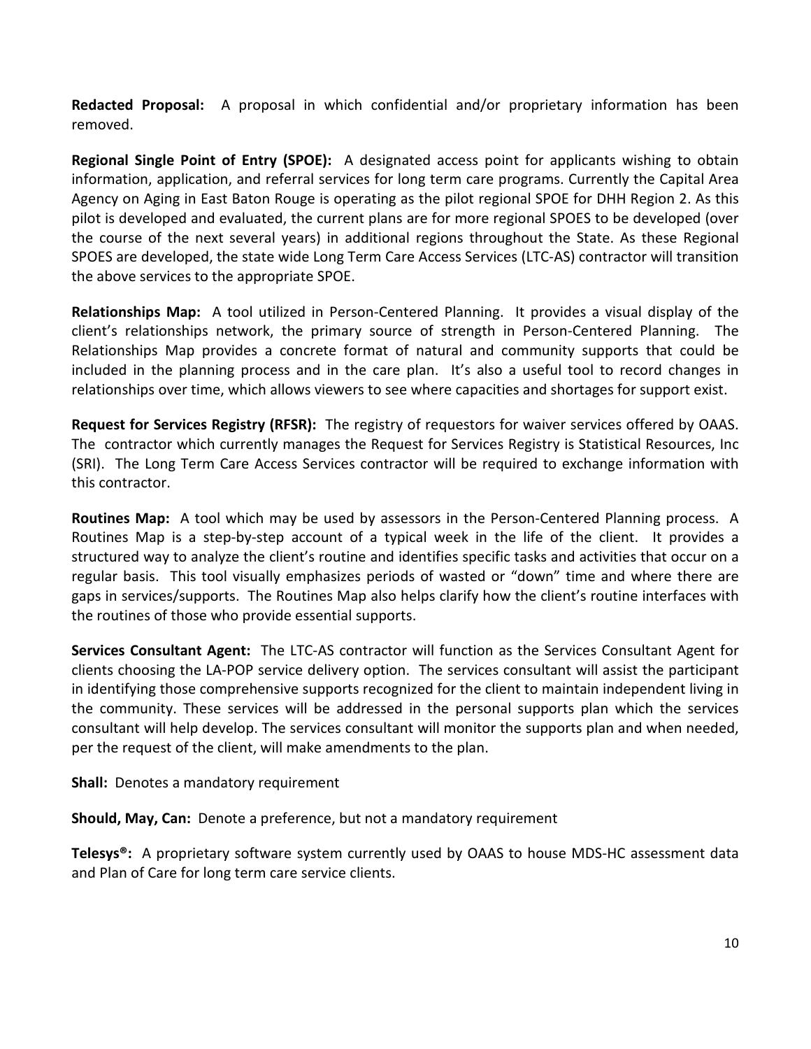**Redacted Proposal:** A proposal in which confidential and/or proprietary information has been removed.

**Regional Single Point of Entry (SPOE):** A designated access point for applicants wishing to obtain information, application, and referral services for long term care programs. Currently the Capital Area Agency on Aging in East Baton Rouge is operating as the pilot regional SPOE for DHH Region 2. As this pilot is developed and evaluated, the current plans are for more regional SPOES to be developed (over the course of the next several years) in additional regions throughout the State. As these Regional SPOES are developed, the state wide Long Term Care Access Services (LTC-AS) contractor will transition the above services to the appropriate SPOE.

**Relationships Map:** A tool utilized in Person-Centered Planning. It provides a visual display of the client's relationships network, the primary source of strength in Person-Centered Planning. The Relationships Map provides a concrete format of natural and community supports that could be included in the planning process and in the care plan. It's also a useful tool to record changes in relationships over time, which allows viewers to see where capacities and shortages for support exist.

**Request for Services Registry (RFSR):** The registry of requestors for waiver services offered by OAAS. The contractor which currently manages the Request for Services Registry is Statistical Resources, Inc (SRI). The Long Term Care Access Services contractor will be required to exchange information with this contractor.

**Routines Map:** A tool which may be used by assessors in the Person-Centered Planning process. A Routines Map is a step-by-step account of a typical week in the life of the client. It provides a structured way to analyze the client's routine and identifies specific tasks and activities that occur on a regular basis. This tool visually emphasizes periods of wasted or "down" time and where there are gaps in services/supports. The Routines Map also helps clarify how the client's routine interfaces with the routines of those who provide essential supports.

**Services Consultant Agent:** The LTC-AS contractor will function as the Services Consultant Agent for clients choosing the LA-POP service delivery option. The services consultant will assist the participant in identifying those comprehensive supports recognized for the client to maintain independent living in the community. These services will be addressed in the personal supports plan which the services consultant will help develop. The services consultant will monitor the supports plan and when needed, per the request of the client, will make amendments to the plan.

**Shall:** Denotes a mandatory requirement

**Should, May, Can:** Denote a preference, but not a mandatory requirement

**Telesys®:** A proprietary software system currently used by OAAS to house MDS-HC assessment data and Plan of Care for long term care service clients.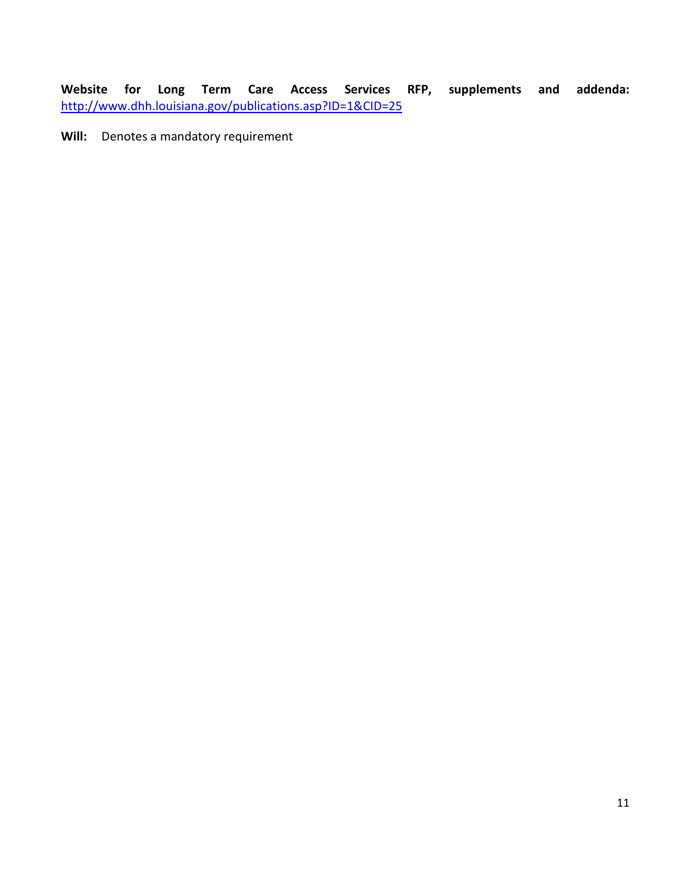**Website for Long Term Care Access Services RFP, supplements and addenda:** [http://www.dhh.louisiana.gov/publications.asp?ID=1&CID=25](http://www.dhh.louisiana.gov/publications.asp?ID=1&CID=25)

**Will:** Denotes a mandatory requirement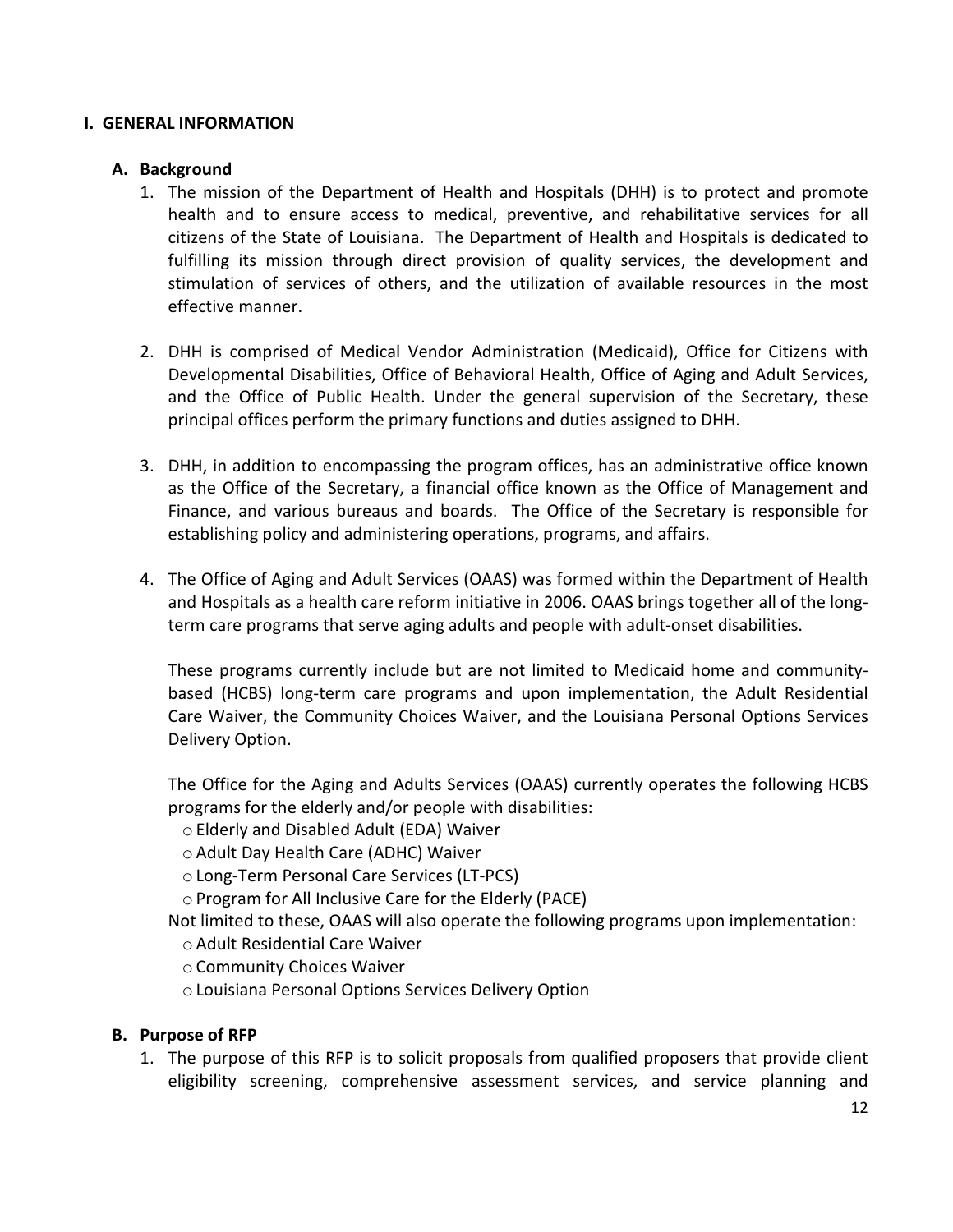## I. GENERAL INFORMATION

### A. Background

1. The mission of the Department of Health and Hospitals (DHH) is to protect and promote health and to ensure access to medical, preventive, and rehabilitative services for all citizens of the State of Louisiana. The Department of Health and Hospitals is dedicated to fulfilling its mission through direct provision of quality services, the development and stimulation of services of others, and the utilization of available resources in the most effective manner.

2. DHH is comprised of Medical Vendor Administration (Medicaid), Office for Citizens with Developmental Disabilities, Office of Behavioral Health, Office of Aging and Adult Services, and the Office of Public Health. Under the general supervision of the Secretary, these principal offices perform the primary functions and duties assigned to DHH.

3. DHH, in addition to encompassing the program offices, has an administrative office known as the Office of the Secretary, a financial office known as the Office of Management and Finance, and various bureaus and boards. The Office of the Secretary is responsible for establishing policy and administering operations, programs, and affairs.

4. The Office of Aging and Adult Services (OAAS) was formed within the Department of Health and Hospitals as a health care reform initiative in 2006. OAAS brings together all of the long-term care programs that serve aging adults and people with adult-onset disabilities.

   These programs currently include but are not limited to Medicaid home and community-based (HCBS) long-term care programs and upon implementation, the Adult Residential Care Waiver, the Community Choices Waiver, and the Louisiana Personal Options Services Delivery Option.

   The Office for the Aging and Adults Services (OAAS) currently operates the following HCBS programs for the elderly and/or people with disabilities:

   - Elderly and Disabled Adult (EDA) Waiver
   - Adult Day Health Care (ADHC) Waiver
   - Long-Term Personal Care Services (LT-PCS)
   - Program for All Inclusive Care for the Elderly (PACE)

   Not limited to these, OAAS will also operate the following programs upon implementation:

   - Adult Residential Care Waiver
   - Community Choices Waiver
   - Louisiana Personal Options Services Delivery Option

### B. Purpose of RFP

1. The purpose of this RFP is to solicit proposals from qualified proposers that provide client eligibility screening, comprehensive assessment services, and service planning and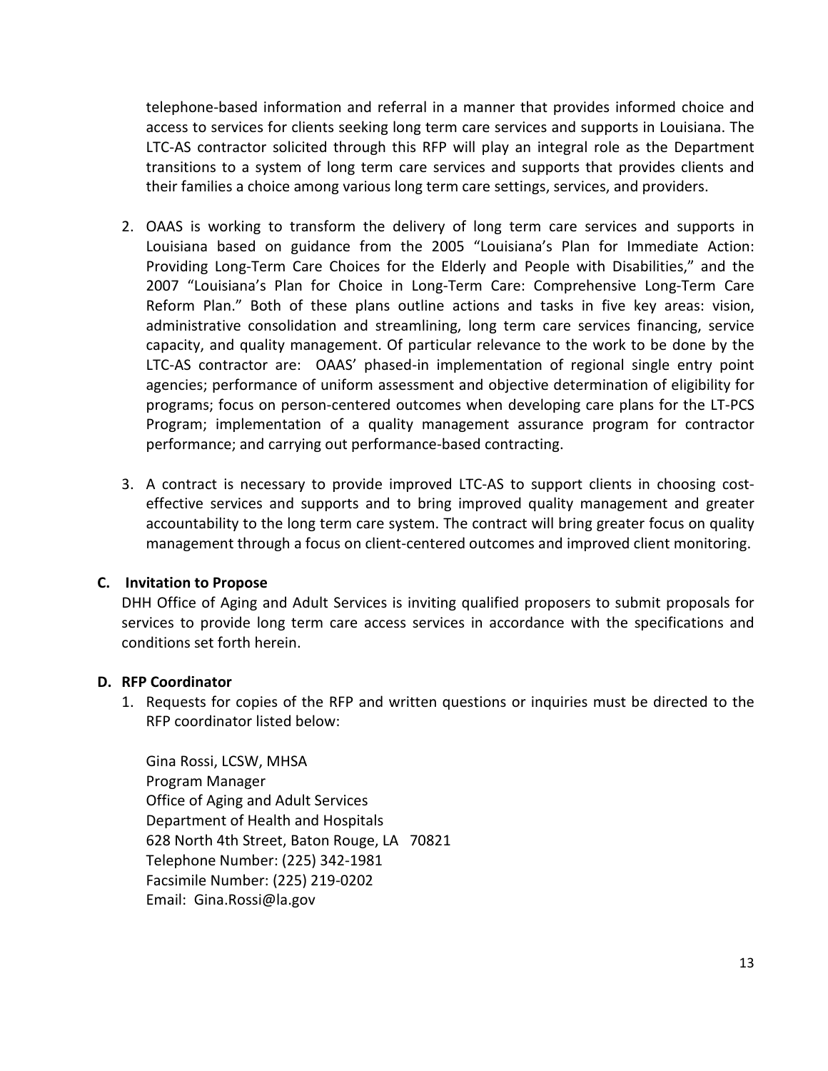telephone-based information and referral in a manner that provides informed choice and access to services for clients seeking long term care services and supports in Louisiana. The LTC-AS contractor solicited through this RFP will play an integral role as the Department transitions to a system of long term care services and supports that provides clients and their families a choice among various long term care settings, services, and providers.

2. OAAS is working to transform the delivery of long term care services and supports in Louisiana based on guidance from the 2005 "Louisiana's Plan for Immediate Action: Providing Long-Term Care Choices for the Elderly and People with Disabilities," and the 2007 "Louisiana's Plan for Choice in Long-Term Care: Comprehensive Long-Term Care Reform Plan." Both of these plans outline actions and tasks in five key areas: vision, administrative consolidation and streamlining, long term care services financing, service capacity, and quality management. Of particular relevance to the work to be done by the LTC-AS contractor are: OAAS' phased-in implementation of regional single entry point agencies; performance of uniform assessment and objective determination of eligibility for programs; focus on person-centered outcomes when developing care plans for the LT-PCS Program; implementation of a quality management assurance program for contractor performance; and carrying out performance-based contracting.

3. A contract is necessary to provide improved LTC-AS to support clients in choosing cost-effective services and supports and to bring improved quality management and greater accountability to the long term care system. The contract will bring greater focus on quality management through a focus on client-centered outcomes and improved client monitoring.

### C. Invitation to Propose

DHH Office of Aging and Adult Services is inviting qualified proposers to submit proposals for services to provide long term care access services in accordance with the specifications and conditions set forth herein.

### D. RFP Coordinator

1. Requests for copies of the RFP and written questions or inquiries must be directed to the RFP coordinator listed below:

   Gina Rossi, LCSW, MHSA
   Program Manager
   Office of Aging and Adult Services
   Department of Health and Hospitals
   628 North 4th Street, Baton Rouge, LA 70821
   Telephone Number: (225) 342-1981
   Facsimile Number: (225) 219-0202
   Email: Gina.Rossi@la.gov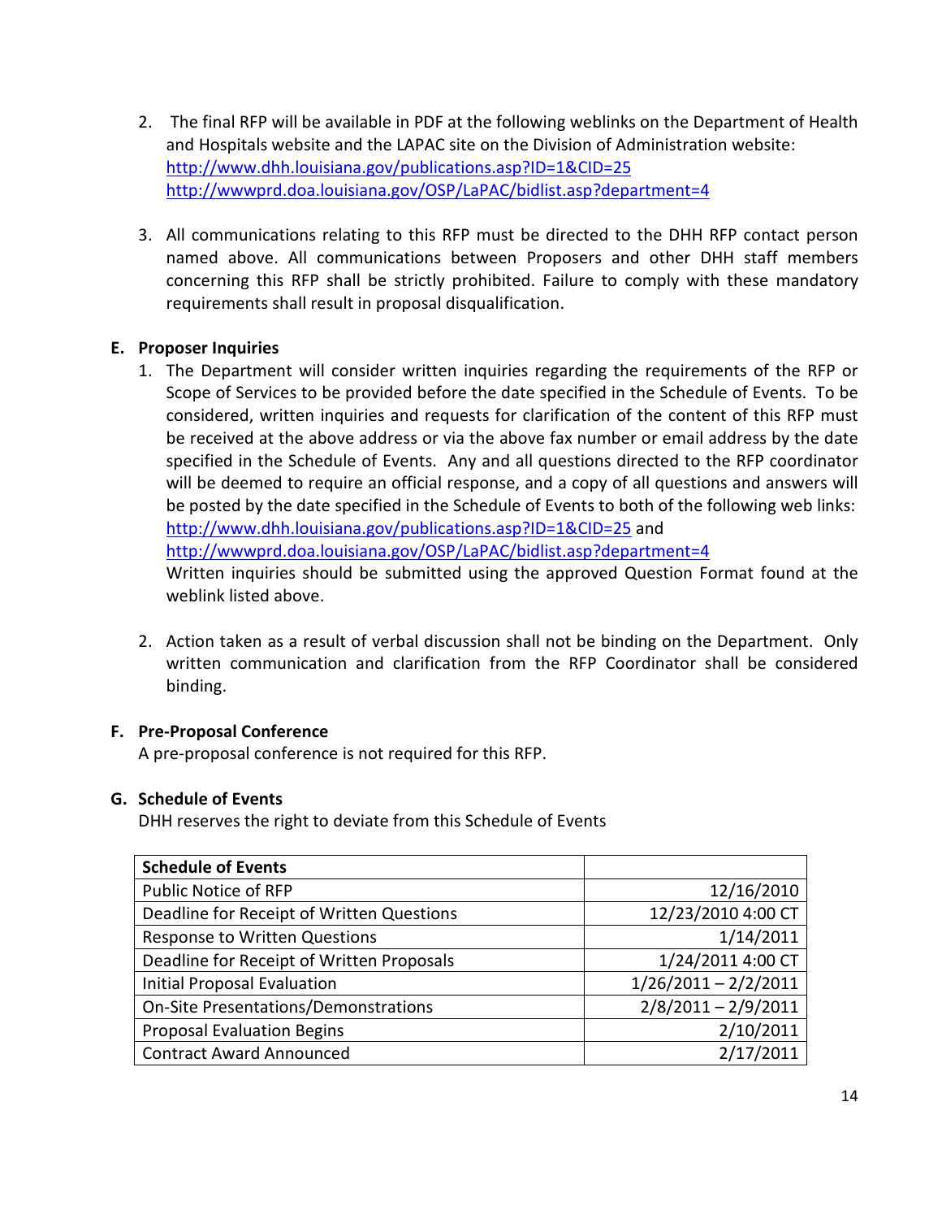2. The final RFP will be available in PDF at the following weblinks on the Department of Health and Hospitals website and the LAPAC site on the Division of Administration website:
   http://www.dhh.louisiana.gov/publications.asp?ID=1&CID=25
   http://wwwprd.doa.louisiana.gov/OSP/LaPAC/bidlist.asp?department=4

3. All communications relating to this RFP must be directed to the DHH RFP contact person named above. All communications between Proposers and other DHH staff members concerning this RFP shall be strictly prohibited. Failure to comply with these mandatory requirements shall result in proposal disqualification.

### E. Proposer Inquiries

1. The Department will consider written inquiries regarding the requirements of the RFP or Scope of Services to be provided before the date specified in the Schedule of Events. To be considered, written inquiries and requests for clarification of the content of this RFP must be received at the above address or via the above fax number or email address by the date specified in the Schedule of Events. Any and all questions directed to the RFP coordinator will be deemed to require an official response, and a copy of all questions and answers will be posted by the date specified in the Schedule of Events to both of the following web links: http://www.dhh.louisiana.gov/publications.asp?ID=1&CID=25 and http://wwwprd.doa.louisiana.gov/OSP/LaPAC/bidlist.asp?department=4
   Written inquiries should be submitted using the approved Question Format found at the weblink listed above.

2. Action taken as a result of verbal discussion shall not be binding on the Department. Only written communication and clarification from the RFP Coordinator shall be considered binding.

### F. Pre-Proposal Conference

A pre-proposal conference is not required for this RFP.

### G. Schedule of Events

DHH reserves the right to deviate from this Schedule of Events

| Schedule of Events | |
|---|---|
| Public Notice of RFP | 12/16/2010 |
| Deadline for Receipt of Written Questions | 12/23/2010 4:00 CT |
| Response to Written Questions | 1/14/2011 |
| Deadline for Receipt of Written Proposals | 1/24/2011 4:00 CT |
| Initial Proposal Evaluation | 1/26/2011 – 2/2/2011 |
| On-Site Presentations/Demonstrations | 2/8/2011 – 2/9/2011 |
| Proposal Evaluation Begins | 2/10/2011 |
| Contract Award Announced | 2/17/2011 |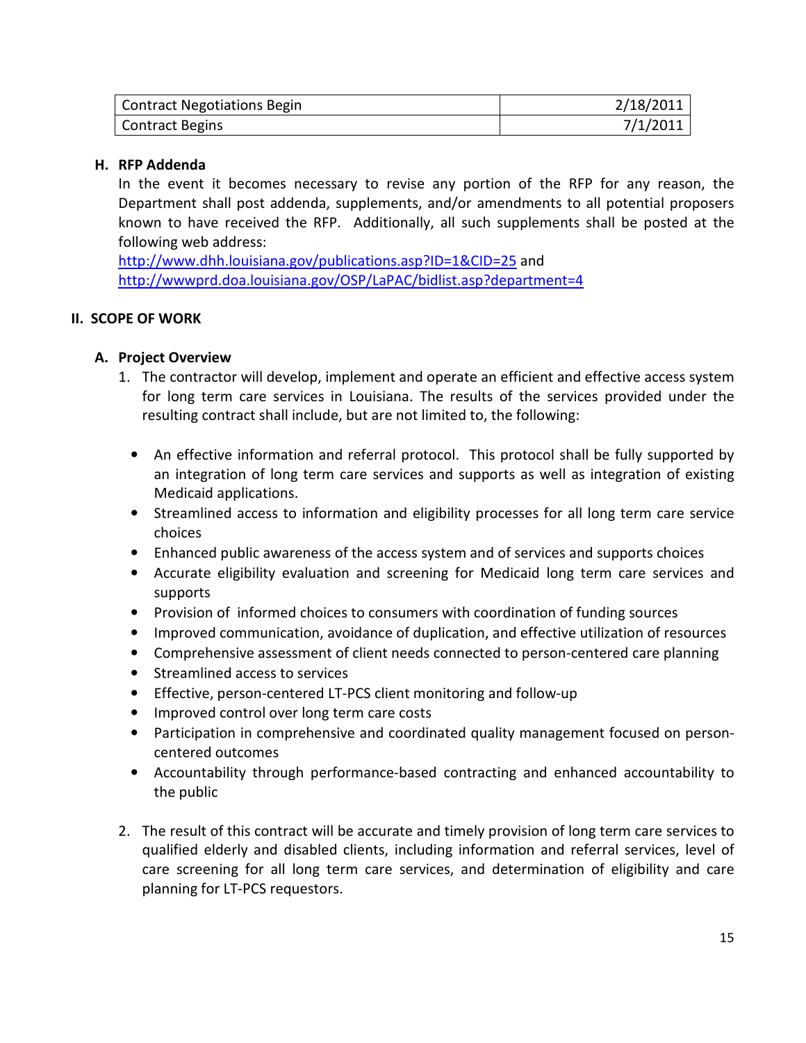| Contract Negotiations Begin | 2/18/2011 |
|---|---|
| Contract Begins | 7/1/2011 |

### H. RFP Addenda

In the event it becomes necessary to revise any portion of the RFP for any reason, the Department shall post addenda, supplements, and/or amendments to all potential proposers known to have received the RFP. Additionally, all such supplements shall be posted at the following web address:
[http://www.dhh.louisiana.gov/publications.asp?ID=1&CID=25](http://www.dhh.louisiana.gov/publications.asp?ID=1&CID=25) and
[http://wwwprd.doa.louisiana.gov/OSP/LaPAC/bidlist.asp?department=4](http://wwwprd.doa.louisiana.gov/OSP/LaPAC/bidlist.asp?department=4)

## II. SCOPE OF WORK

### A. Project Overview

1. The contractor will develop, implement and operate an efficient and effective access system for long term care services in Louisiana. The results of the services provided under the resulting contract shall include, but are not limited to, the following:

   - An effective information and referral protocol. This protocol shall be fully supported by an integration of long term care services and supports as well as integration of existing Medicaid applications.
   - Streamlined access to information and eligibility processes for all long term care service choices
   - Enhanced public awareness of the access system and of services and supports choices
   - Accurate eligibility evaluation and screening for Medicaid long term care services and supports
   - Provision of informed choices to consumers with coordination of funding sources
   - Improved communication, avoidance of duplication, and effective utilization of resources
   - Comprehensive assessment of client needs connected to person-centered care planning
   - Streamlined access to services
   - Effective, person-centered LT-PCS client monitoring and follow-up
   - Improved control over long term care costs
   - Participation in comprehensive and coordinated quality management focused on person-centered outcomes
   - Accountability through performance-based contracting and enhanced accountability to the public

2. The result of this contract will be accurate and timely provision of long term care services to qualified elderly and disabled clients, including information and referral services, level of care screening for all long term care services, and determination of eligibility and care planning for LT-PCS requestors.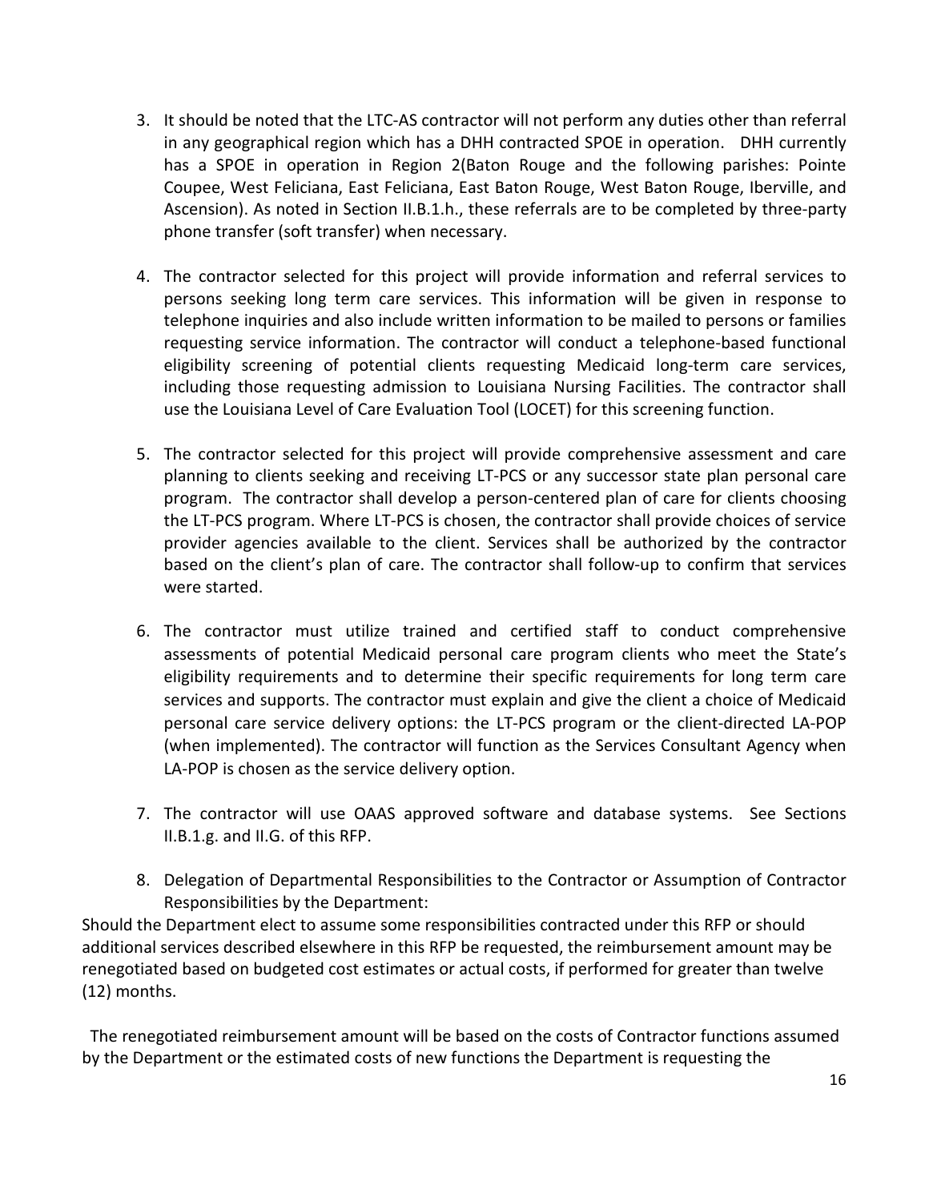3. It should be noted that the LTC-AS contractor will not perform any duties other than referral in any geographical region which has a DHH contracted SPOE in operation. DHH currently has a SPOE in operation in Region 2(Baton Rouge and the following parishes: Pointe Coupee, West Feliciana, East Feliciana, East Baton Rouge, West Baton Rouge, Iberville, and Ascension). As noted in Section II.B.1.h., these referrals are to be completed by three-party phone transfer (soft transfer) when necessary.

4. The contractor selected for this project will provide information and referral services to persons seeking long term care services. This information will be given in response to telephone inquiries and also include written information to be mailed to persons or families requesting service information. The contractor will conduct a telephone-based functional eligibility screening of potential clients requesting Medicaid long-term care services, including those requesting admission to Louisiana Nursing Facilities. The contractor shall use the Louisiana Level of Care Evaluation Tool (LOCET) for this screening function.

5. The contractor selected for this project will provide comprehensive assessment and care planning to clients seeking and receiving LT-PCS or any successor state plan personal care program. The contractor shall develop a person-centered plan of care for clients choosing the LT-PCS program. Where LT-PCS is chosen, the contractor shall provide choices of service provider agencies available to the client. Services shall be authorized by the contractor based on the client's plan of care. The contractor shall follow-up to confirm that services were started.

6. The contractor must utilize trained and certified staff to conduct comprehensive assessments of potential Medicaid personal care program clients who meet the State's eligibility requirements and to determine their specific requirements for long term care services and supports. The contractor must explain and give the client a choice of Medicaid personal care service delivery options: the LT-PCS program or the client-directed LA-POP (when implemented). The contractor will function as the Services Consultant Agency when LA-POP is chosen as the service delivery option.

7. The contractor will use OAAS approved software and database systems. See Sections II.B.1.g. and II.G. of this RFP.

8. Delegation of Departmental Responsibilities to the Contractor or Assumption of Contractor Responsibilities by the Department:

Should the Department elect to assume some responsibilities contracted under this RFP or should additional services described elsewhere in this RFP be requested, the reimbursement amount may be renegotiated based on budgeted cost estimates or actual costs, if performed for greater than twelve (12) months.

The renegotiated reimbursement amount will be based on the costs of Contractor functions assumed by the Department or the estimated costs of new functions the Department is requesting the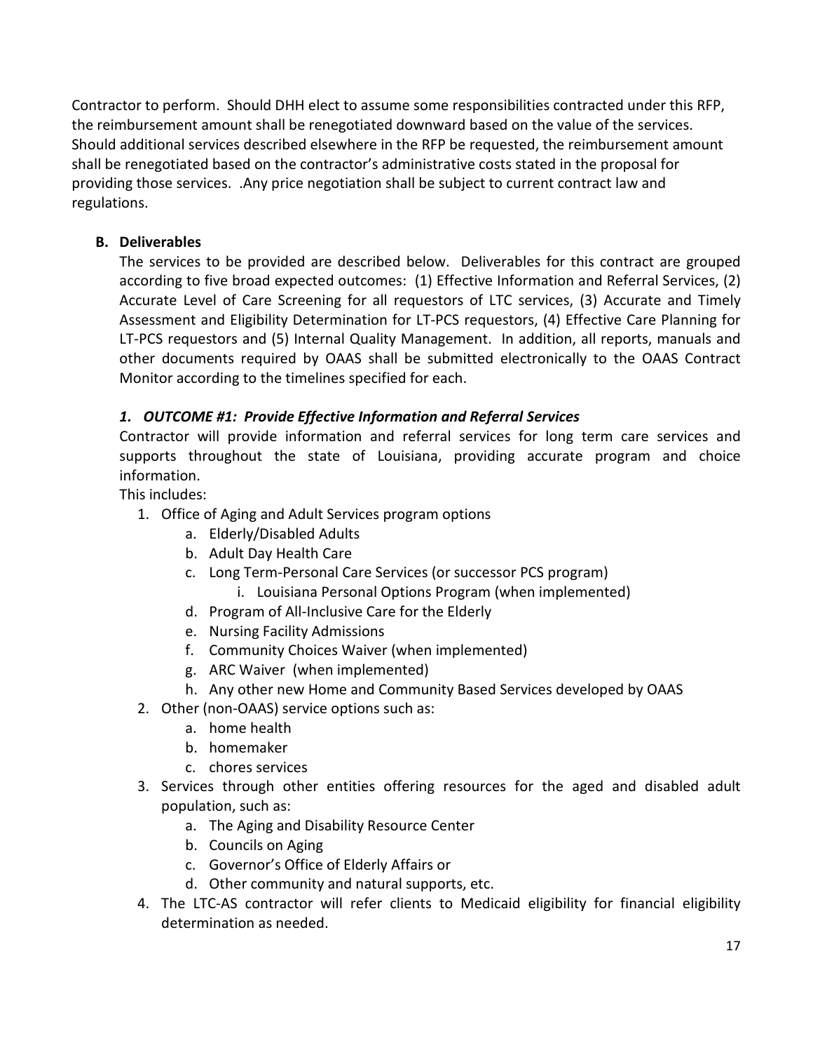Contractor to perform. Should DHH elect to assume some responsibilities contracted under this RFP, the reimbursement amount shall be renegotiated downward based on the value of the services. Should additional services described elsewhere in the RFP be requested, the reimbursement amount shall be renegotiated based on the contractor's administrative costs stated in the proposal for providing those services. .Any price negotiation shall be subject to current contract law and regulations.

**B. Deliverables**

The services to be provided are described below. Deliverables for this contract are grouped according to five broad expected outcomes: (1) Effective Information and Referral Services, (2) Accurate Level of Care Screening for all requestors of LTC services, (3) Accurate and Timely Assessment and Eligibility Determination for LT-PCS requestors, (4) Effective Care Planning for LT-PCS requestors and (5) Internal Quality Management. In addition, all reports, manuals and other documents required by OAAS shall be submitted electronically to the OAAS Contract Monitor according to the timelines specified for each.

***1. OUTCOME #1: Provide Effective Information and Referral Services***

Contractor will provide information and referral services for long term care services and supports throughout the state of Louisiana, providing accurate program and choice information.

This includes:

1. Office of Aging and Adult Services program options
    a. Elderly/Disabled Adults
    b. Adult Day Health Care
    c. Long Term-Personal Care Services (or successor PCS program)
        i. Louisiana Personal Options Program (when implemented)
    d. Program of All-Inclusive Care for the Elderly
    e. Nursing Facility Admissions
    f. Community Choices Waiver (when implemented)
    g. ARC Waiver (when implemented)
    h. Any other new Home and Community Based Services developed by OAAS
2. Other (non-OAAS) service options such as:
    a. home health
    b. homemaker
    c. chores services
3. Services through other entities offering resources for the aged and disabled adult population, such as:
    a. The Aging and Disability Resource Center
    b. Councils on Aging
    c. Governor's Office of Elderly Affairs or
    d. Other community and natural supports, etc.
4. The LTC-AS contractor will refer clients to Medicaid eligibility for financial eligibility determination as needed.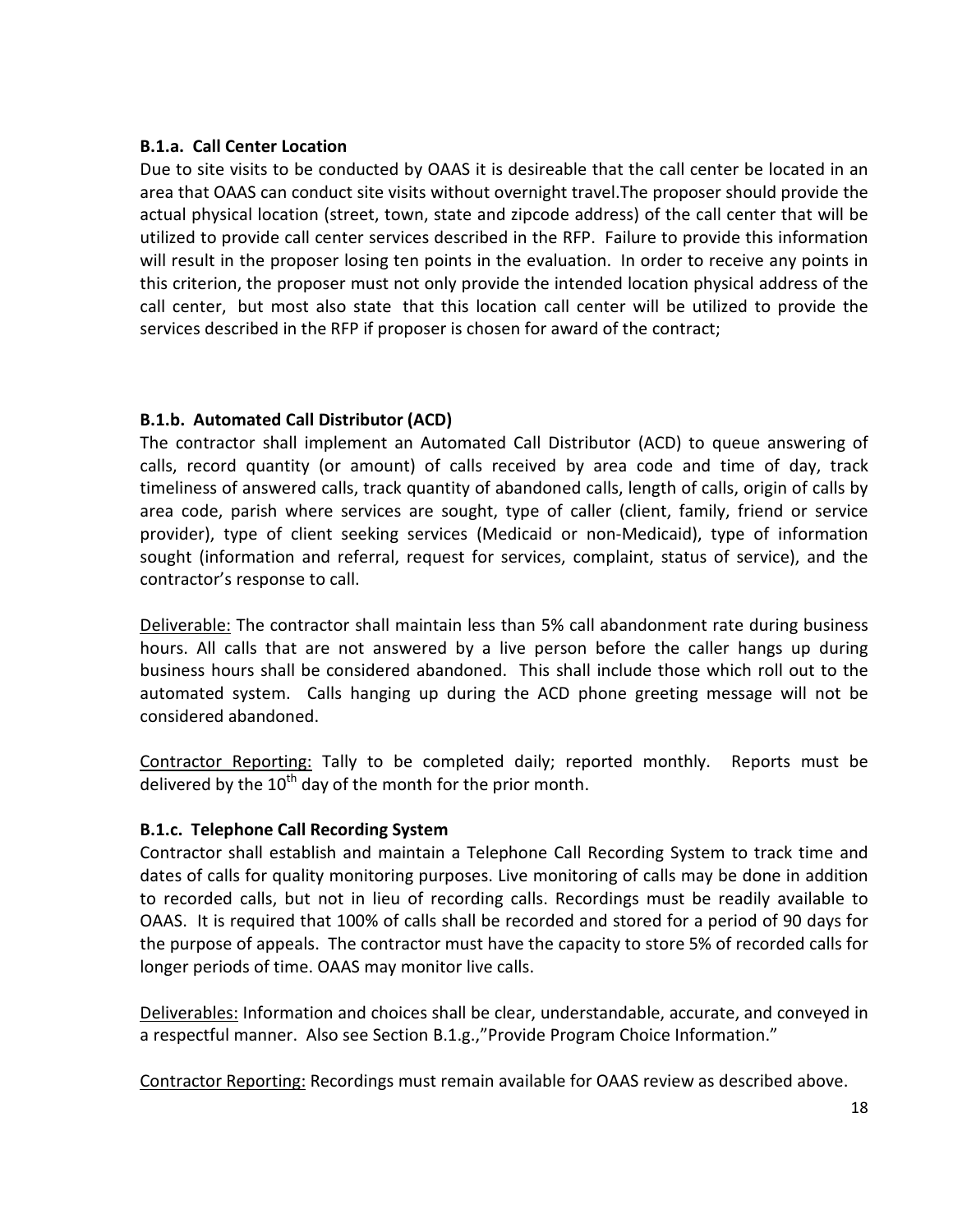**B.1.a. Call Center Location**

Due to site visits to be conducted by OAAS it is desireable that the call center be located in an area that OAAS can conduct site visits without overnight travel.The proposer should provide the actual physical location (street, town, state and zipcode address) of the call center that will be utilized to provide call center services described in the RFP. Failure to provide this information will result in the proposer losing ten points in the evaluation. In order to receive any points in this criterion, the proposer must not only provide the intended location physical address of the call center, but most also state that this location call center will be utilized to provide the services described in the RFP if proposer is chosen for award of the contract;

**B.1.b. Automated Call Distributor (ACD)**

The contractor shall implement an Automated Call Distributor (ACD) to queue answering of calls, record quantity (or amount) of calls received by area code and time of day, track timeliness of answered calls, track quantity of abandoned calls, length of calls, origin of calls by area code, parish where services are sought, type of caller (client, family, friend or service provider), type of client seeking services (Medicaid or non-Medicaid), type of information sought (information and referral, request for services, complaint, status of service), and the contractor's response to call.

Deliverable: The contractor shall maintain less than 5% call abandonment rate during business hours. All calls that are not answered by a live person before the caller hangs up during business hours shall be considered abandoned. This shall include those which roll out to the automated system. Calls hanging up during the ACD phone greeting message will not be considered abandoned.

Contractor Reporting: Tally to be completed daily; reported monthly. Reports must be delivered by the 10th day of the month for the prior month.

**B.1.c. Telephone Call Recording System**

Contractor shall establish and maintain a Telephone Call Recording System to track time and dates of calls for quality monitoring purposes. Live monitoring of calls may be done in addition to recorded calls, but not in lieu of recording calls. Recordings must be readily available to OAAS. It is required that 100% of calls shall be recorded and stored for a period of 90 days for the purpose of appeals. The contractor must have the capacity to store 5% of recorded calls for longer periods of time. OAAS may monitor live calls.

Deliverables: Information and choices shall be clear, understandable, accurate, and conveyed in a respectful manner. Also see Section B.1.g.,"Provide Program Choice Information."

Contractor Reporting: Recordings must remain available for OAAS review as described above.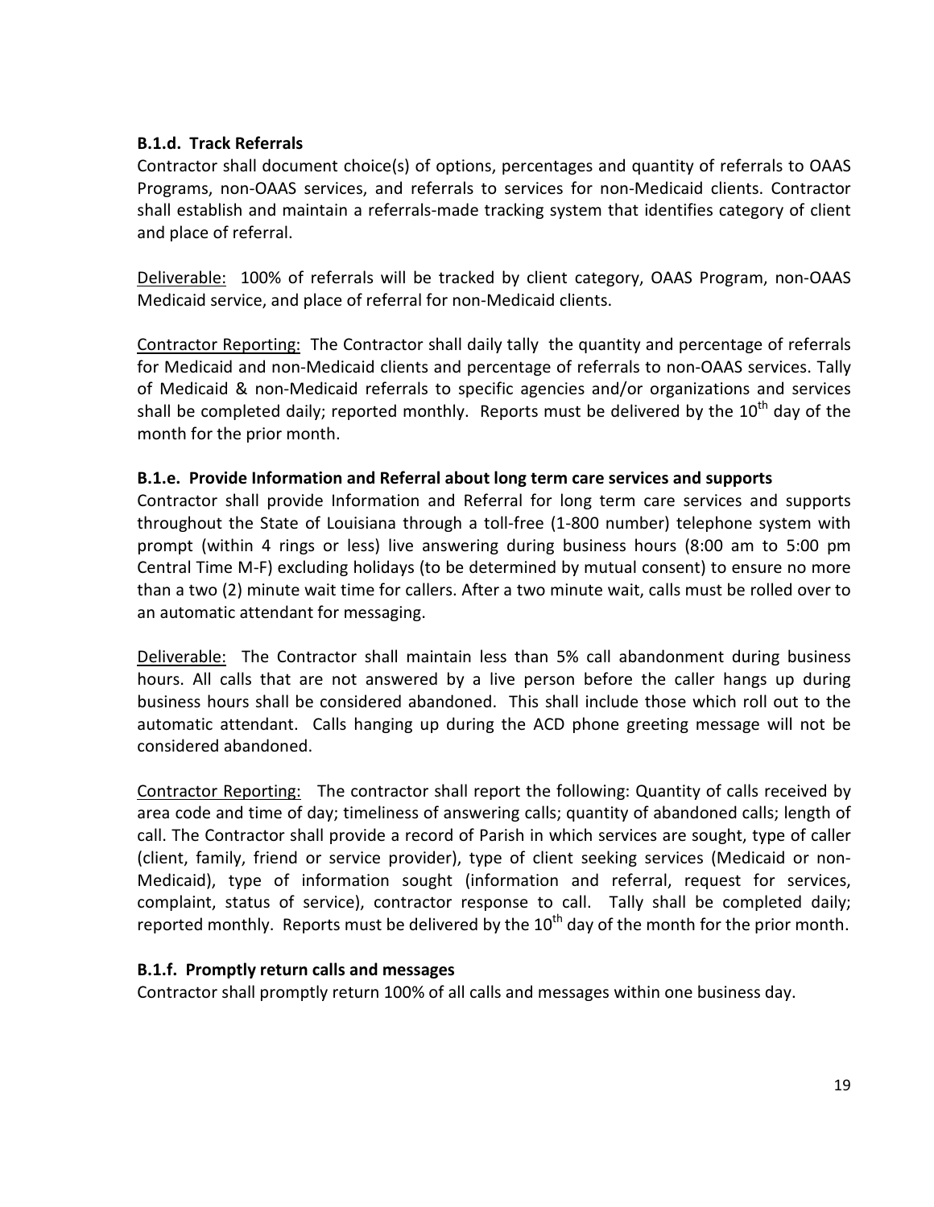### B.1.d. Track Referrals

Contractor shall document choice(s) of options, percentages and quantity of referrals to OAAS Programs, non-OAAS services, and referrals to services for non-Medicaid clients. Contractor shall establish and maintain a referrals-made tracking system that identifies category of client and place of referral.

<u>Deliverable:</u> 100% of referrals will be tracked by client category, OAAS Program, non-OAAS Medicaid service, and place of referral for non-Medicaid clients.

<u>Contractor Reporting:</u> The Contractor shall daily tally the quantity and percentage of referrals for Medicaid and non-Medicaid clients and percentage of referrals to non-OAAS services. Tally of Medicaid & non-Medicaid referrals to specific agencies and/or organizations and services shall be completed daily; reported monthly. Reports must be delivered by the 10th day of the month for the prior month.

### B.1.e. Provide Information and Referral about long term care services and supports

Contractor shall provide Information and Referral for long term care services and supports throughout the State of Louisiana through a toll-free (1-800 number) telephone system with prompt (within 4 rings or less) live answering during business hours (8:00 am to 5:00 pm Central Time M-F) excluding holidays (to be determined by mutual consent) to ensure no more than a two (2) minute wait time for callers. After a two minute wait, calls must be rolled over to an automatic attendant for messaging.

<u>Deliverable:</u> The Contractor shall maintain less than 5% call abandonment during business hours. All calls that are not answered by a live person before the caller hangs up during business hours shall be considered abandoned. This shall include those which roll out to the automatic attendant. Calls hanging up during the ACD phone greeting message will not be considered abandoned.

<u>Contractor Reporting:</u> The contractor shall report the following: Quantity of calls received by area code and time of day; timeliness of answering calls; quantity of abandoned calls; length of call. The Contractor shall provide a record of Parish in which services are sought, type of caller (client, family, friend or service provider), type of client seeking services (Medicaid or non-Medicaid), type of information sought (information and referral, request for services, complaint, status of service), contractor response to call. Tally shall be completed daily; reported monthly. Reports must be delivered by the 10th day of the month for the prior month.

### B.1.f. Promptly return calls and messages

Contractor shall promptly return 100% of all calls and messages within one business day.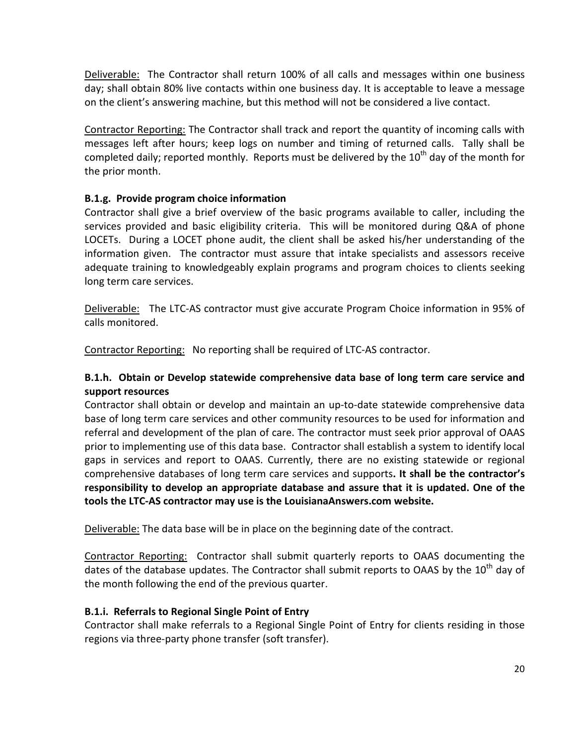Deliverable: The Contractor shall return 100% of all calls and messages within one business day; shall obtain 80% live contacts within one business day. It is acceptable to leave a message on the client's answering machine, but this method will not be considered a live contact.

Contractor Reporting: The Contractor shall track and report the quantity of incoming calls with messages left after hours; keep logs on number and timing of returned calls. Tally shall be completed daily; reported monthly. Reports must be delivered by the 10th day of the month for the prior month.

**B.1.g. Provide program choice information**

Contractor shall give a brief overview of the basic programs available to caller, including the services provided and basic eligibility criteria. This will be monitored during Q&A of phone LOCETs. During a LOCET phone audit, the client shall be asked his/her understanding of the information given. The contractor must assure that intake specialists and assessors receive adequate training to knowledgeably explain programs and program choices to clients seeking long term care services.

Deliverable: The LTC-AS contractor must give accurate Program Choice information in 95% of calls monitored.

Contractor Reporting: No reporting shall be required of LTC-AS contractor.

**B.1.h. Obtain or Develop statewide comprehensive data base of long term care service and support resources**

Contractor shall obtain or develop and maintain an up-to-date statewide comprehensive data base of long term care services and other community resources to be used for information and referral and development of the plan of care. The contractor must seek prior approval of OAAS prior to implementing use of this data base. Contractor shall establish a system to identify local gaps in services and report to OAAS. Currently, there are no existing statewide or regional comprehensive databases of long term care services and supports**. It shall be the contractor's responsibility to develop an appropriate database and assure that it is updated. One of the tools the LTC-AS contractor may use is the LouisianaAnswers.com website.**

Deliverable: The data base will be in place on the beginning date of the contract.

Contractor Reporting: Contractor shall submit quarterly reports to OAAS documenting the dates of the database updates. The Contractor shall submit reports to OAAS by the 10th day of the month following the end of the previous quarter.

**B.1.i. Referrals to Regional Single Point of Entry**

Contractor shall make referrals to a Regional Single Point of Entry for clients residing in those regions via three-party phone transfer (soft transfer).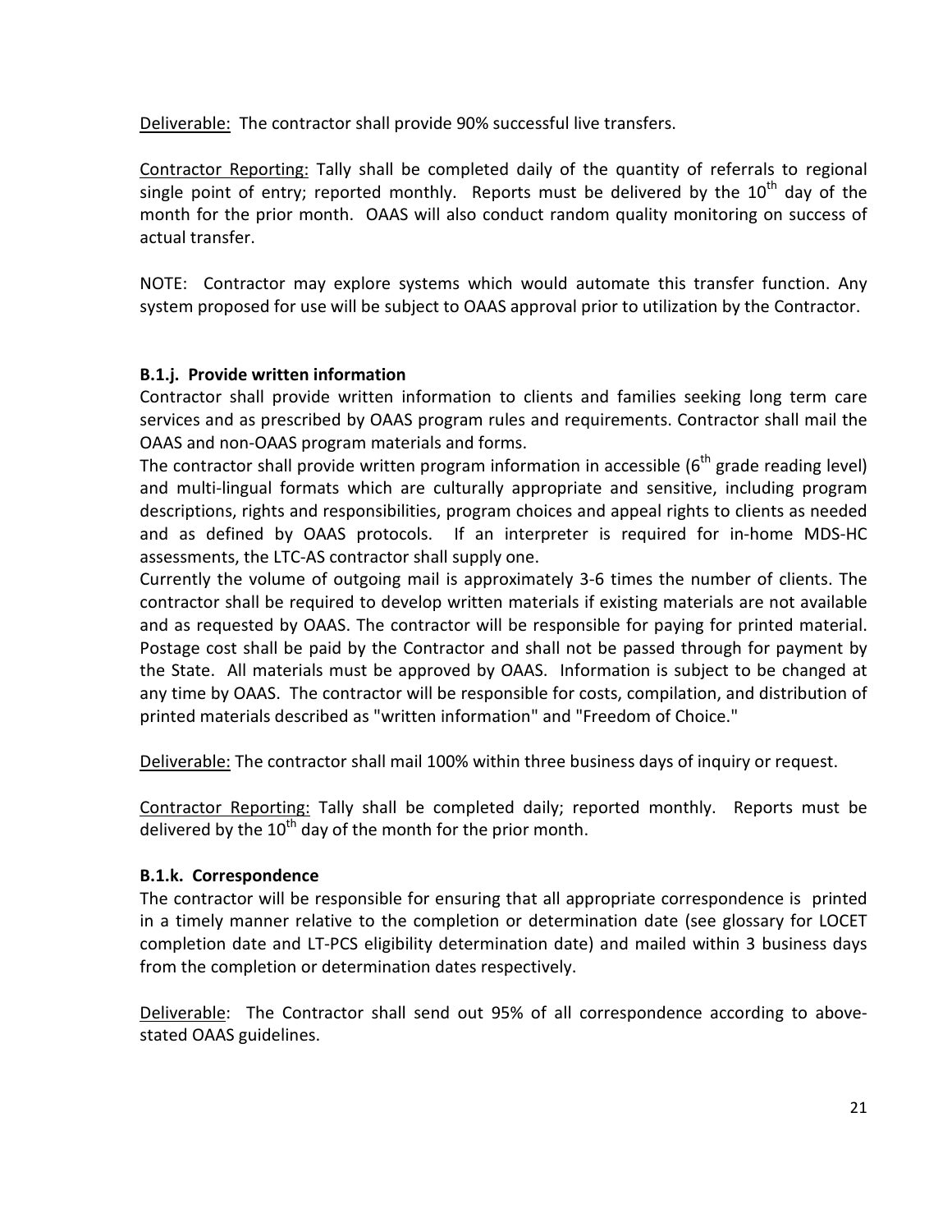Deliverable: The contractor shall provide 90% successful live transfers.

Contractor Reporting: Tally shall be completed daily of the quantity of referrals to regional single point of entry; reported monthly. Reports must be delivered by the 10th day of the month for the prior month. OAAS will also conduct random quality monitoring on success of actual transfer.

NOTE: Contractor may explore systems which would automate this transfer function. Any system proposed for use will be subject to OAAS approval prior to utilization by the Contractor.

**B.1.j. Provide written information**

Contractor shall provide written information to clients and families seeking long term care services and as prescribed by OAAS program rules and requirements. Contractor shall mail the OAAS and non-OAAS program materials and forms.

The contractor shall provide written program information in accessible (6th grade reading level) and multi-lingual formats which are culturally appropriate and sensitive, including program descriptions, rights and responsibilities, program choices and appeal rights to clients as needed and as defined by OAAS protocols. If an interpreter is required for in-home MDS-HC assessments, the LTC-AS contractor shall supply one.

Currently the volume of outgoing mail is approximately 3-6 times the number of clients. The contractor shall be required to develop written materials if existing materials are not available and as requested by OAAS. The contractor will be responsible for paying for printed material. Postage cost shall be paid by the Contractor and shall not be passed through for payment by the State. All materials must be approved by OAAS. Information is subject to be changed at any time by OAAS. The contractor will be responsible for costs, compilation, and distribution of printed materials described as "written information" and "Freedom of Choice."

Deliverable: The contractor shall mail 100% within three business days of inquiry or request.

Contractor Reporting: Tally shall be completed daily; reported monthly. Reports must be delivered by the 10th day of the month for the prior month.

**B.1.k. Correspondence**

The contractor will be responsible for ensuring that all appropriate correspondence is printed in a timely manner relative to the completion or determination date (see glossary for LOCET completion date and LT-PCS eligibility determination date) and mailed within 3 business days from the completion or determination dates respectively.

Deliverable: The Contractor shall send out 95% of all correspondence according to above-stated OAAS guidelines.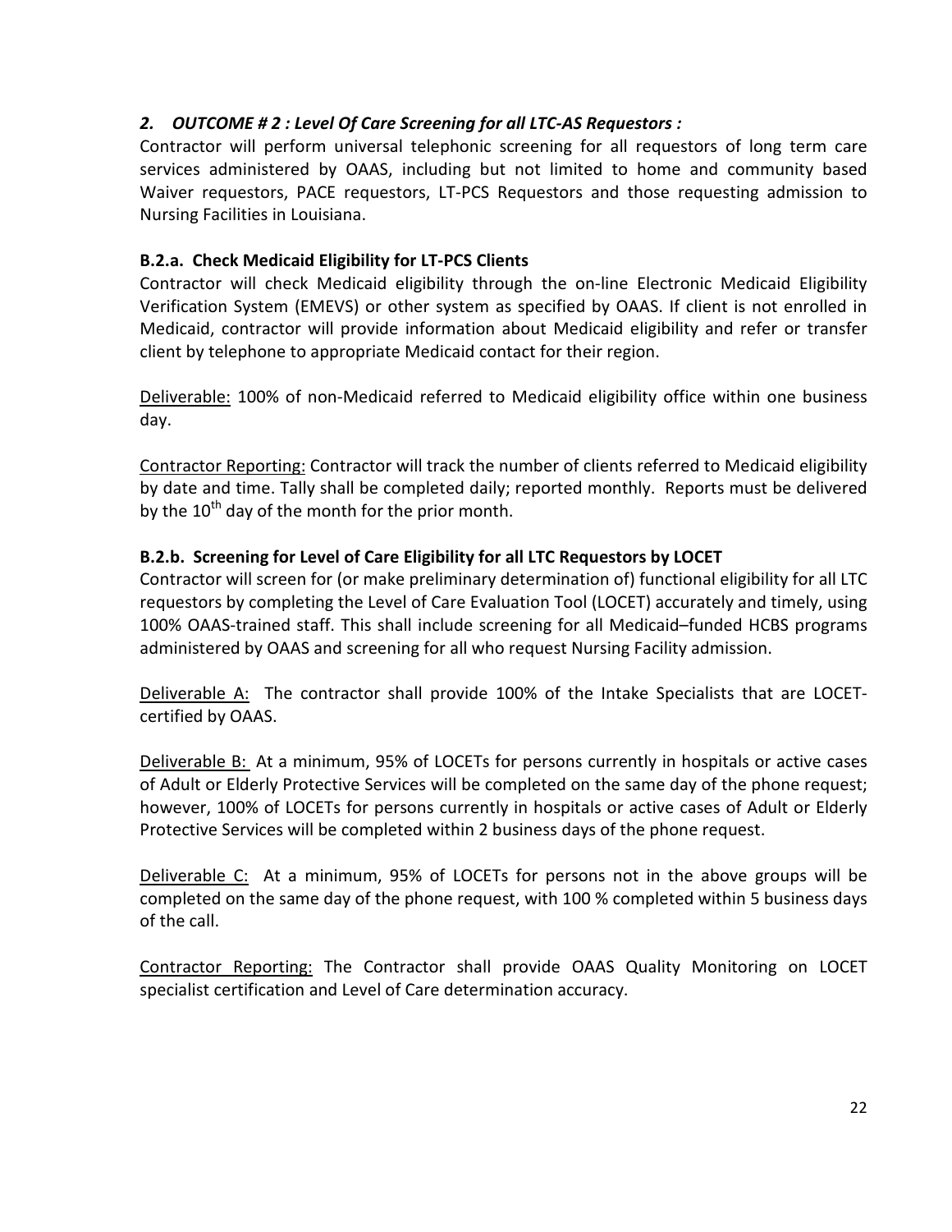## *2. OUTCOME # 2 : Level Of Care Screening for all LTC-AS Requestors :*

Contractor will perform universal telephonic screening for all requestors of long term care services administered by OAAS, including but not limited to home and community based Waiver requestors, PACE requestors, LT-PCS Requestors and those requesting admission to Nursing Facilities in Louisiana.

### B.2.a. Check Medicaid Eligibility for LT-PCS Clients

Contractor will check Medicaid eligibility through the on-line Electronic Medicaid Eligibility Verification System (EMEVS) or other system as specified by OAAS. If client is not enrolled in Medicaid, contractor will provide information about Medicaid eligibility and refer or transfer client by telephone to appropriate Medicaid contact for their region.

<u>Deliverable:</u> 100% of non-Medicaid referred to Medicaid eligibility office within one business day.

<u>Contractor Reporting:</u> Contractor will track the number of clients referred to Medicaid eligibility by date and time. Tally shall be completed daily; reported monthly. Reports must be delivered by the 10th day of the month for the prior month.

### B.2.b. Screening for Level of Care Eligibility for all LTC Requestors by LOCET

Contractor will screen for (or make preliminary determination of) functional eligibility for all LTC requestors by completing the Level of Care Evaluation Tool (LOCET) accurately and timely, using 100% OAAS-trained staff. This shall include screening for all Medicaid–funded HCBS programs administered by OAAS and screening for all who request Nursing Facility admission.

<u>Deliverable A:</u> The contractor shall provide 100% of the Intake Specialists that are LOCET-certified by OAAS.

<u>Deliverable B:</u> At a minimum, 95% of LOCETs for persons currently in hospitals or active cases of Adult or Elderly Protective Services will be completed on the same day of the phone request; however, 100% of LOCETs for persons currently in hospitals or active cases of Adult or Elderly Protective Services will be completed within 2 business days of the phone request.

<u>Deliverable C:</u> At a minimum, 95% of LOCETs for persons not in the above groups will be completed on the same day of the phone request, with 100 % completed within 5 business days of the call.

<u>Contractor Reporting:</u> The Contractor shall provide OAAS Quality Monitoring on LOCET specialist certification and Level of Care determination accuracy.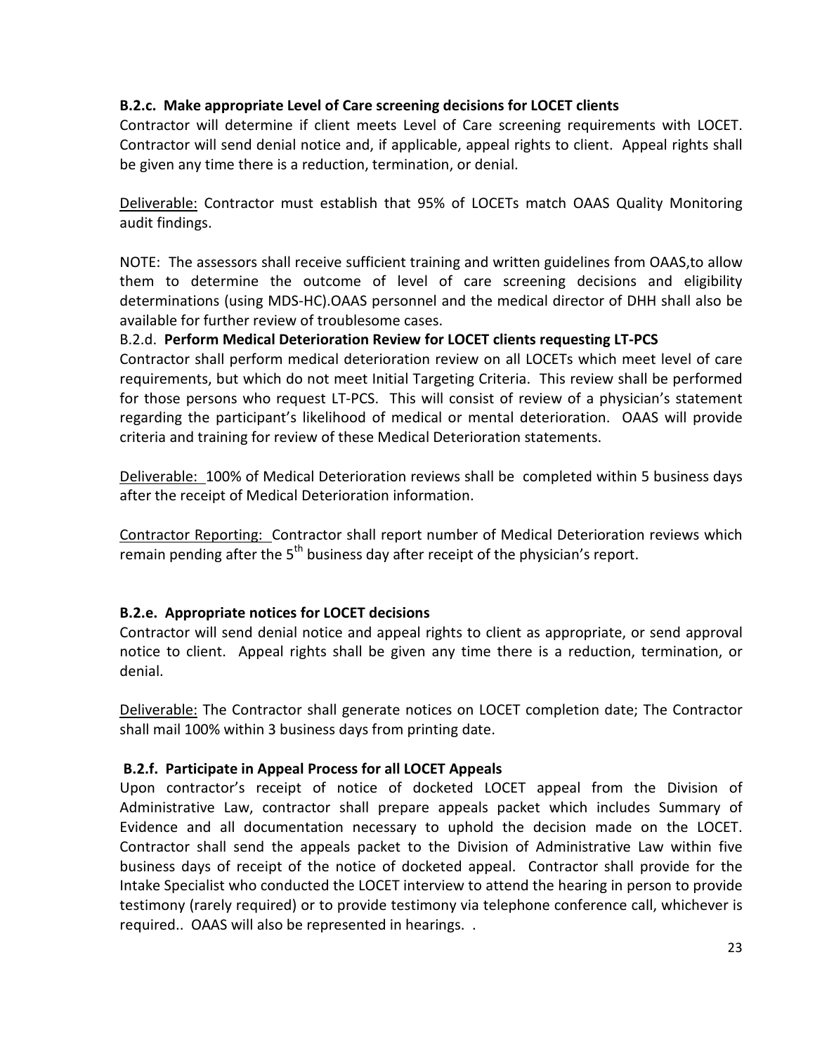**B.2.c. Make appropriate Level of Care screening decisions for LOCET clients**

Contractor will determine if client meets Level of Care screening requirements with LOCET. Contractor will send denial notice and, if applicable, appeal rights to client. Appeal rights shall be given any time there is a reduction, termination, or denial.

Deliverable: Contractor must establish that 95% of LOCETs match OAAS Quality Monitoring audit findings.

NOTE: The assessors shall receive sufficient training and written guidelines from OAAS,to allow them to determine the outcome of level of care screening decisions and eligibility determinations (using MDS-HC).OAAS personnel and the medical director of DHH shall also be available for further review of troublesome cases.

B.2.d. **Perform Medical Deterioration Review for LOCET clients requesting LT-PCS**

Contractor shall perform medical deterioration review on all LOCETs which meet level of care requirements, but which do not meet Initial Targeting Criteria. This review shall be performed for those persons who request LT-PCS. This will consist of review of a physician's statement regarding the participant's likelihood of medical or mental deterioration. OAAS will provide criteria and training for review of these Medical Deterioration statements.

Deliverable: 100% of Medical Deterioration reviews shall be completed within 5 business days after the receipt of Medical Deterioration information.

Contractor Reporting: Contractor shall report number of Medical Deterioration reviews which remain pending after the 5th business day after receipt of the physician's report.

**B.2.e. Appropriate notices for LOCET decisions**

Contractor will send denial notice and appeal rights to client as appropriate, or send approval notice to client. Appeal rights shall be given any time there is a reduction, termination, or denial.

Deliverable: The Contractor shall generate notices on LOCET completion date; The Contractor shall mail 100% within 3 business days from printing date.

**B.2.f. Participate in Appeal Process for all LOCET Appeals**

Upon contractor's receipt of notice of docketed LOCET appeal from the Division of Administrative Law, contractor shall prepare appeals packet which includes Summary of Evidence and all documentation necessary to uphold the decision made on the LOCET. Contractor shall send the appeals packet to the Division of Administrative Law within five business days of receipt of the notice of docketed appeal. Contractor shall provide for the Intake Specialist who conducted the LOCET interview to attend the hearing in person to provide testimony (rarely required) or to provide testimony via telephone conference call, whichever is required.. OAAS will also be represented in hearings. .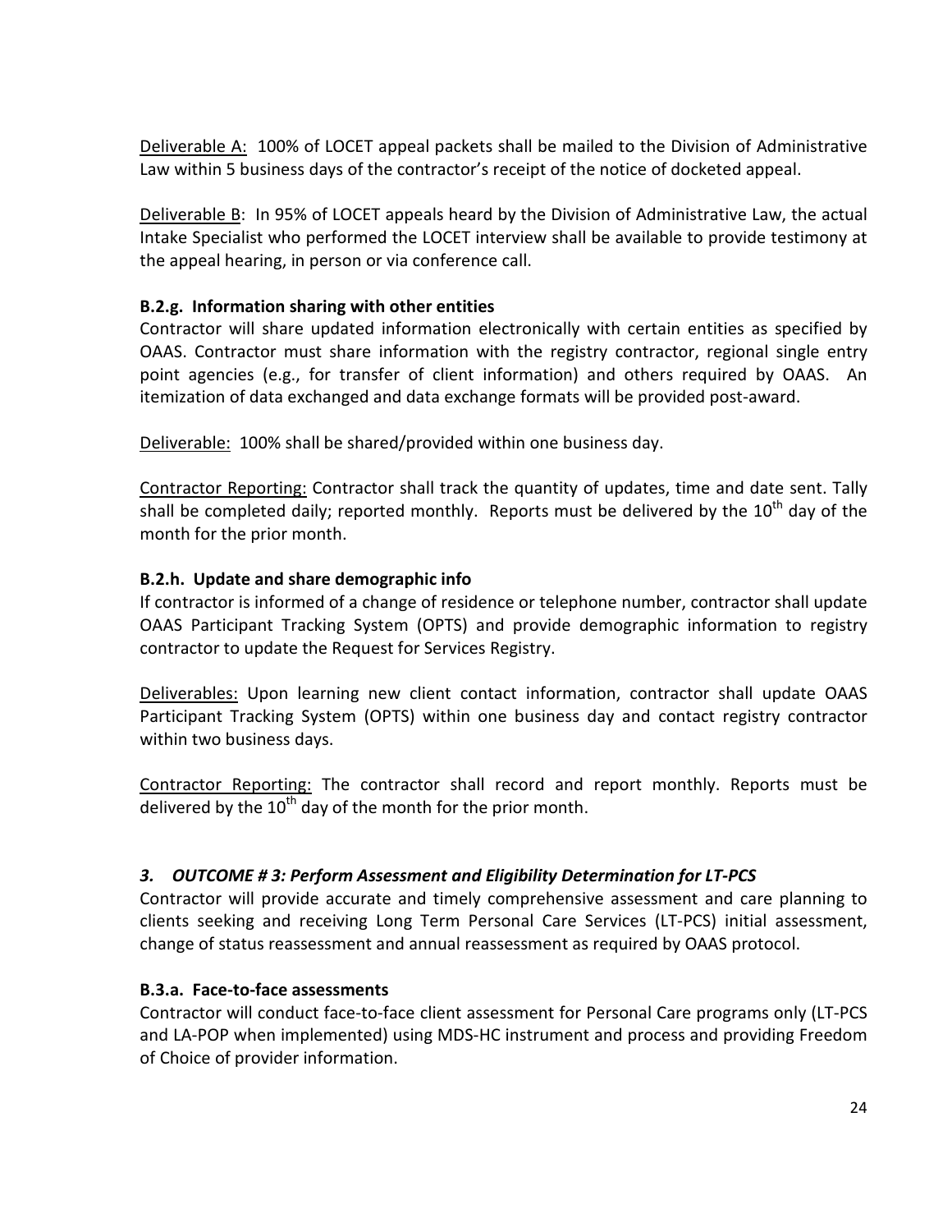<u>Deliverable A:</u> 100% of LOCET appeal packets shall be mailed to the Division of Administrative Law within 5 business days of the contractor's receipt of the notice of docketed appeal.

<u>Deliverable B</u>: In 95% of LOCET appeals heard by the Division of Administrative Law, the actual Intake Specialist who performed the LOCET interview shall be available to provide testimony at the appeal hearing, in person or via conference call.

**B.2.g. Information sharing with other entities**

Contractor will share updated information electronically with certain entities as specified by OAAS. Contractor must share information with the registry contractor, regional single entry point agencies (e.g., for transfer of client information) and others required by OAAS. An itemization of data exchanged and data exchange formats will be provided post-award.

<u>Deliverable:</u> 100% shall be shared/provided within one business day.

<u>Contractor Reporting:</u> Contractor shall track the quantity of updates, time and date sent. Tally shall be completed daily; reported monthly. Reports must be delivered by the 10th day of the month for the prior month.

**B.2.h. Update and share demographic info**

If contractor is informed of a change of residence or telephone number, contractor shall update OAAS Participant Tracking System (OPTS) and provide demographic information to registry contractor to update the Request for Services Registry.

<u>Deliverables:</u> Upon learning new client contact information, contractor shall update OAAS Participant Tracking System (OPTS) within one business day and contact registry contractor within two business days.

<u>Contractor Reporting:</u> The contractor shall record and report monthly. Reports must be delivered by the 10th day of the month for the prior month.

### *3. OUTCOME # 3: Perform Assessment and Eligibility Determination for LT-PCS*

Contractor will provide accurate and timely comprehensive assessment and care planning to clients seeking and receiving Long Term Personal Care Services (LT-PCS) initial assessment, change of status reassessment and annual reassessment as required by OAAS protocol.

**B.3.a. Face-to-face assessments**

Contractor will conduct face-to-face client assessment for Personal Care programs only (LT-PCS and LA-POP when implemented) using MDS-HC instrument and process and providing Freedom of Choice of provider information.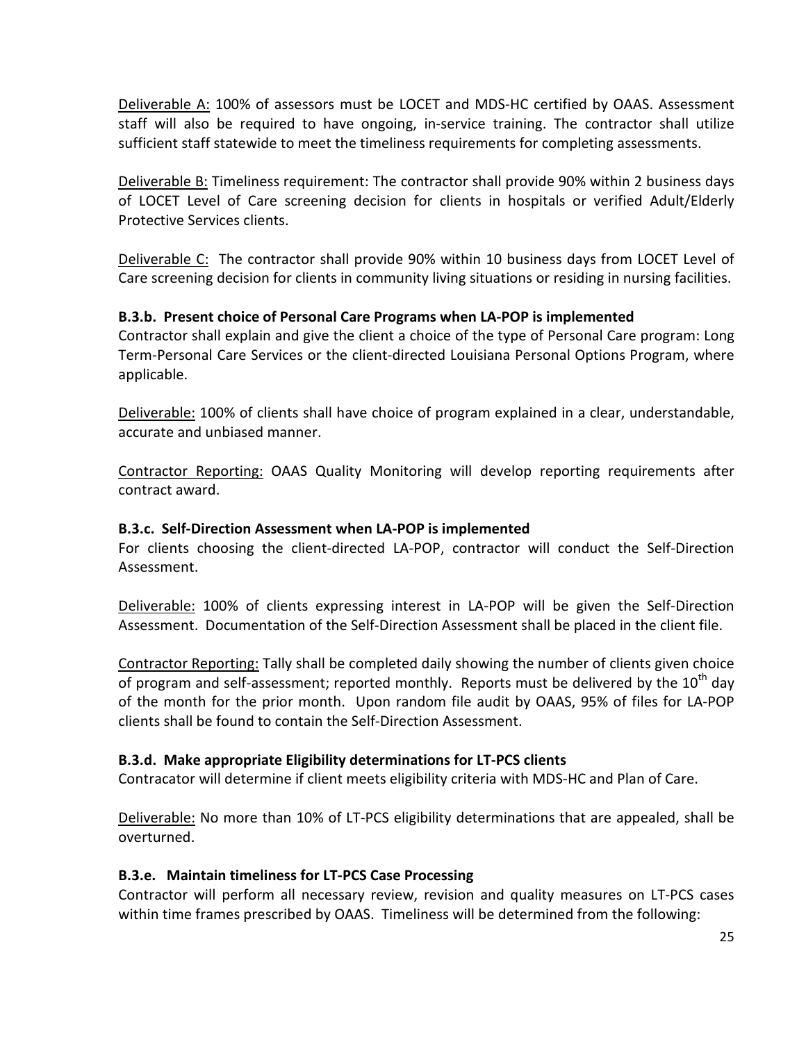Deliverable A: 100% of assessors must be LOCET and MDS-HC certified by OAAS. Assessment staff will also be required to have ongoing, in-service training. The contractor shall utilize sufficient staff statewide to meet the timeliness requirements for completing assessments.

Deliverable B: Timeliness requirement: The contractor shall provide 90% within 2 business days of LOCET Level of Care screening decision for clients in hospitals or verified Adult/Elderly Protective Services clients.

Deliverable C: The contractor shall provide 90% within 10 business days from LOCET Level of Care screening decision for clients in community living situations or residing in nursing facilities.

**B.3.b. Present choice of Personal Care Programs when LA-POP is implemented**

Contractor shall explain and give the client a choice of the type of Personal Care program: Long Term-Personal Care Services or the client-directed Louisiana Personal Options Program, where applicable.

Deliverable: 100% of clients shall have choice of program explained in a clear, understandable, accurate and unbiased manner.

Contractor Reporting: OAAS Quality Monitoring will develop reporting requirements after contract award.

**B.3.c. Self-Direction Assessment when LA-POP is implemented**

For clients choosing the client-directed LA-POP, contractor will conduct the Self-Direction Assessment.

Deliverable: 100% of clients expressing interest in LA-POP will be given the Self-Direction Assessment. Documentation of the Self-Direction Assessment shall be placed in the client file.

Contractor Reporting: Tally shall be completed daily showing the number of clients given choice of program and self-assessment; reported monthly. Reports must be delivered by the 10th day of the month for the prior month. Upon random file audit by OAAS, 95% of files for LA-POP clients shall be found to contain the Self-Direction Assessment.

**B.3.d. Make appropriate Eligibility determinations for LT-PCS clients**

Contracator will determine if client meets eligibility criteria with MDS-HC and Plan of Care.

Deliverable: No more than 10% of LT-PCS eligibility determinations that are appealed, shall be overturned.

**B.3.e. Maintain timeliness for LT-PCS Case Processing**

Contractor will perform all necessary review, revision and quality measures on LT-PCS cases within time frames prescribed by OAAS. Timeliness will be determined from the following: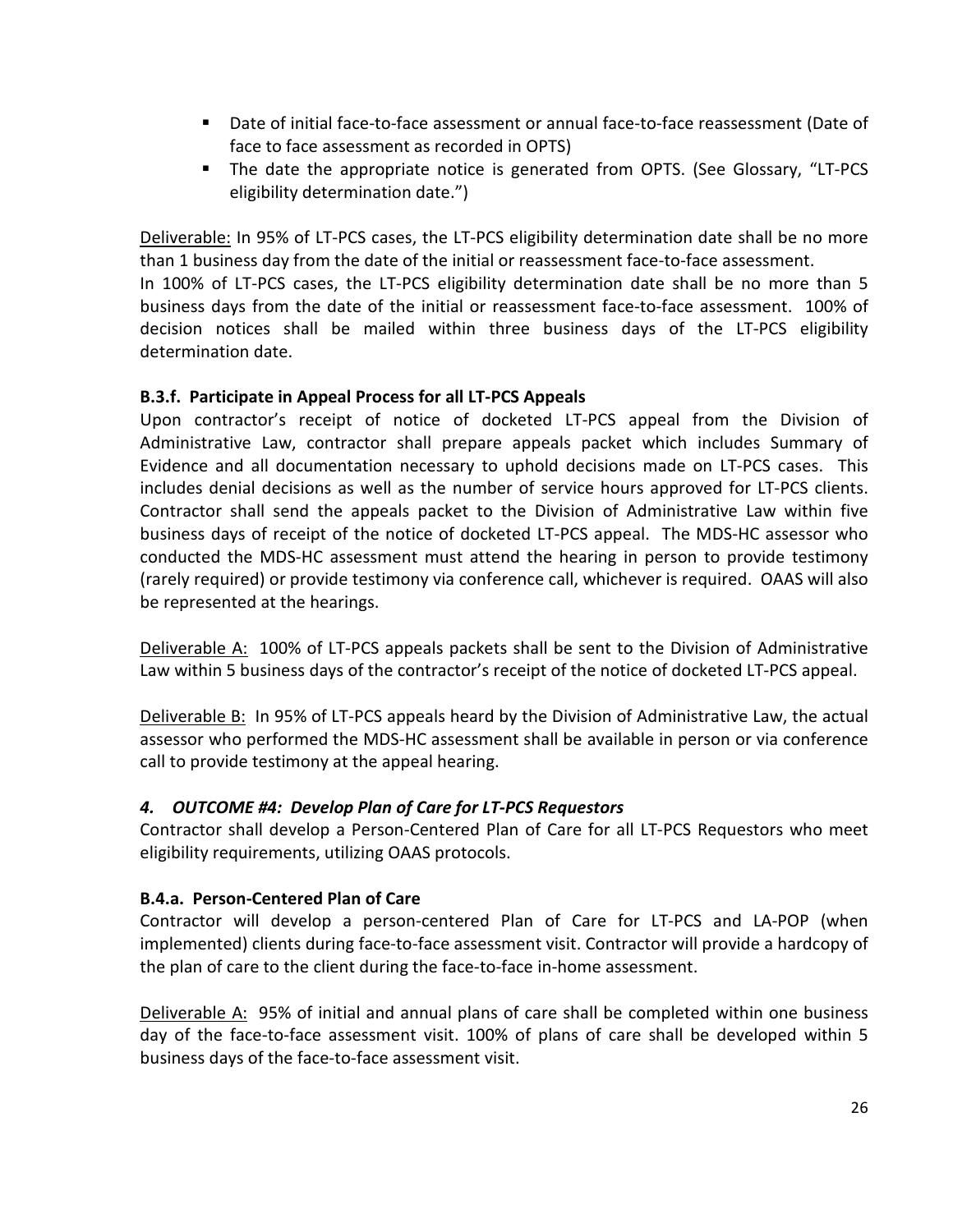- Date of initial face-to-face assessment or annual face-to-face reassessment (Date of face to face assessment as recorded in OPTS)
- The date the appropriate notice is generated from OPTS. (See Glossary, "LT-PCS eligibility determination date.")

Deliverable: In 95% of LT-PCS cases, the LT-PCS eligibility determination date shall be no more than 1 business day from the date of the initial or reassessment face-to-face assessment.
In 100% of LT-PCS cases, the LT-PCS eligibility determination date shall be no more than 5 business days from the date of the initial or reassessment face-to-face assessment. 100% of decision notices shall be mailed within three business days of the LT-PCS eligibility determination date.

**B.3.f. Participate in Appeal Process for all LT-PCS Appeals**

Upon contractor's receipt of notice of docketed LT-PCS appeal from the Division of Administrative Law, contractor shall prepare appeals packet which includes Summary of Evidence and all documentation necessary to uphold decisions made on LT-PCS cases. This includes denial decisions as well as the number of service hours approved for LT-PCS clients. Contractor shall send the appeals packet to the Division of Administrative Law within five business days of receipt of the notice of docketed LT-PCS appeal. The MDS-HC assessor who conducted the MDS-HC assessment must attend the hearing in person to provide testimony (rarely required) or provide testimony via conference call, whichever is required. OAAS will also be represented at the hearings.

Deliverable A: 100% of LT-PCS appeals packets shall be sent to the Division of Administrative Law within 5 business days of the contractor's receipt of the notice of docketed LT-PCS appeal.

Deliverable B: In 95% of LT-PCS appeals heard by the Division of Administrative Law, the actual assessor who performed the MDS-HC assessment shall be available in person or via conference call to provide testimony at the appeal hearing.

***4. OUTCOME #4: Develop Plan of Care for LT-PCS Requestors***

Contractor shall develop a Person-Centered Plan of Care for all LT-PCS Requestors who meet eligibility requirements, utilizing OAAS protocols.

**B.4.a. Person-Centered Plan of Care**

Contractor will develop a person-centered Plan of Care for LT-PCS and LA-POP (when implemented) clients during face-to-face assessment visit. Contractor will provide a hardcopy of the plan of care to the client during the face-to-face in-home assessment.

Deliverable A: 95% of initial and annual plans of care shall be completed within one business day of the face-to-face assessment visit. 100% of plans of care shall be developed within 5 business days of the face-to-face assessment visit.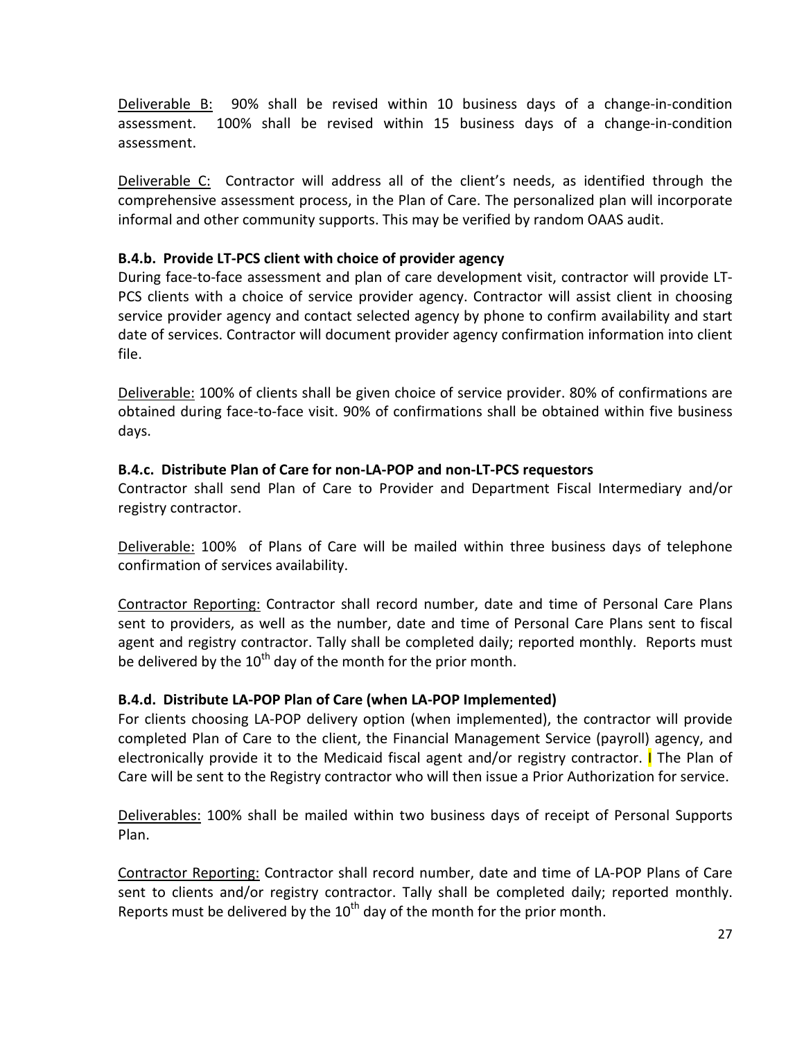Deliverable B: 90% shall be revised within 10 business days of a change-in-condition assessment. 100% shall be revised within 15 business days of a change-in-condition assessment.

Deliverable C: Contractor will address all of the client's needs, as identified through the comprehensive assessment process, in the Plan of Care. The personalized plan will incorporate informal and other community supports. This may be verified by random OAAS audit.

**B.4.b. Provide LT-PCS client with choice of provider agency**

During face-to-face assessment and plan of care development visit, contractor will provide LT-PCS clients with a choice of service provider agency. Contractor will assist client in choosing service provider agency and contact selected agency by phone to confirm availability and start date of services. Contractor will document provider agency confirmation information into client file.

Deliverable: 100% of clients shall be given choice of service provider. 80% of confirmations are obtained during face-to-face visit. 90% of confirmations shall be obtained within five business days.

**B.4.c. Distribute Plan of Care for non-LA-POP and non-LT-PCS requestors**

Contractor shall send Plan of Care to Provider and Department Fiscal Intermediary and/or registry contractor.

Deliverable: 100% of Plans of Care will be mailed within three business days of telephone confirmation of services availability.

Contractor Reporting: Contractor shall record number, date and time of Personal Care Plans sent to providers, as well as the number, date and time of Personal Care Plans sent to fiscal agent and registry contractor. Tally shall be completed daily; reported monthly. Reports must be delivered by the 10th day of the month for the prior month.

**B.4.d. Distribute LA-POP Plan of Care (when LA-POP Implemented)**

For clients choosing LA-POP delivery option (when implemented), the contractor will provide completed Plan of Care to the client, the Financial Management Service (payroll) agency, and electronically provide it to the Medicaid fiscal agent and/or registry contractor. I The Plan of Care will be sent to the Registry contractor who will then issue a Prior Authorization for service.

Deliverables: 100% shall be mailed within two business days of receipt of Personal Supports Plan.

Contractor Reporting: Contractor shall record number, date and time of LA-POP Plans of Care sent to clients and/or registry contractor. Tally shall be completed daily; reported monthly. Reports must be delivered by the 10th day of the month for the prior month.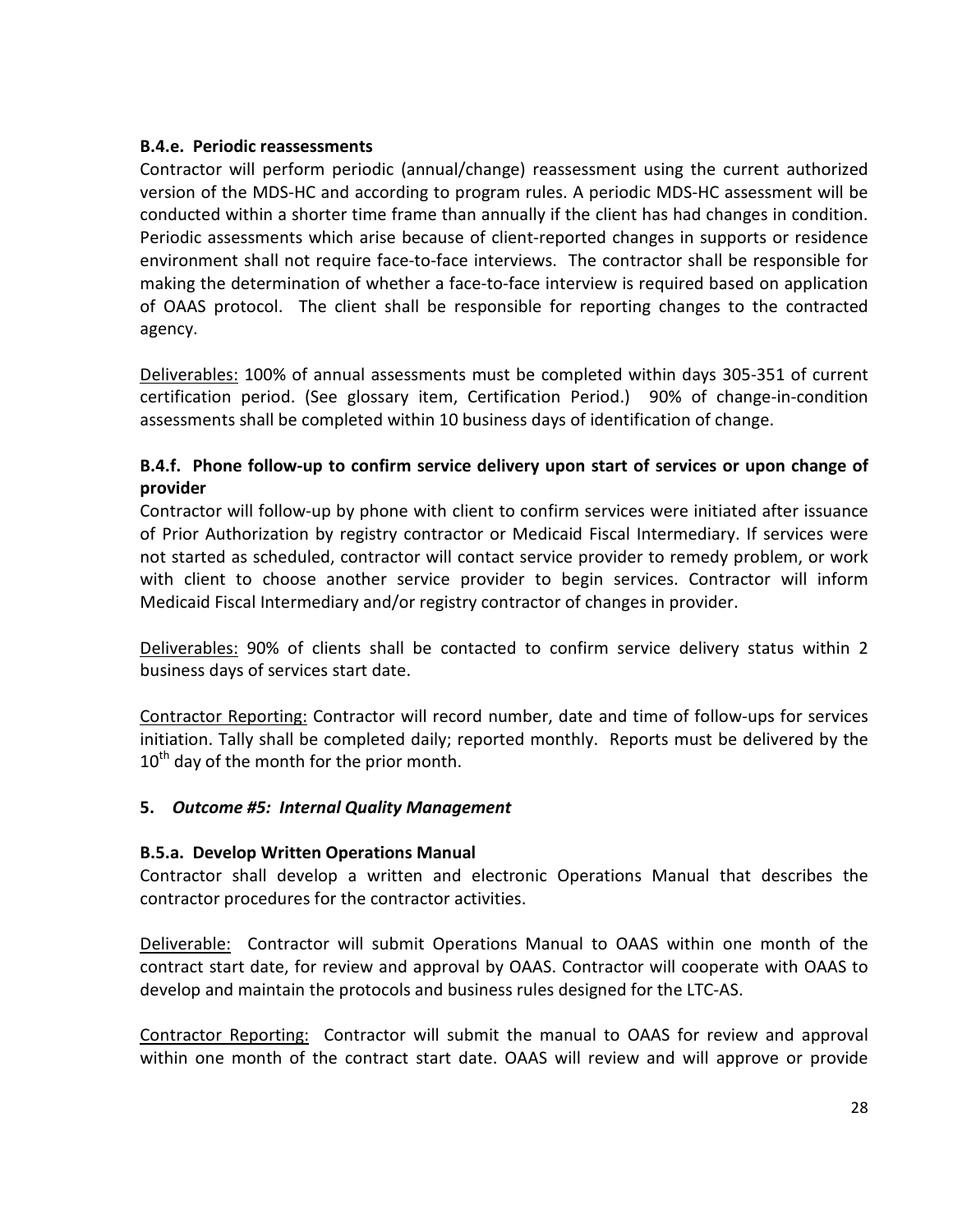**B.4.e. Periodic reassessments**

Contractor will perform periodic (annual/change) reassessment using the current authorized version of the MDS-HC and according to program rules. A periodic MDS-HC assessment will be conducted within a shorter time frame than annually if the client has had changes in condition. Periodic assessments which arise because of client-reported changes in supports or residence environment shall not require face-to-face interviews. The contractor shall be responsible for making the determination of whether a face-to-face interview is required based on application of OAAS protocol. The client shall be responsible for reporting changes to the contracted agency.

Deliverables: 100% of annual assessments must be completed within days 305-351 of current certification period. (See glossary item, Certification Period.) 90% of change-in-condition assessments shall be completed within 10 business days of identification of change.

**B.4.f. Phone follow-up to confirm service delivery upon start of services or upon change of provider**

Contractor will follow-up by phone with client to confirm services were initiated after issuance of Prior Authorization by registry contractor or Medicaid Fiscal Intermediary. If services were not started as scheduled, contractor will contact service provider to remedy problem, or work with client to choose another service provider to begin services. Contractor will inform Medicaid Fiscal Intermediary and/or registry contractor of changes in provider.

Deliverables: 90% of clients shall be contacted to confirm service delivery status within 2 business days of services start date.

Contractor Reporting: Contractor will record number, date and time of follow-ups for services initiation. Tally shall be completed daily; reported monthly. Reports must be delivered by the 10th day of the month for the prior month.

**5. *Outcome #5: Internal Quality Management***

**B.5.a. Develop Written Operations Manual**

Contractor shall develop a written and electronic Operations Manual that describes the contractor procedures for the contractor activities.

Deliverable: Contractor will submit Operations Manual to OAAS within one month of the contract start date, for review and approval by OAAS. Contractor will cooperate with OAAS to develop and maintain the protocols and business rules designed for the LTC-AS.

Contractor Reporting: Contractor will submit the manual to OAAS for review and approval within one month of the contract start date. OAAS will review and will approve or provide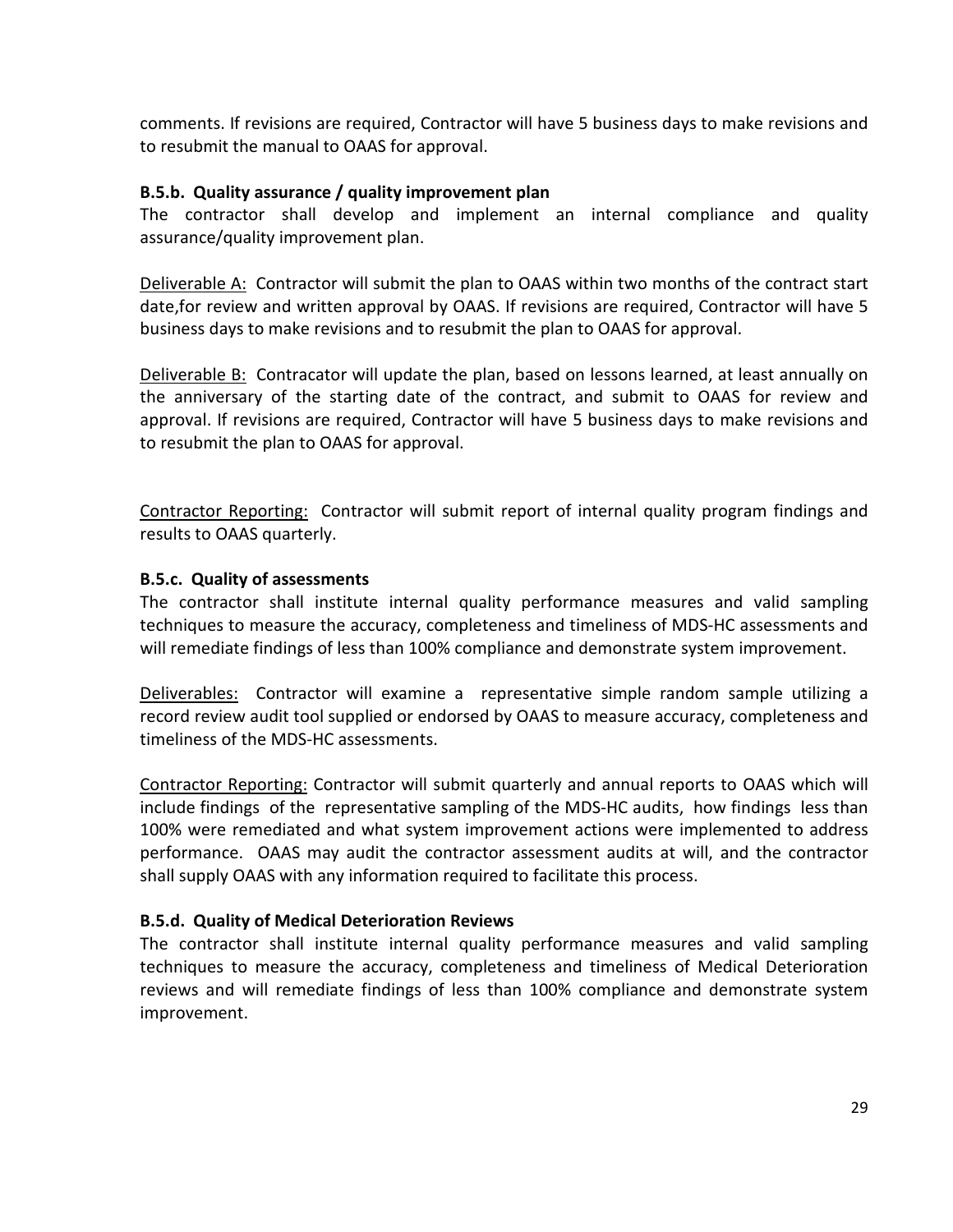comments. If revisions are required, Contractor will have 5 business days to make revisions and to resubmit the manual to OAAS for approval.

#### B.5.b. Quality assurance / quality improvement plan

The contractor shall develop and implement an internal compliance and quality assurance/quality improvement plan.

Deliverable A: Contractor will submit the plan to OAAS within two months of the contract start date,for review and written approval by OAAS. If revisions are required, Contractor will have 5 business days to make revisions and to resubmit the plan to OAAS for approval.

Deliverable B: Contracator will update the plan, based on lessons learned, at least annually on the anniversary of the starting date of the contract, and submit to OAAS for review and approval. If revisions are required, Contractor will have 5 business days to make revisions and to resubmit the plan to OAAS for approval.

Contractor Reporting: Contractor will submit report of internal quality program findings and results to OAAS quarterly.

#### B.5.c. Quality of assessments

The contractor shall institute internal quality performance measures and valid sampling techniques to measure the accuracy, completeness and timeliness of MDS-HC assessments and will remediate findings of less than 100% compliance and demonstrate system improvement.

Deliverables: Contractor will examine a representative simple random sample utilizing a record review audit tool supplied or endorsed by OAAS to measure accuracy, completeness and timeliness of the MDS-HC assessments.

Contractor Reporting: Contractor will submit quarterly and annual reports to OAAS which will include findings of the representative sampling of the MDS-HC audits, how findings less than 100% were remediated and what system improvement actions were implemented to address performance. OAAS may audit the contractor assessment audits at will, and the contractor shall supply OAAS with any information required to facilitate this process.

#### B.5.d. Quality of Medical Deterioration Reviews

The contractor shall institute internal quality performance measures and valid sampling techniques to measure the accuracy, completeness and timeliness of Medical Deterioration reviews and will remediate findings of less than 100% compliance and demonstrate system improvement.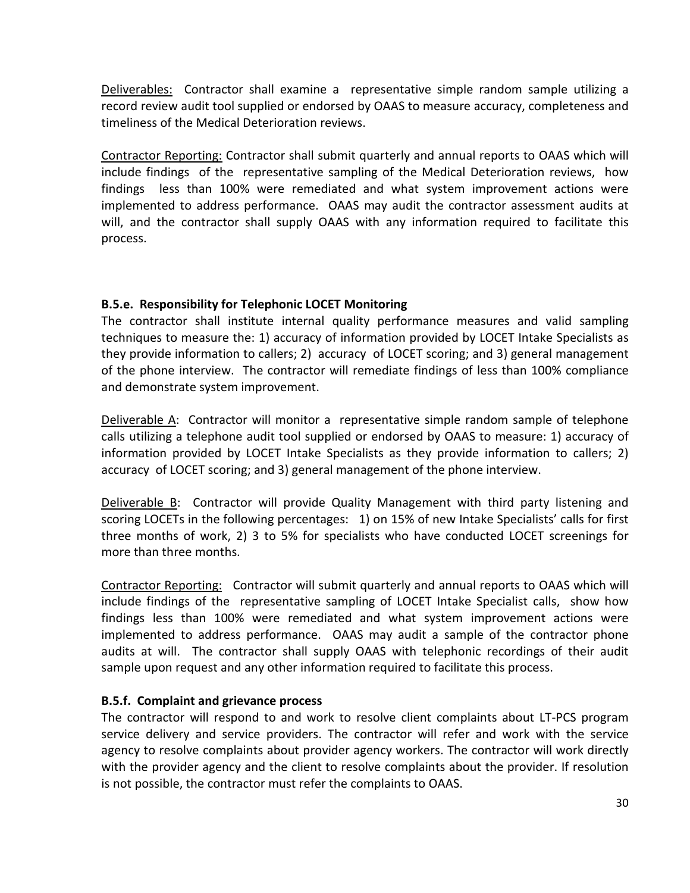Deliverables: Contractor shall examine a representative simple random sample utilizing a record review audit tool supplied or endorsed by OAAS to measure accuracy, completeness and timeliness of the Medical Deterioration reviews.

Contractor Reporting: Contractor shall submit quarterly and annual reports to OAAS which will include findings of the representative sampling of the Medical Deterioration reviews, how findings less than 100% were remediated and what system improvement actions were implemented to address performance. OAAS may audit the contractor assessment audits at will, and the contractor shall supply OAAS with any information required to facilitate this process.

### B.5.e. Responsibility for Telephonic LOCET Monitoring

The contractor shall institute internal quality performance measures and valid sampling techniques to measure the: 1) accuracy of information provided by LOCET Intake Specialists as they provide information to callers; 2) accuracy of LOCET scoring; and 3) general management of the phone interview. The contractor will remediate findings of less than 100% compliance and demonstrate system improvement.

Deliverable A: Contractor will monitor a representative simple random sample of telephone calls utilizing a telephone audit tool supplied or endorsed by OAAS to measure: 1) accuracy of information provided by LOCET Intake Specialists as they provide information to callers; 2) accuracy of LOCET scoring; and 3) general management of the phone interview.

Deliverable B: Contractor will provide Quality Management with third party listening and scoring LOCETs in the following percentages: 1) on 15% of new Intake Specialists' calls for first three months of work, 2) 3 to 5% for specialists who have conducted LOCET screenings for more than three months.

Contractor Reporting: Contractor will submit quarterly and annual reports to OAAS which will include findings of the representative sampling of LOCET Intake Specialist calls, show how findings less than 100% were remediated and what system improvement actions were implemented to address performance. OAAS may audit a sample of the contractor phone audits at will. The contractor shall supply OAAS with telephonic recordings of their audit sample upon request and any other information required to facilitate this process.

### B.5.f. Complaint and grievance process

The contractor will respond to and work to resolve client complaints about LT-PCS program service delivery and service providers. The contractor will refer and work with the service agency to resolve complaints about provider agency workers. The contractor will work directly with the provider agency and the client to resolve complaints about the provider. If resolution is not possible, the contractor must refer the complaints to OAAS.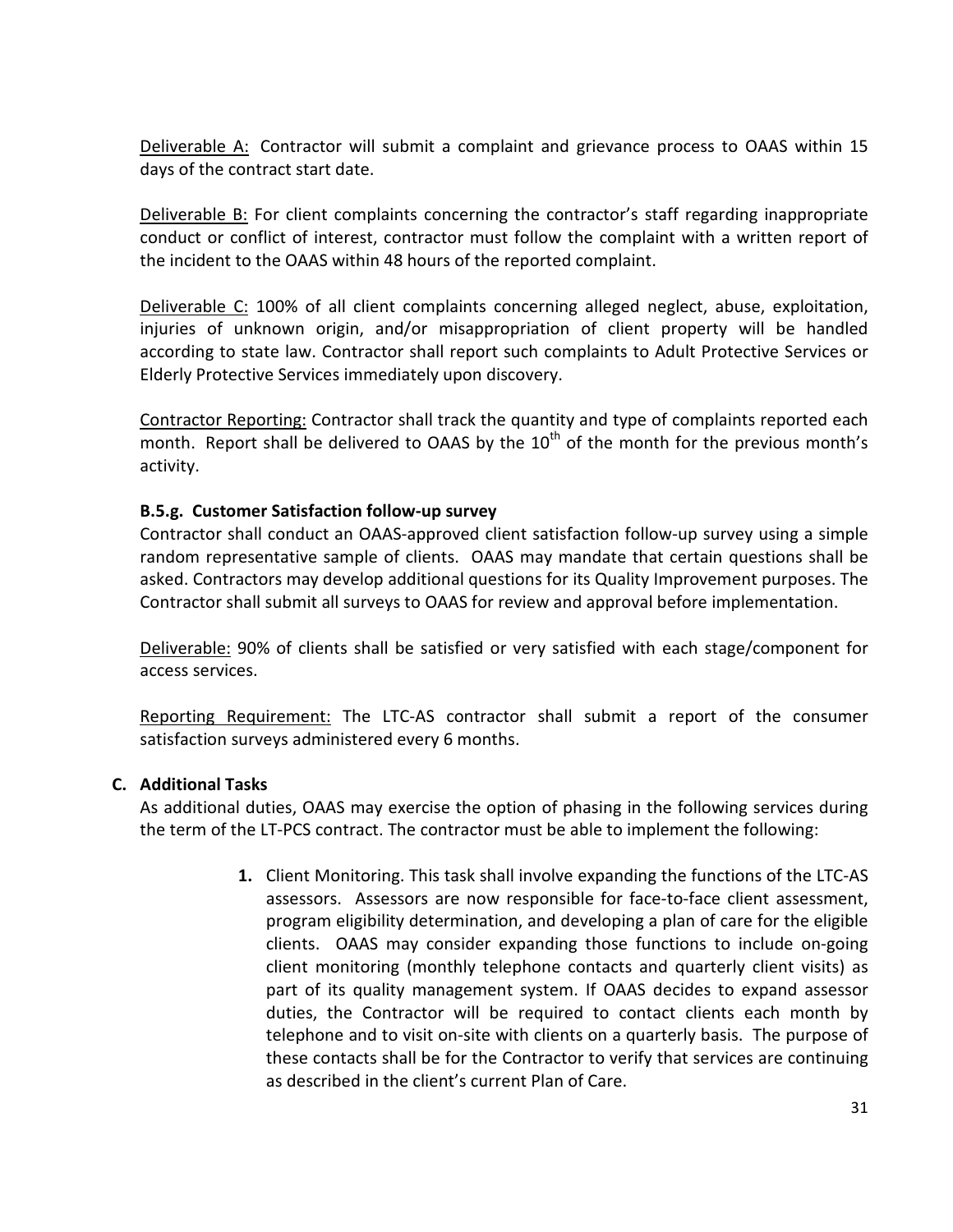Deliverable A: Contractor will submit a complaint and grievance process to OAAS within 15 days of the contract start date.

Deliverable B: For client complaints concerning the contractor's staff regarding inappropriate conduct or conflict of interest, contractor must follow the complaint with a written report of the incident to the OAAS within 48 hours of the reported complaint.

Deliverable C: 100% of all client complaints concerning alleged neglect, abuse, exploitation, injuries of unknown origin, and/or misappropriation of client property will be handled according to state law. Contractor shall report such complaints to Adult Protective Services or Elderly Protective Services immediately upon discovery.

Contractor Reporting: Contractor shall track the quantity and type of complaints reported each month. Report shall be delivered to OAAS by the 10th of the month for the previous month's activity.

#### B.5.g. Customer Satisfaction follow-up survey

Contractor shall conduct an OAAS-approved client satisfaction follow-up survey using a simple random representative sample of clients. OAAS may mandate that certain questions shall be asked. Contractors may develop additional questions for its Quality Improvement purposes. The Contractor shall submit all surveys to OAAS for review and approval before implementation.

Deliverable: 90% of clients shall be satisfied or very satisfied with each stage/component for access services.

Reporting Requirement: The LTC-AS contractor shall submit a report of the consumer satisfaction surveys administered every 6 months.

### C. Additional Tasks

As additional duties, OAAS may exercise the option of phasing in the following services during the term of the LT-PCS contract. The contractor must be able to implement the following:

1. Client Monitoring. This task shall involve expanding the functions of the LTC-AS assessors. Assessors are now responsible for face-to-face client assessment, program eligibility determination, and developing a plan of care for the eligible clients. OAAS may consider expanding those functions to include on-going client monitoring (monthly telephone contacts and quarterly client visits) as part of its quality management system. If OAAS decides to expand assessor duties, the Contractor will be required to contact clients each month by telephone and to visit on-site with clients on a quarterly basis. The purpose of these contacts shall be for the Contractor to verify that services are continuing as described in the client's current Plan of Care.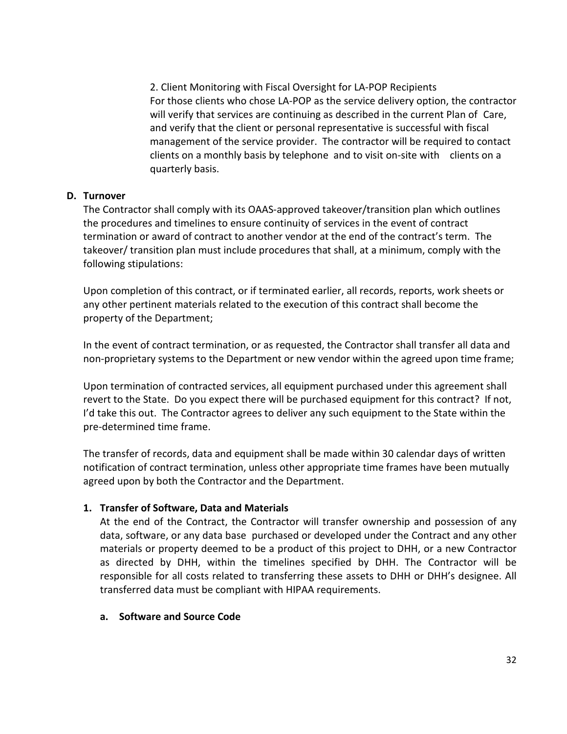2. Client Monitoring with Fiscal Oversight for LA-POP Recipients
For those clients who chose LA-POP as the service delivery option, the contractor will verify that services are continuing as described in the current Plan of Care, and verify that the client or personal representative is successful with fiscal management of the service provider. The contractor will be required to contact clients on a monthly basis by telephone and to visit on-site with clients on a quarterly basis.

## D. Turnover

The Contractor shall comply with its OAAS-approved takeover/transition plan which outlines the procedures and timelines to ensure continuity of services in the event of contract termination or award of contract to another vendor at the end of the contract's term. The takeover/ transition plan must include procedures that shall, at a minimum, comply with the following stipulations:

Upon completion of this contract, or if terminated earlier, all records, reports, work sheets or any other pertinent materials related to the execution of this contract shall become the property of the Department;

In the event of contract termination, or as requested, the Contractor shall transfer all data and non-proprietary systems to the Department or new vendor within the agreed upon time frame;

Upon termination of contracted services, all equipment purchased under this agreement shall revert to the State. Do you expect there will be purchased equipment for this contract? If not, I'd take this out. The Contractor agrees to deliver any such equipment to the State within the pre-determined time frame.

The transfer of records, data and equipment shall be made within 30 calendar days of written notification of contract termination, unless other appropriate time frames have been mutually agreed upon by both the Contractor and the Department.

### 1. Transfer of Software, Data and Materials

At the end of the Contract, the Contractor will transfer ownership and possession of any data, software, or any data base purchased or developed under the Contract and any other materials or property deemed to be a product of this project to DHH, or a new Contractor as directed by DHH, within the timelines specified by DHH. The Contractor will be responsible for all costs related to transferring these assets to DHH or DHH's designee. All transferred data must be compliant with HIPAA requirements.

#### a. Software and Source Code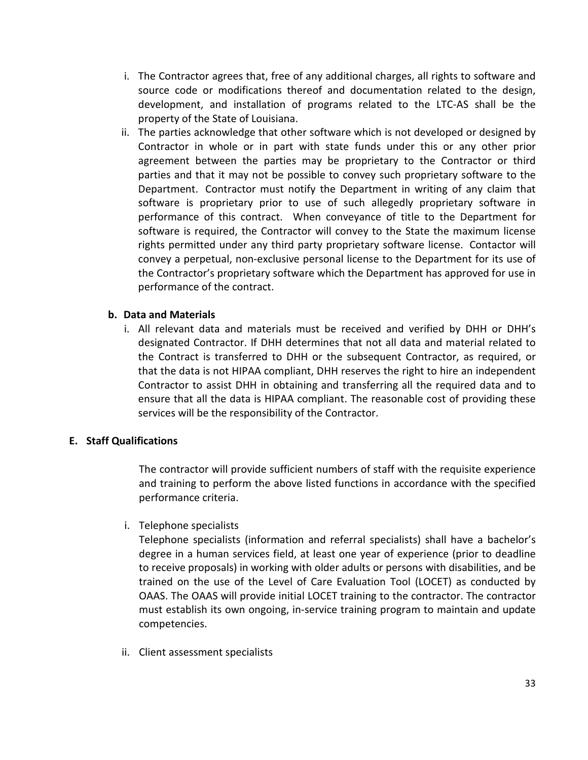i. The Contractor agrees that, free of any additional charges, all rights to software and source code or modifications thereof and documentation related to the design, development, and installation of programs related to the LTC-AS shall be the property of the State of Louisiana.

ii. The parties acknowledge that other software which is not developed or designed by Contractor in whole or in part with state funds under this or any other prior agreement between the parties may be proprietary to the Contractor or third parties and that it may not be possible to convey such proprietary software to the Department. Contractor must notify the Department in writing of any claim that software is proprietary prior to use of such allegedly proprietary software in performance of this contract. When conveyance of title to the Department for software is required, the Contractor will convey to the State the maximum license rights permitted under any third party proprietary software license. Contactor will convey a perpetual, non-exclusive personal license to the Department for its use of the Contractor's proprietary software which the Department has approved for use in performance of the contract.

**b. Data and Materials**

i. All relevant data and materials must be received and verified by DHH or DHH's designated Contractor. If DHH determines that not all data and material related to the Contract is transferred to DHH or the subsequent Contractor, as required, or that the data is not HIPAA compliant, DHH reserves the right to hire an independent Contractor to assist DHH in obtaining and transferring all the required data and to ensure that all the data is HIPAA compliant. The reasonable cost of providing these services will be the responsibility of the Contractor.

**E. Staff Qualifications**

The contractor will provide sufficient numbers of staff with the requisite experience and training to perform the above listed functions in accordance with the specified performance criteria.

i. Telephone specialists

Telephone specialists (information and referral specialists) shall have a bachelor's degree in a human services field, at least one year of experience (prior to deadline to receive proposals) in working with older adults or persons with disabilities, and be trained on the use of the Level of Care Evaluation Tool (LOCET) as conducted by OAAS. The OAAS will provide initial LOCET training to the contractor. The contractor must establish its own ongoing, in-service training program to maintain and update competencies.

ii. Client assessment specialists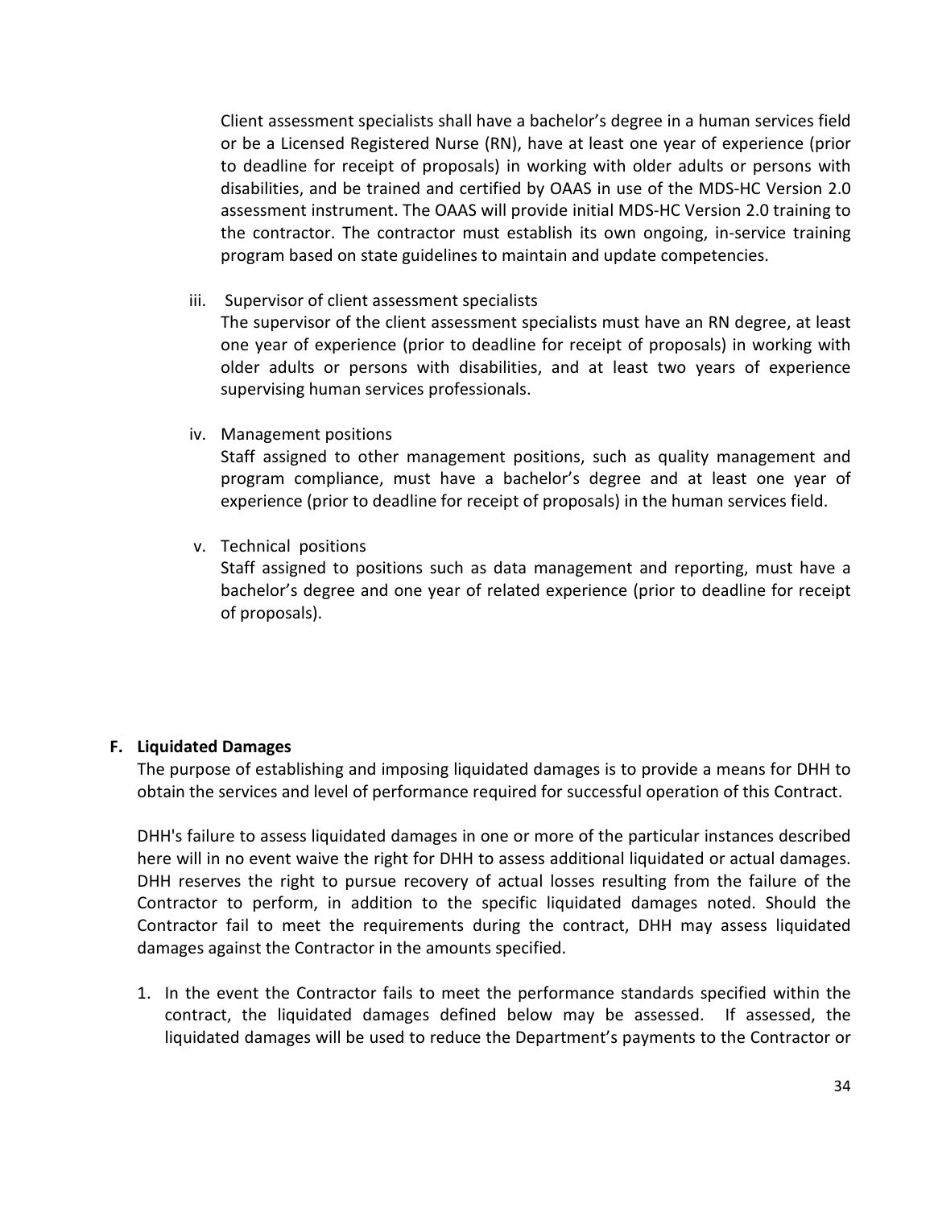Client assessment specialists shall have a bachelor's degree in a human services field or be a Licensed Registered Nurse (RN), have at least one year of experience (prior to deadline for receipt of proposals) in working with older adults or persons with disabilities, and be trained and certified by OAAS in use of the MDS-HC Version 2.0 assessment instrument. The OAAS will provide initial MDS-HC Version 2.0 training to the contractor. The contractor must establish its own ongoing, in-service training program based on state guidelines to maintain and update competencies.

iii. Supervisor of client assessment specialists
The supervisor of the client assessment specialists must have an RN degree, at least one year of experience (prior to deadline for receipt of proposals) in working with older adults or persons with disabilities, and at least two years of experience supervising human services professionals.

iv. Management positions
Staff assigned to other management positions, such as quality management and program compliance, must have a bachelor's degree and at least one year of experience (prior to deadline for receipt of proposals) in the human services field.

v. Technical positions
Staff assigned to positions such as data management and reporting, must have a bachelor's degree and one year of related experience (prior to deadline for receipt of proposals).

**F. Liquidated Damages**

The purpose of establishing and imposing liquidated damages is to provide a means for DHH to obtain the services and level of performance required for successful operation of this Contract.

DHH's failure to assess liquidated damages in one or more of the particular instances described here will in no event waive the right for DHH to assess additional liquidated or actual damages. DHH reserves the right to pursue recovery of actual losses resulting from the failure of the Contractor to perform, in addition to the specific liquidated damages noted. Should the Contractor fail to meet the requirements during the contract, DHH may assess liquidated damages against the Contractor in the amounts specified.

1. In the event the Contractor fails to meet the performance standards specified within the contract, the liquidated damages defined below may be assessed. If assessed, the liquidated damages will be used to reduce the Department's payments to the Contractor or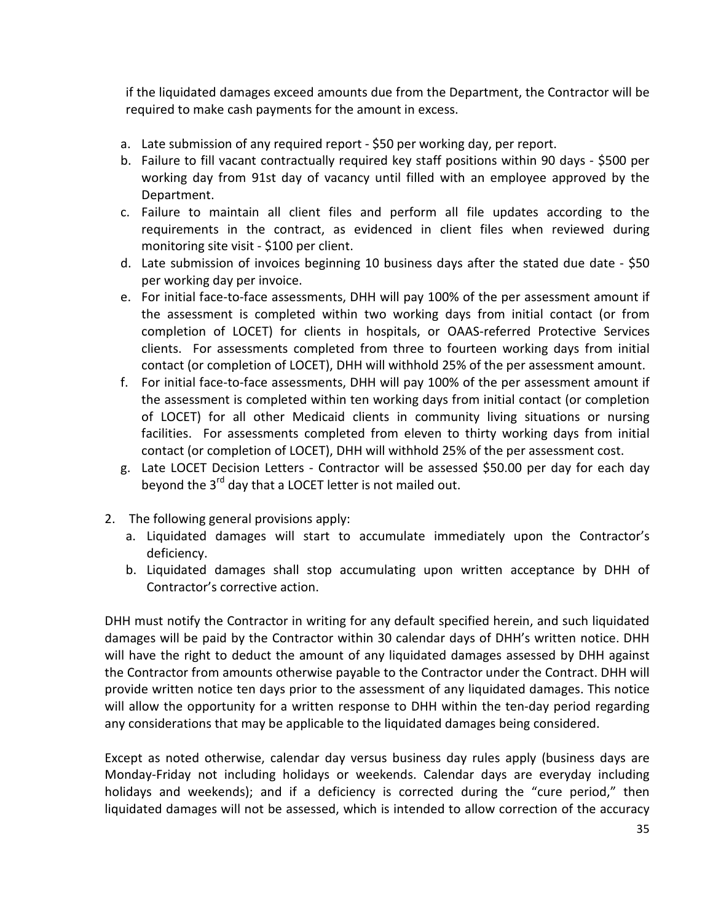if the liquidated damages exceed amounts due from the Department, the Contractor will be required to make cash payments for the amount in excess.

a. Late submission of any required report - $50 per working day, per report.
b. Failure to fill vacant contractually required key staff positions within 90 days - $500 per working day from 91st day of vacancy until filled with an employee approved by the Department.
c. Failure to maintain all client files and perform all file updates according to the requirements in the contract, as evidenced in client files when reviewed during monitoring site visit - $100 per client.
d. Late submission of invoices beginning 10 business days after the stated due date - $50 per working day per invoice.
e. For initial face-to-face assessments, DHH will pay 100% of the per assessment amount if the assessment is completed within two working days from initial contact (or from completion of LOCET) for clients in hospitals, or OAAS-referred Protective Services clients. For assessments completed from three to fourteen working days from initial contact (or completion of LOCET), DHH will withhold 25% of the per assessment amount.
f. For initial face-to-face assessments, DHH will pay 100% of the per assessment amount if the assessment is completed within ten working days from initial contact (or completion of LOCET) for all other Medicaid clients in community living situations or nursing facilities. For assessments completed from eleven to thirty working days from initial contact (or completion of LOCET), DHH will withhold 25% of the per assessment cost.
g. Late LOCET Decision Letters - Contractor will be assessed $50.00 per day for each day beyond the 3rd day that a LOCET letter is not mailed out.

2. The following general provisions apply:
   a. Liquidated damages will start to accumulate immediately upon the Contractor's deficiency.
   b. Liquidated damages shall stop accumulating upon written acceptance by DHH of Contractor's corrective action.

DHH must notify the Contractor in writing for any default specified herein, and such liquidated damages will be paid by the Contractor within 30 calendar days of DHH's written notice. DHH will have the right to deduct the amount of any liquidated damages assessed by DHH against the Contractor from amounts otherwise payable to the Contractor under the Contract. DHH will provide written notice ten days prior to the assessment of any liquidated damages. This notice will allow the opportunity for a written response to DHH within the ten-day period regarding any considerations that may be applicable to the liquidated damages being considered.

Except as noted otherwise, calendar day versus business day rules apply (business days are Monday-Friday not including holidays or weekends. Calendar days are everyday including holidays and weekends); and if a deficiency is corrected during the "cure period," then liquidated damages will not be assessed, which is intended to allow correction of the accuracy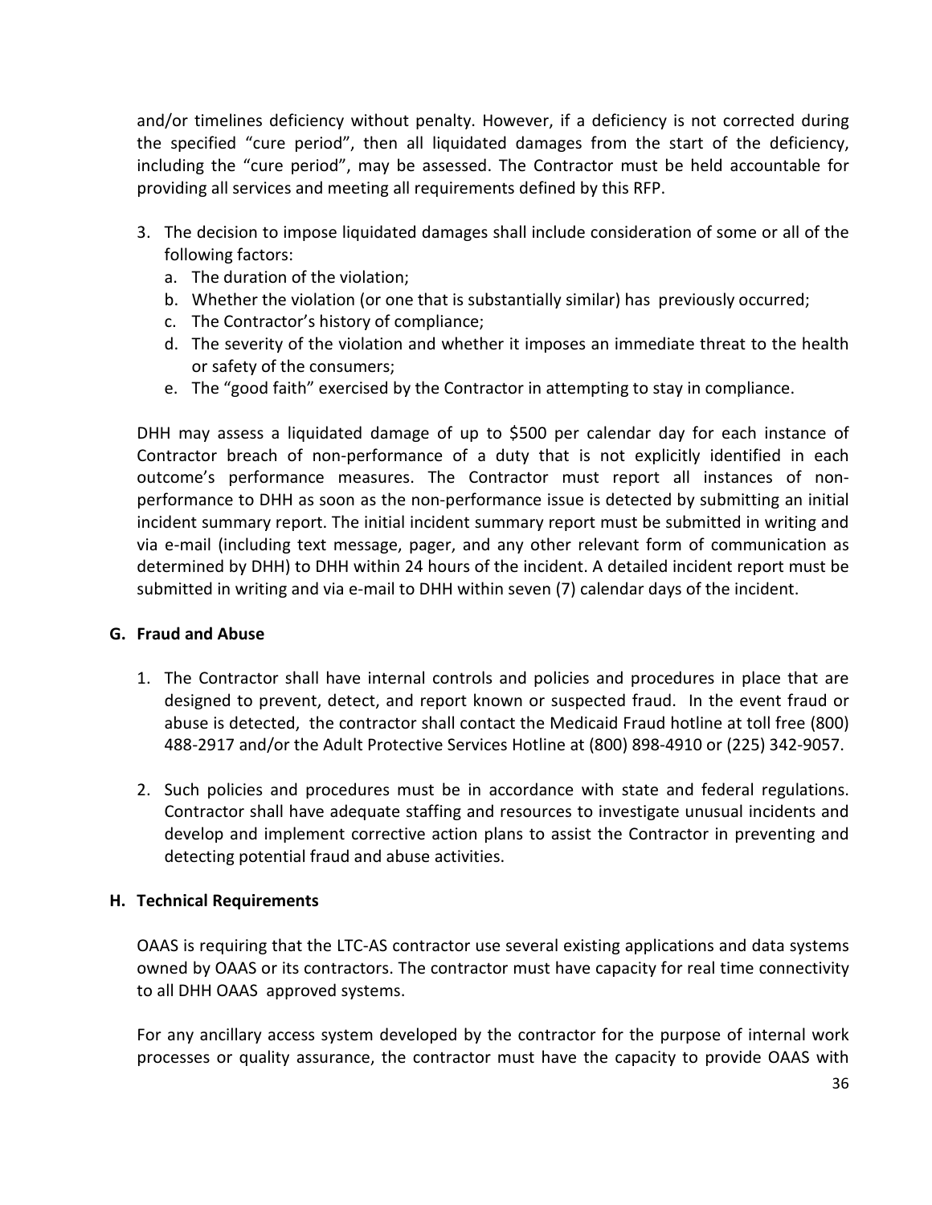and/or timelines deficiency without penalty. However, if a deficiency is not corrected during the specified "cure period", then all liquidated damages from the start of the deficiency, including the "cure period", may be assessed. The Contractor must be held accountable for providing all services and meeting all requirements defined by this RFP.

3. The decision to impose liquidated damages shall include consideration of some or all of the following factors:
   a. The duration of the violation;
   b. Whether the violation (or one that is substantially similar) has previously occurred;
   c. The Contractor's history of compliance;
   d. The severity of the violation and whether it imposes an immediate threat to the health or safety of the consumers;
   e. The "good faith" exercised by the Contractor in attempting to stay in compliance.

DHH may assess a liquidated damage of up to $500 per calendar day for each instance of Contractor breach of non-performance of a duty that is not explicitly identified in each outcome's performance measures. The Contractor must report all instances of non-performance to DHH as soon as the non-performance issue is detected by submitting an initial incident summary report. The initial incident summary report must be submitted in writing and via e-mail (including text message, pager, and any other relevant form of communication as determined by DHH) to DHH within 24 hours of the incident. A detailed incident report must be submitted in writing and via e-mail to DHH within seven (7) calendar days of the incident.

## G. Fraud and Abuse

1. The Contractor shall have internal controls and policies and procedures in place that are designed to prevent, detect, and report known or suspected fraud. In the event fraud or abuse is detected, the contractor shall contact the Medicaid Fraud hotline at toll free (800) 488-2917 and/or the Adult Protective Services Hotline at (800) 898-4910 or (225) 342-9057.

2. Such policies and procedures must be in accordance with state and federal regulations. Contractor shall have adequate staffing and resources to investigate unusual incidents and develop and implement corrective action plans to assist the Contractor in preventing and detecting potential fraud and abuse activities.

## H. Technical Requirements

OAAS is requiring that the LTC-AS contractor use several existing applications and data systems owned by OAAS or its contractors. The contractor must have capacity for real time connectivity to all DHH OAAS approved systems.

For any ancillary access system developed by the contractor for the purpose of internal work processes or quality assurance, the contractor must have the capacity to provide OAAS with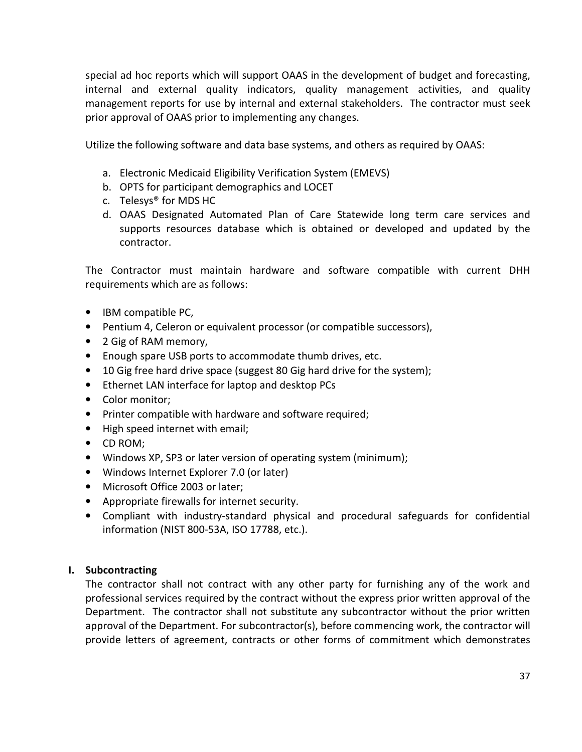special ad hoc reports which will support OAAS in the development of budget and forecasting, internal and external quality indicators, quality management activities, and quality management reports for use by internal and external stakeholders. The contractor must seek prior approval of OAAS prior to implementing any changes.

Utilize the following software and data base systems, and others as required by OAAS:

a. Electronic Medicaid Eligibility Verification System (EMEVS)
b. OPTS for participant demographics and LOCET
c. Telesys® for MDS HC
d. OAAS Designated Automated Plan of Care Statewide long term care services and supports resources database which is obtained or developed and updated by the contractor.

The Contractor must maintain hardware and software compatible with current DHH requirements which are as follows:

- IBM compatible PC,
- Pentium 4, Celeron or equivalent processor (or compatible successors),
- 2 Gig of RAM memory,
- Enough spare USB ports to accommodate thumb drives, etc.
- 10 Gig free hard drive space (suggest 80 Gig hard drive for the system);
- Ethernet LAN interface for laptop and desktop PCs
- Color monitor;
- Printer compatible with hardware and software required;
- High speed internet with email;
- CD ROM;
- Windows XP, SP3 or later version of operating system (minimum);
- Windows Internet Explorer 7.0 (or later)
- Microsoft Office 2003 or later;
- Appropriate firewalls for internet security.
- Compliant with industry-standard physical and procedural safeguards for confidential information (NIST 800-53A, ISO 17788, etc.).

**I. Subcontracting**

The contractor shall not contract with any other party for furnishing any of the work and professional services required by the contract without the express prior written approval of the Department. The contractor shall not substitute any subcontractor without the prior written approval of the Department. For subcontractor(s), before commencing work, the contractor will provide letters of agreement, contracts or other forms of commitment which demonstrates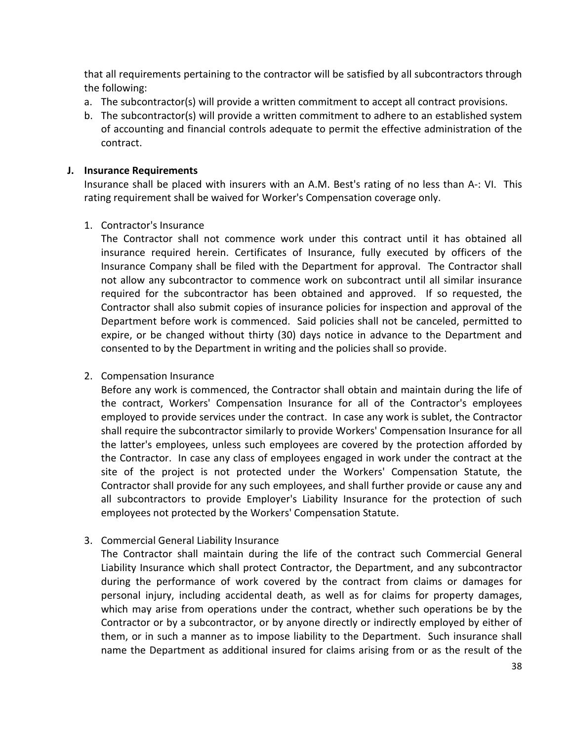that all requirements pertaining to the contractor will be satisfied by all subcontractors through the following:

a. The subcontractor(s) will provide a written commitment to accept all contract provisions.
b. The subcontractor(s) will provide a written commitment to adhere to an established system of accounting and financial controls adequate to permit the effective administration of the contract.

**J. Insurance Requirements**

Insurance shall be placed with insurers with an A.M. Best's rating of no less than A-: VI. This rating requirement shall be waived for Worker's Compensation coverage only.

1. Contractor's Insurance

   The Contractor shall not commence work under this contract until it has obtained all insurance required herein. Certificates of Insurance, fully executed by officers of the Insurance Company shall be filed with the Department for approval. The Contractor shall not allow any subcontractor to commence work on subcontract until all similar insurance required for the subcontractor has been obtained and approved. If so requested, the Contractor shall also submit copies of insurance policies for inspection and approval of the Department before work is commenced. Said policies shall not be canceled, permitted to expire, or be changed without thirty (30) days notice in advance to the Department and consented to by the Department in writing and the policies shall so provide.

2. Compensation Insurance

   Before any work is commenced, the Contractor shall obtain and maintain during the life of the contract, Workers' Compensation Insurance for all of the Contractor's employees employed to provide services under the contract. In case any work is sublet, the Contractor shall require the subcontractor similarly to provide Workers' Compensation Insurance for all the latter's employees, unless such employees are covered by the protection afforded by the Contractor. In case any class of employees engaged in work under the contract at the site of the project is not protected under the Workers' Compensation Statute, the Contractor shall provide for any such employees, and shall further provide or cause any and all subcontractors to provide Employer's Liability Insurance for the protection of such employees not protected by the Workers' Compensation Statute.

3. Commercial General Liability Insurance

   The Contractor shall maintain during the life of the contract such Commercial General Liability Insurance which shall protect Contractor, the Department, and any subcontractor during the performance of work covered by the contract from claims or damages for personal injury, including accidental death, as well as for claims for property damages, which may arise from operations under the contract, whether such operations be by the Contractor or by a subcontractor, or by anyone directly or indirectly employed by either of them, or in such a manner as to impose liability to the Department. Such insurance shall name the Department as additional insured for claims arising from or as the result of the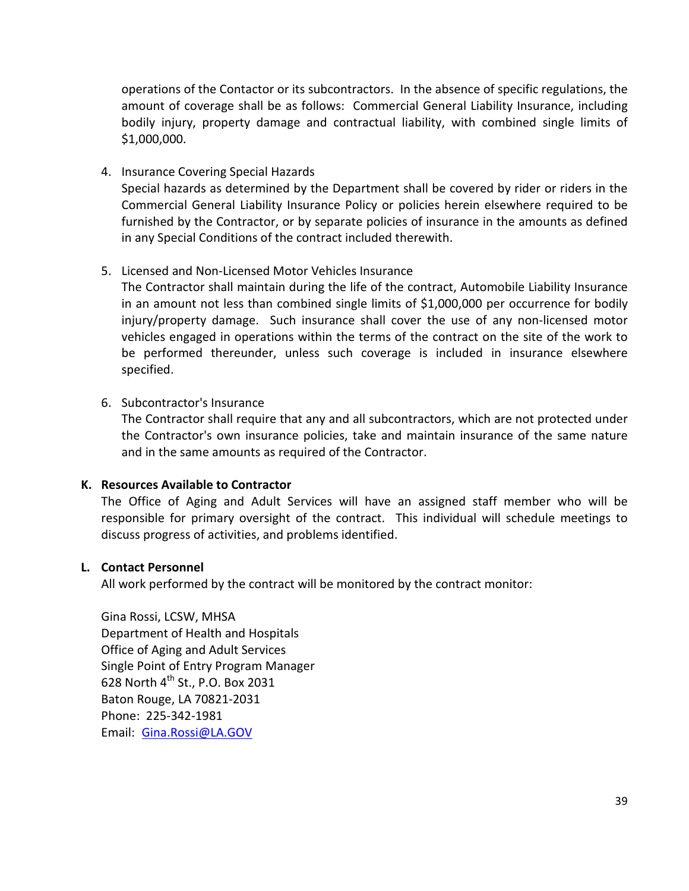operations of the Contactor or its subcontractors. In the absence of specific regulations, the amount of coverage shall be as follows: Commercial General Liability Insurance, including bodily injury, property damage and contractual liability, with combined single limits of $1,000,000.

4. Insurance Covering Special Hazards

   Special hazards as determined by the Department shall be covered by rider or riders in the Commercial General Liability Insurance Policy or policies herein elsewhere required to be furnished by the Contractor, or by separate policies of insurance in the amounts as defined in any Special Conditions of the contract included therewith.

5. Licensed and Non-Licensed Motor Vehicles Insurance

   The Contractor shall maintain during the life of the contract, Automobile Liability Insurance in an amount not less than combined single limits of $1,000,000 per occurrence for bodily injury/property damage. Such insurance shall cover the use of any non-licensed motor vehicles engaged in operations within the terms of the contract on the site of the work to be performed thereunder, unless such coverage is included in insurance elsewhere specified.

6. Subcontractor's Insurance

   The Contractor shall require that any and all subcontractors, which are not protected under the Contractor's own insurance policies, take and maintain insurance of the same nature and in the same amounts as required of the Contractor.

**K. Resources Available to Contractor**

The Office of Aging and Adult Services will have an assigned staff member who will be responsible for primary oversight of the contract. This individual will schedule meetings to discuss progress of activities, and problems identified.

**L. Contact Personnel**

All work performed by the contract will be monitored by the contract monitor:

Gina Rossi, LCSW, MHSA
Department of Health and Hospitals
Office of Aging and Adult Services
Single Point of Entry Program Manager
628 North 4th St., P.O. Box 2031
Baton Rouge, LA 70821-2031
Phone: 225-342-1981
Email: Gina.Rossi@LA.GOV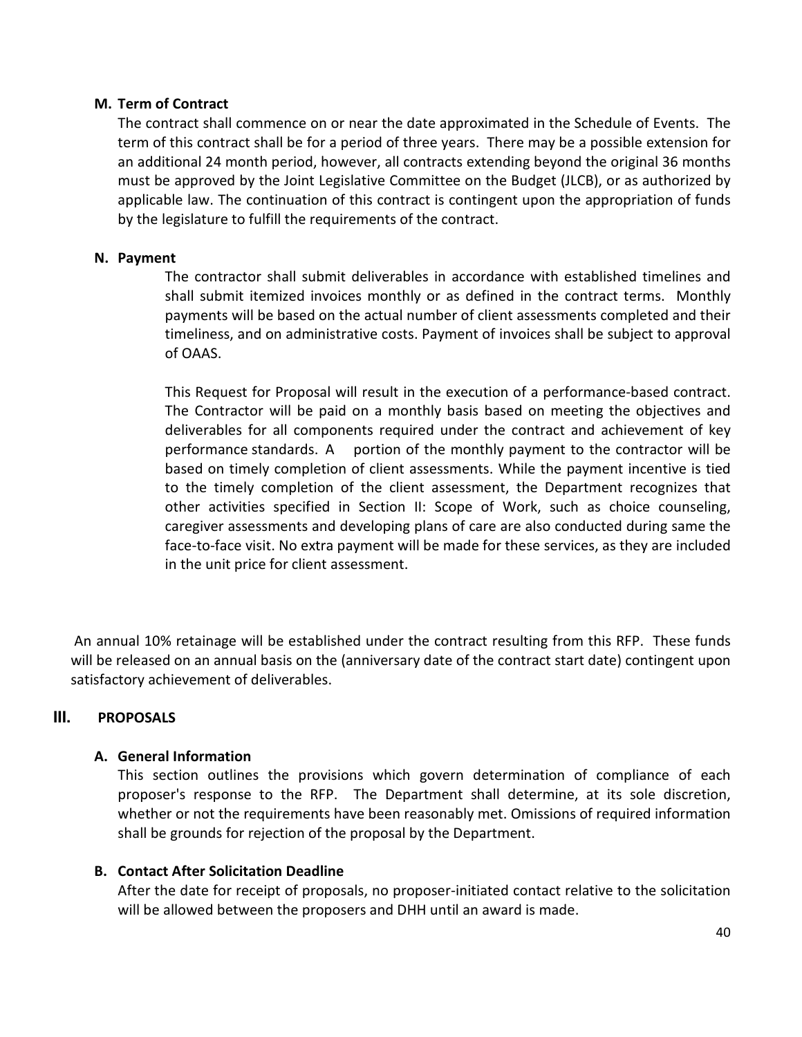**M. Term of Contract**

The contract shall commence on or near the date approximated in the Schedule of Events. The term of this contract shall be for a period of three years. There may be a possible extension for an additional 24 month period, however, all contracts extending beyond the original 36 months must be approved by the Joint Legislative Committee on the Budget (JLCB), or as authorized by applicable law. The continuation of this contract is contingent upon the appropriation of funds by the legislature to fulfill the requirements of the contract.

**N. Payment**

The contractor shall submit deliverables in accordance with established timelines and shall submit itemized invoices monthly or as defined in the contract terms. Monthly payments will be based on the actual number of client assessments completed and their timeliness, and on administrative costs. Payment of invoices shall be subject to approval of OAAS.

This Request for Proposal will result in the execution of a performance-based contract. The Contractor will be paid on a monthly basis based on meeting the objectives and deliverables for all components required under the contract and achievement of key performance standards. A portion of the monthly payment to the contractor will be based on timely completion of client assessments. While the payment incentive is tied to the timely completion of the client assessment, the Department recognizes that other activities specified in Section II: Scope of Work, such as choice counseling, caregiver assessments and developing plans of care are also conducted during same the face-to-face visit. No extra payment will be made for these services, as they are included in the unit price for client assessment.

An annual 10% retainage will be established under the contract resulting from this RFP. These funds will be released on an annual basis on the (anniversary date of the contract start date) contingent upon satisfactory achievement of deliverables.

## III. PROPOSALS

**A. General Information**

This section outlines the provisions which govern determination of compliance of each proposer's response to the RFP. The Department shall determine, at its sole discretion, whether or not the requirements have been reasonably met. Omissions of required information shall be grounds for rejection of the proposal by the Department.

**B. Contact After Solicitation Deadline**

After the date for receipt of proposals, no proposer-initiated contact relative to the solicitation will be allowed between the proposers and DHH until an award is made.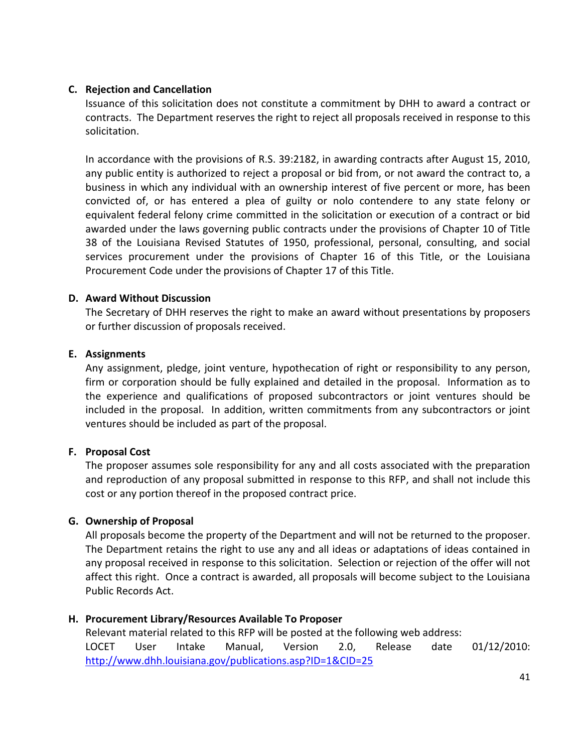**C. Rejection and Cancellation**

Issuance of this solicitation does not constitute a commitment by DHH to award a contract or contracts. The Department reserves the right to reject all proposals received in response to this solicitation.

In accordance with the provisions of R.S. 39:2182, in awarding contracts after August 15, 2010, any public entity is authorized to reject a proposal or bid from, or not award the contract to, a business in which any individual with an ownership interest of five percent or more, has been convicted of, or has entered a plea of guilty or nolo contendere to any state felony or equivalent federal felony crime committed in the solicitation or execution of a contract or bid awarded under the laws governing public contracts under the provisions of Chapter 10 of Title 38 of the Louisiana Revised Statutes of 1950, professional, personal, consulting, and social services procurement under the provisions of Chapter 16 of this Title, or the Louisiana Procurement Code under the provisions of Chapter 17 of this Title.

**D. Award Without Discussion**

The Secretary of DHH reserves the right to make an award without presentations by proposers or further discussion of proposals received.

**E. Assignments**

Any assignment, pledge, joint venture, hypothecation of right or responsibility to any person, firm or corporation should be fully explained and detailed in the proposal. Information as to the experience and qualifications of proposed subcontractors or joint ventures should be included in the proposal. In addition, written commitments from any subcontractors or joint ventures should be included as part of the proposal.

**F. Proposal Cost**

The proposer assumes sole responsibility for any and all costs associated with the preparation and reproduction of any proposal submitted in response to this RFP, and shall not include this cost or any portion thereof in the proposed contract price.

**G. Ownership of Proposal**

All proposals become the property of the Department and will not be returned to the proposer. The Department retains the right to use any and all ideas or adaptations of ideas contained in any proposal received in response to this solicitation. Selection or rejection of the offer will not affect this right. Once a contract is awarded, all proposals will become subject to the Louisiana Public Records Act.

**H. Procurement Library/Resources Available To Proposer**

Relevant material related to this RFP will be posted at the following web address:
LOCET User Intake Manual, Version 2.0, Release date 01/12/2010: http://www.dhh.louisiana.gov/publications.asp?ID=1&CID=25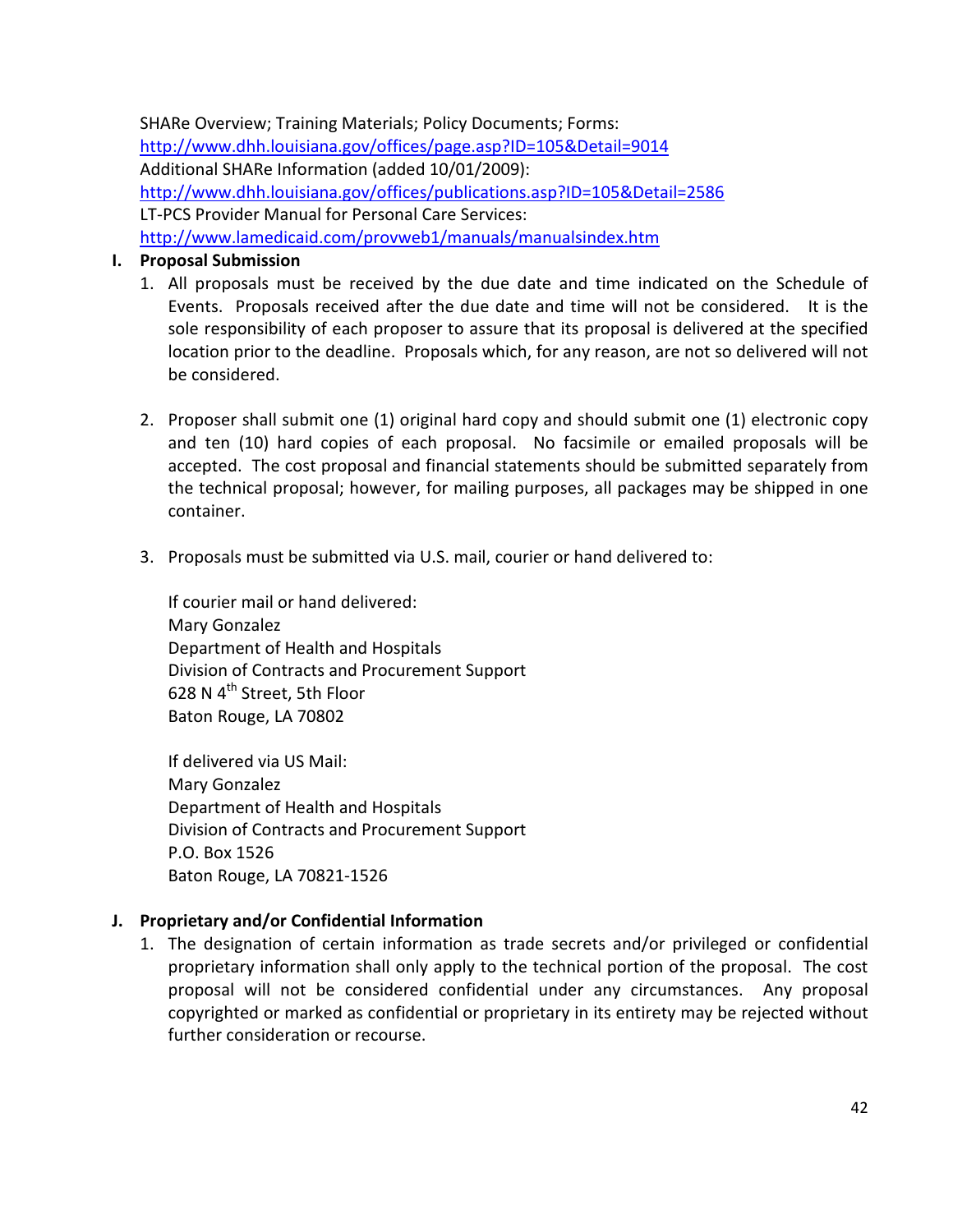SHARe Overview; Training Materials; Policy Documents; Forms:
[http://www.dhh.louisiana.gov/offices/page.asp?ID=105&Detail=9014](http://www.dhh.louisiana.gov/offices/page.asp?ID=105&Detail=9014)
Additional SHARe Information (added 10/01/2009):
[http://www.dhh.louisiana.gov/offices/publications.asp?ID=105&Detail=2586](http://www.dhh.louisiana.gov/offices/publications.asp?ID=105&Detail=2586)
LT-PCS Provider Manual for Personal Care Services:
[http://www.lamedicaid.com/provweb1/manuals/manualsindex.htm](http://www.lamedicaid.com/provweb1/manuals/manualsindex.htm)

**I. Proposal Submission**

1. All proposals must be received by the due date and time indicated on the Schedule of Events. Proposals received after the due date and time will not be considered. It is the sole responsibility of each proposer to assure that its proposal is delivered at the specified location prior to the deadline. Proposals which, for any reason, are not so delivered will not be considered.

2. Proposer shall submit one (1) original hard copy and should submit one (1) electronic copy and ten (10) hard copies of each proposal. No facsimile or emailed proposals will be accepted. The cost proposal and financial statements should be submitted separately from the technical proposal; however, for mailing purposes, all packages may be shipped in one container.

3. Proposals must be submitted via U.S. mail, courier or hand delivered to:

   If courier mail or hand delivered:
   Mary Gonzalez
   Department of Health and Hospitals
   Division of Contracts and Procurement Support
   628 N 4th Street, 5th Floor
   Baton Rouge, LA 70802

   If delivered via US Mail:
   Mary Gonzalez
   Department of Health and Hospitals
   Division of Contracts and Procurement Support
   P.O. Box 1526
   Baton Rouge, LA 70821-1526

**J. Proprietary and/or Confidential Information**

1. The designation of certain information as trade secrets and/or privileged or confidential proprietary information shall only apply to the technical portion of the proposal. The cost proposal will not be considered confidential under any circumstances. Any proposal copyrighted or marked as confidential or proprietary in its entirety may be rejected without further consideration or recourse.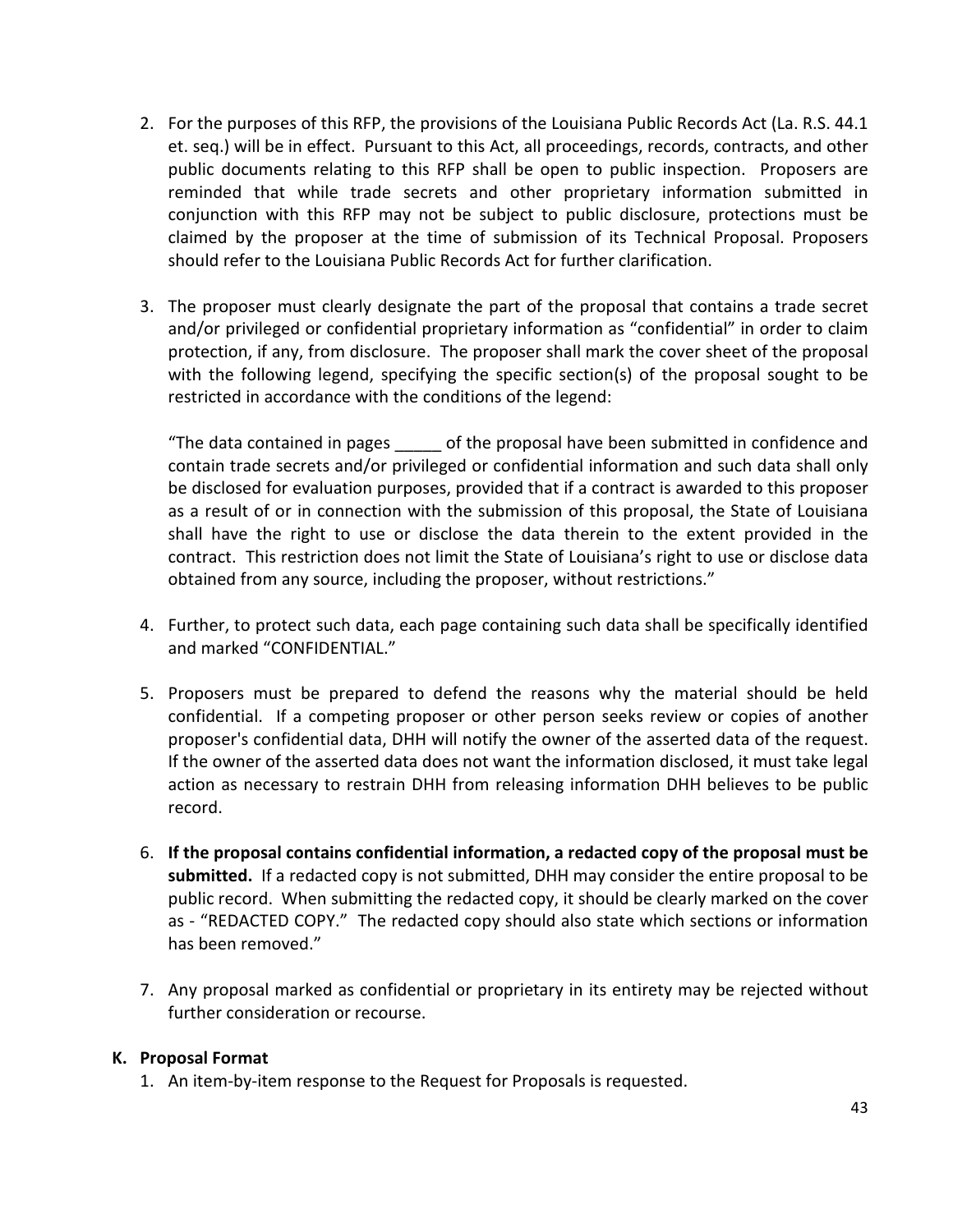2. For the purposes of this RFP, the provisions of the Louisiana Public Records Act (La. R.S. 44.1 et. seq.) will be in effect. Pursuant to this Act, all proceedings, records, contracts, and other public documents relating to this RFP shall be open to public inspection. Proposers are reminded that while trade secrets and other proprietary information submitted in conjunction with this RFP may not be subject to public disclosure, protections must be claimed by the proposer at the time of submission of its Technical Proposal. Proposers should refer to the Louisiana Public Records Act for further clarification.

3. The proposer must clearly designate the part of the proposal that contains a trade secret and/or privileged or confidential proprietary information as "confidential" in order to claim protection, if any, from disclosure. The proposer shall mark the cover sheet of the proposal with the following legend, specifying the specific section(s) of the proposal sought to be restricted in accordance with the conditions of the legend:

   "The data contained in pages _____ of the proposal have been submitted in confidence and contain trade secrets and/or privileged or confidential information and such data shall only be disclosed for evaluation purposes, provided that if a contract is awarded to this proposer as a result of or in connection with the submission of this proposal, the State of Louisiana shall have the right to use or disclose the data therein to the extent provided in the contract. This restriction does not limit the State of Louisiana's right to use or disclose data obtained from any source, including the proposer, without restrictions."

4. Further, to protect such data, each page containing such data shall be specifically identified and marked "CONFIDENTIAL."

5. Proposers must be prepared to defend the reasons why the material should be held confidential. If a competing proposer or other person seeks review or copies of another proposer's confidential data, DHH will notify the owner of the asserted data of the request. If the owner of the asserted data does not want the information disclosed, it must take legal action as necessary to restrain DHH from releasing information DHH believes to be public record.

6. **If the proposal contains confidential information, a redacted copy of the proposal must be submitted.** If a redacted copy is not submitted, DHH may consider the entire proposal to be public record. When submitting the redacted copy, it should be clearly marked on the cover as - "REDACTED COPY." The redacted copy should also state which sections or information has been removed."

7. Any proposal marked as confidential or proprietary in its entirety may be rejected without further consideration or recourse.

**K. Proposal Format**

1. An item-by-item response to the Request for Proposals is requested.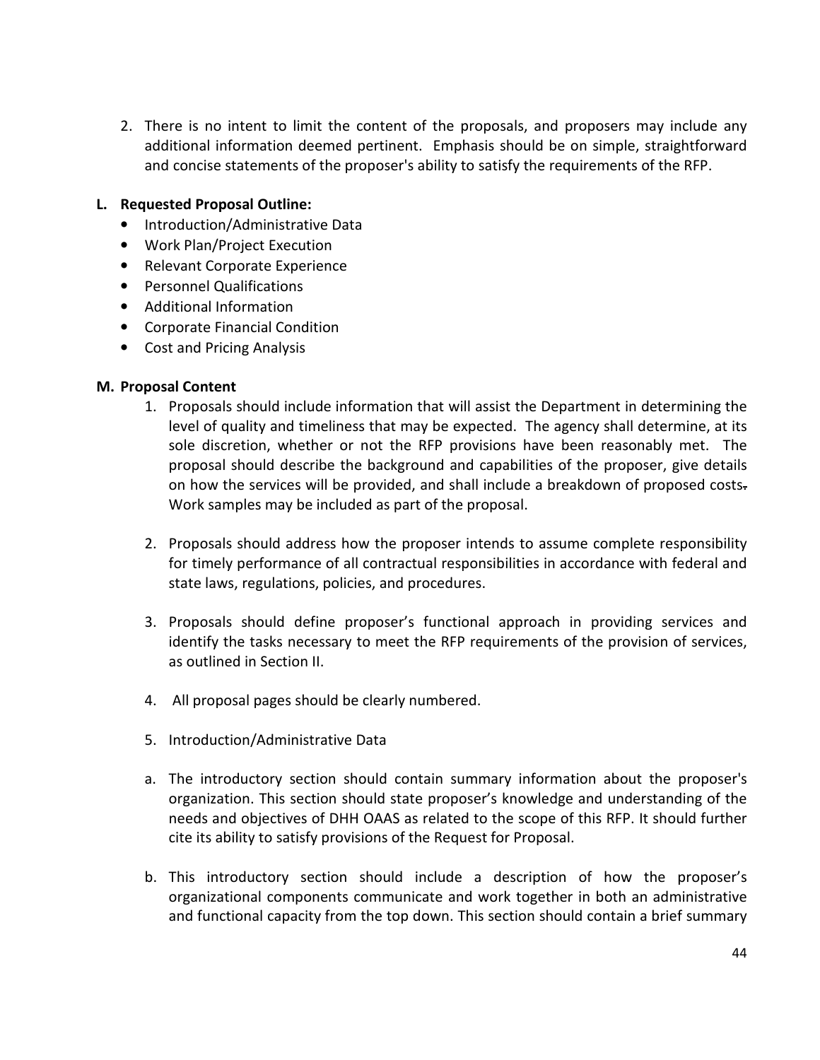2. There is no intent to limit the content of the proposals, and proposers may include any additional information deemed pertinent. Emphasis should be on simple, straightforward and concise statements of the proposer's ability to satisfy the requirements of the RFP.

**L. Requested Proposal Outline:**

- Introduction/Administrative Data
- Work Plan/Project Execution
- Relevant Corporate Experience
- Personnel Qualifications
- Additional Information
- Corporate Financial Condition
- Cost and Pricing Analysis

**M. Proposal Content**

1. Proposals should include information that will assist the Department in determining the level of quality and timeliness that may be expected. The agency shall determine, at its sole discretion, whether or not the RFP provisions have been reasonably met. The proposal should describe the background and capabilities of the proposer, give details on how the services will be provided, and shall include a breakdown of proposed costs. Work samples may be included as part of the proposal.

2. Proposals should address how the proposer intends to assume complete responsibility for timely performance of all contractual responsibilities in accordance with federal and state laws, regulations, policies, and procedures.

3. Proposals should define proposer's functional approach in providing services and identify the tasks necessary to meet the RFP requirements of the provision of services, as outlined in Section II.

4. All proposal pages should be clearly numbered.

5. Introduction/Administrative Data

a. The introductory section should contain summary information about the proposer's organization. This section should state proposer's knowledge and understanding of the needs and objectives of DHH OAAS as related to the scope of this RFP. It should further cite its ability to satisfy provisions of the Request for Proposal.

b. This introductory section should include a description of how the proposer's organizational components communicate and work together in both an administrative and functional capacity from the top down. This section should contain a brief summary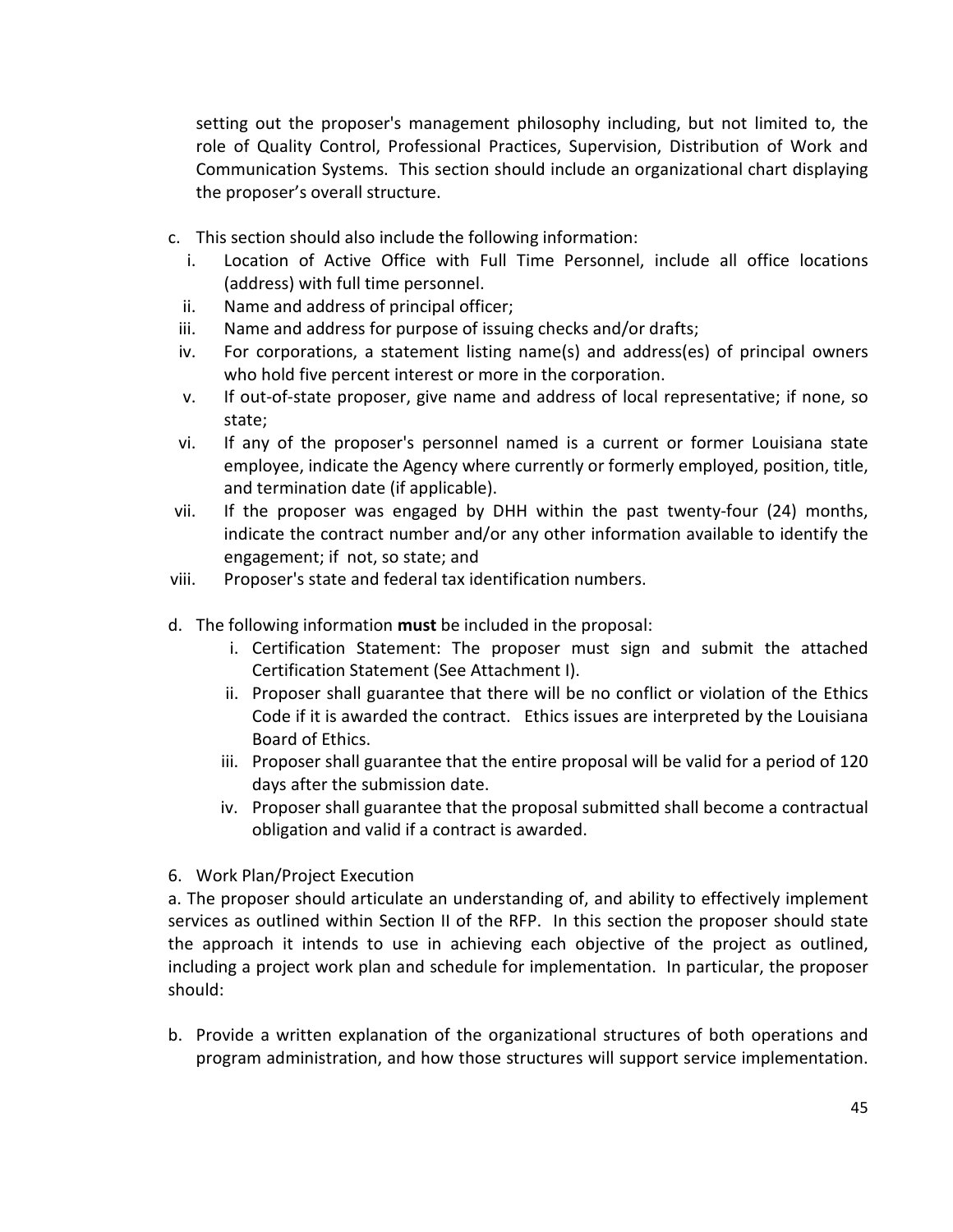setting out the proposer's management philosophy including, but not limited to, the role of Quality Control, Professional Practices, Supervision, Distribution of Work and Communication Systems. This section should include an organizational chart displaying the proposer's overall structure.

c. This section should also include the following information:
   i. Location of Active Office with Full Time Personnel, include all office locations (address) with full time personnel.
   ii. Name and address of principal officer;
   iii. Name and address for purpose of issuing checks and/or drafts;
   iv. For corporations, a statement listing name(s) and address(es) of principal owners who hold five percent interest or more in the corporation.
   v. If out-of-state proposer, give name and address of local representative; if none, so state;
   vi. If any of the proposer's personnel named is a current or former Louisiana state employee, indicate the Agency where currently or formerly employed, position, title, and termination date (if applicable).
   vii. If the proposer was engaged by DHH within the past twenty-four (24) months, indicate the contract number and/or any other information available to identify the engagement; if not, so state; and
   viii. Proposer's state and federal tax identification numbers.

d. The following information **must** be included in the proposal:
   i. Certification Statement: The proposer must sign and submit the attached Certification Statement (See Attachment I).
   ii. Proposer shall guarantee that there will be no conflict or violation of the Ethics Code if it is awarded the contract. Ethics issues are interpreted by the Louisiana Board of Ethics.
   iii. Proposer shall guarantee that the entire proposal will be valid for a period of 120 days after the submission date.
   iv. Proposer shall guarantee that the proposal submitted shall become a contractual obligation and valid if a contract is awarded.

6. Work Plan/Project Execution

a. The proposer should articulate an understanding of, and ability to effectively implement services as outlined within Section II of the RFP. In this section the proposer should state the approach it intends to use in achieving each objective of the project as outlined, including a project work plan and schedule for implementation. In particular, the proposer should:

b. Provide a written explanation of the organizational structures of both operations and program administration, and how those structures will support service implementation.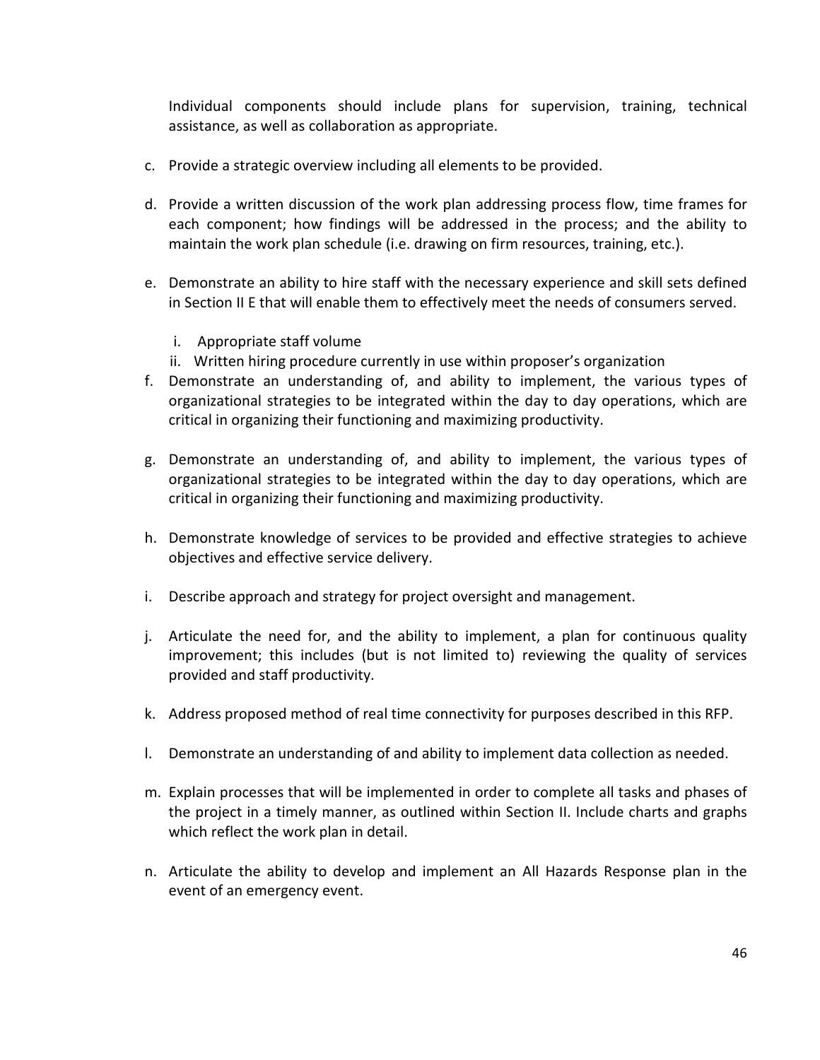Individual components should include plans for supervision, training, technical assistance, as well as collaboration as appropriate.

c. Provide a strategic overview including all elements to be provided.

d. Provide a written discussion of the work plan addressing process flow, time frames for each component; how findings will be addressed in the process; and the ability to maintain the work plan schedule (i.e. drawing on firm resources, training, etc.).

e. Demonstrate an ability to hire staff with the necessary experience and skill sets defined in Section II E that will enable them to effectively meet the needs of consumers served.

   i. Appropriate staff volume
   ii. Written hiring procedure currently in use within proposer's organization

f. Demonstrate an understanding of, and ability to implement, the various types of organizational strategies to be integrated within the day to day operations, which are critical in organizing their functioning and maximizing productivity.

g. Demonstrate an understanding of, and ability to implement, the various types of organizational strategies to be integrated within the day to day operations, which are critical in organizing their functioning and maximizing productivity.

h. Demonstrate knowledge of services to be provided and effective strategies to achieve objectives and effective service delivery.

i. Describe approach and strategy for project oversight and management.

j. Articulate the need for, and the ability to implement, a plan for continuous quality improvement; this includes (but is not limited to) reviewing the quality of services provided and staff productivity.

k. Address proposed method of real time connectivity for purposes described in this RFP.

l. Demonstrate an understanding of and ability to implement data collection as needed.

m. Explain processes that will be implemented in order to complete all tasks and phases of the project in a timely manner, as outlined within Section II. Include charts and graphs which reflect the work plan in detail.

n. Articulate the ability to develop and implement an All Hazards Response plan in the event of an emergency event.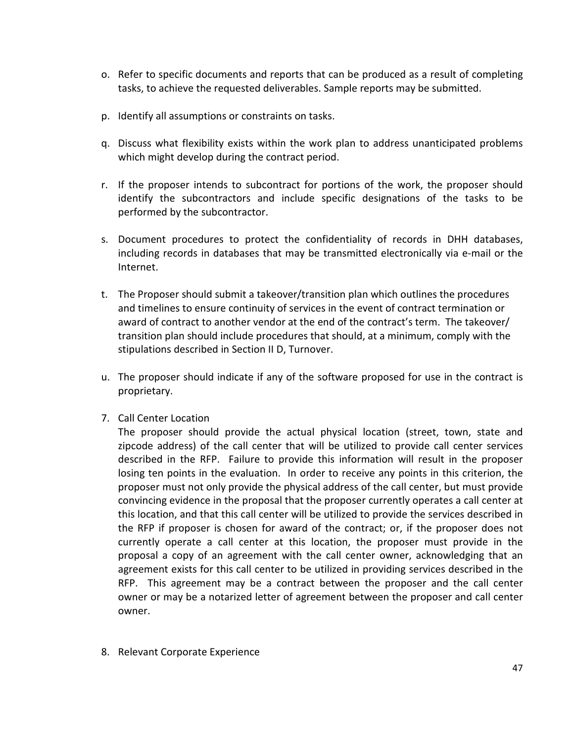o. Refer to specific documents and reports that can be produced as a result of completing tasks, to achieve the requested deliverables. Sample reports may be submitted.

p. Identify all assumptions or constraints on tasks.

q. Discuss what flexibility exists within the work plan to address unanticipated problems which might develop during the contract period.

r. If the proposer intends to subcontract for portions of the work, the proposer should identify the subcontractors and include specific designations of the tasks to be performed by the subcontractor.

s. Document procedures to protect the confidentiality of records in DHH databases, including records in databases that may be transmitted electronically via e-mail or the Internet.

t. The Proposer should submit a takeover/transition plan which outlines the procedures and timelines to ensure continuity of services in the event of contract termination or award of contract to another vendor at the end of the contract's term. The takeover/ transition plan should include procedures that should, at a minimum, comply with the stipulations described in Section II D, Turnover.

u. The proposer should indicate if any of the software proposed for use in the contract is proprietary.

7. Call Center Location

   The proposer should provide the actual physical location (street, town, state and zipcode address) of the call center that will be utilized to provide call center services described in the RFP. Failure to provide this information will result in the proposer losing ten points in the evaluation. In order to receive any points in this criterion, the proposer must not only provide the physical address of the call center, but must provide convincing evidence in the proposal that the proposer currently operates a call center at this location, and that this call center will be utilized to provide the services described in the RFP if proposer is chosen for award of the contract; or, if the proposer does not currently operate a call center at this location, the proposer must provide in the proposal a copy of an agreement with the call center owner, acknowledging that an agreement exists for this call center to be utilized in providing services described in the RFP. This agreement may be a contract between the proposer and the call center owner or may be a notarized letter of agreement between the proposer and call center owner.

8. Relevant Corporate Experience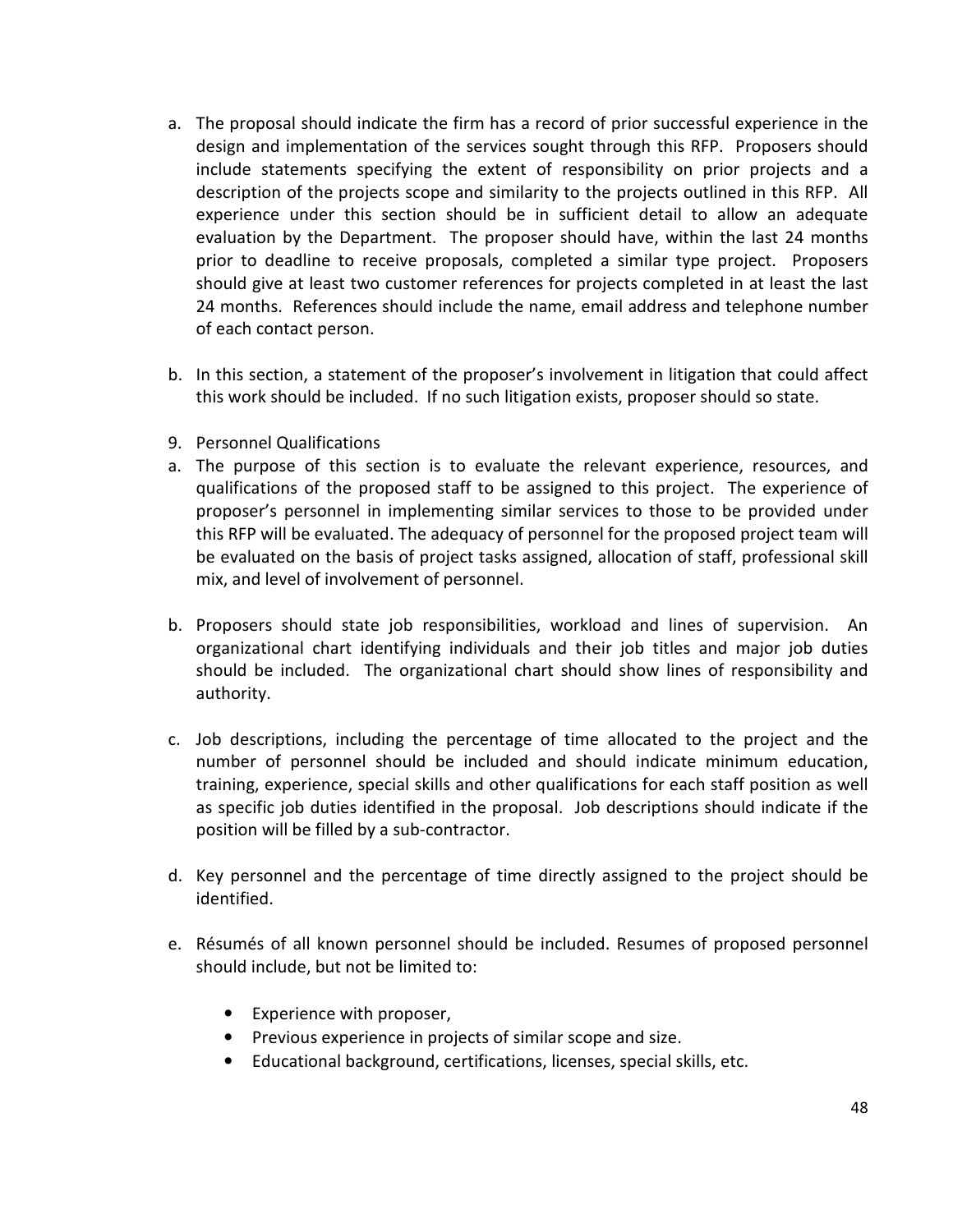a. The proposal should indicate the firm has a record of prior successful experience in the design and implementation of the services sought through this RFP. Proposers should include statements specifying the extent of responsibility on prior projects and a description of the projects scope and similarity to the projects outlined in this RFP. All experience under this section should be in sufficient detail to allow an adequate evaluation by the Department. The proposer should have, within the last 24 months prior to deadline to receive proposals, completed a similar type project. Proposers should give at least two customer references for projects completed in at least the last 24 months. References should include the name, email address and telephone number of each contact person.

b. In this section, a statement of the proposer's involvement in litigation that could affect this work should be included. If no such litigation exists, proposer should so state.

9. Personnel Qualifications

a. The purpose of this section is to evaluate the relevant experience, resources, and qualifications of the proposed staff to be assigned to this project. The experience of proposer's personnel in implementing similar services to those to be provided under this RFP will be evaluated. The adequacy of personnel for the proposed project team will be evaluated on the basis of project tasks assigned, allocation of staff, professional skill mix, and level of involvement of personnel.

b. Proposers should state job responsibilities, workload and lines of supervision. An organizational chart identifying individuals and their job titles and major job duties should be included. The organizational chart should show lines of responsibility and authority.

c. Job descriptions, including the percentage of time allocated to the project and the number of personnel should be included and should indicate minimum education, training, experience, special skills and other qualifications for each staff position as well as specific job duties identified in the proposal. Job descriptions should indicate if the position will be filled by a sub-contractor.

d. Key personnel and the percentage of time directly assigned to the project should be identified.

e. Résumés of all known personnel should be included. Resumes of proposed personnel should include, but not be limited to:

- Experience with proposer,
- Previous experience in projects of similar scope and size.
- Educational background, certifications, licenses, special skills, etc.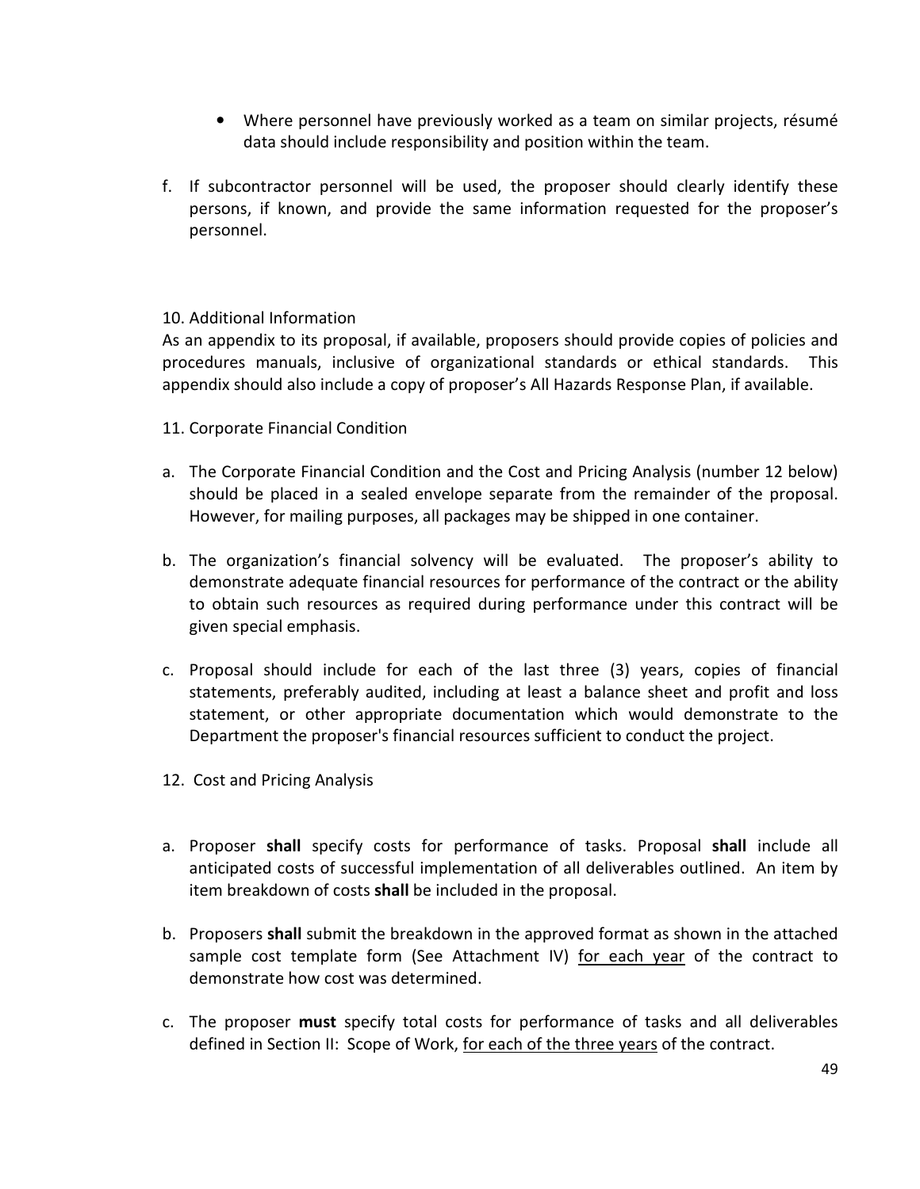- Where personnel have previously worked as a team on similar projects, résumé data should include responsibility and position within the team.

f. If subcontractor personnel will be used, the proposer should clearly identify these persons, if known, and provide the same information requested for the proposer's personnel.

10. Additional Information

As an appendix to its proposal, if available, proposers should provide copies of policies and procedures manuals, inclusive of organizational standards or ethical standards. This appendix should also include a copy of proposer's All Hazards Response Plan, if available.

11. Corporate Financial Condition

a. The Corporate Financial Condition and the Cost and Pricing Analysis (number 12 below) should be placed in a sealed envelope separate from the remainder of the proposal. However, for mailing purposes, all packages may be shipped in one container.

b. The organization's financial solvency will be evaluated. The proposer's ability to demonstrate adequate financial resources for performance of the contract or the ability to obtain such resources as required during performance under this contract will be given special emphasis.

c. Proposal should include for each of the last three (3) years, copies of financial statements, preferably audited, including at least a balance sheet and profit and loss statement, or other appropriate documentation which would demonstrate to the Department the proposer's financial resources sufficient to conduct the project.

12. Cost and Pricing Analysis

a. Proposer **shall** specify costs for performance of tasks. Proposal **shall** include all anticipated costs of successful implementation of all deliverables outlined. An item by item breakdown of costs **shall** be included in the proposal.

b. Proposers **shall** submit the breakdown in the approved format as shown in the attached sample cost template form (See Attachment IV) for each year of the contract to demonstrate how cost was determined.

c. The proposer **must** specify total costs for performance of tasks and all deliverables defined in Section II: Scope of Work, for each of the three years of the contract.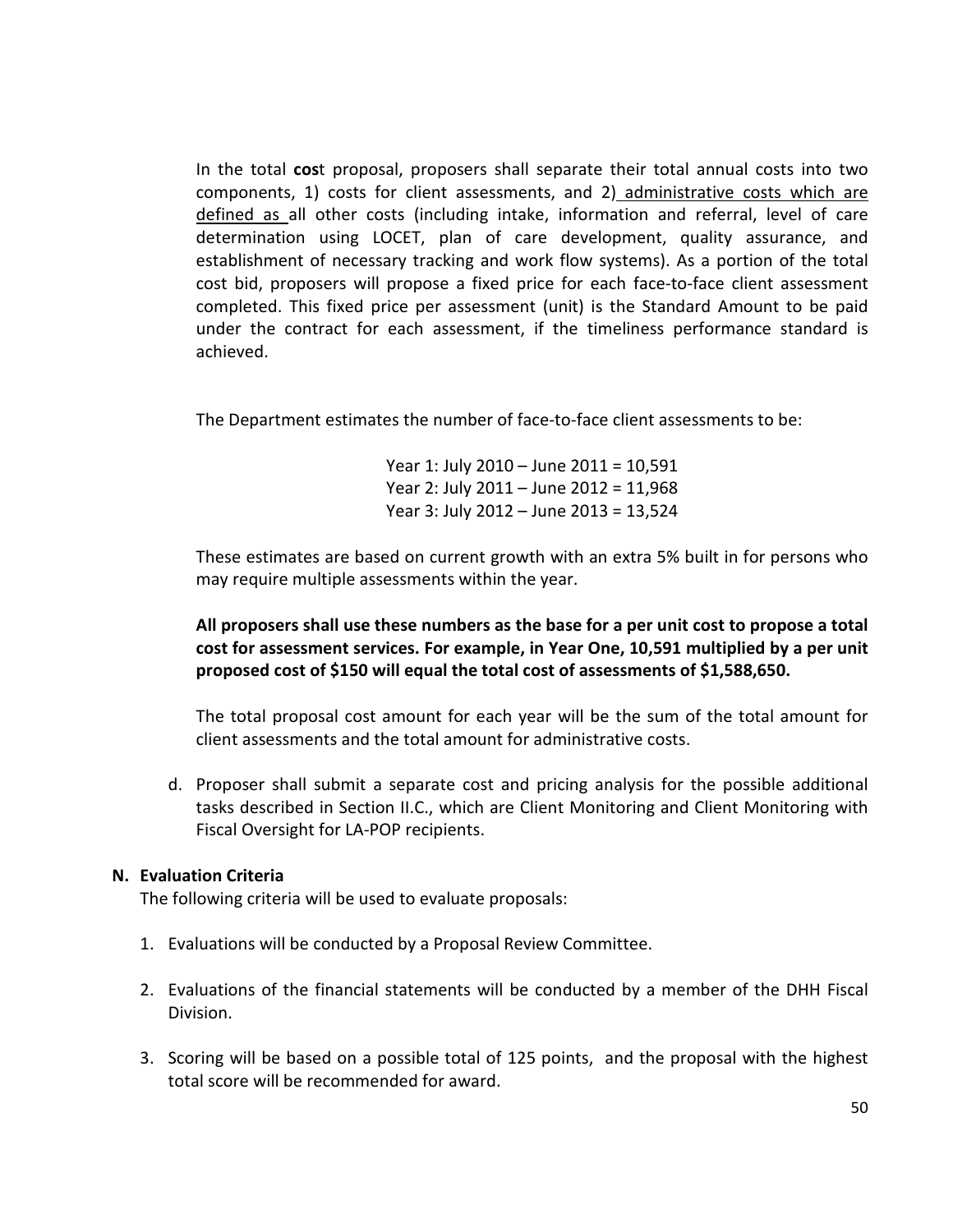In the total **cos**t proposal, proposers shall separate their total annual costs into two components, 1) costs for client assessments, and 2) administrative costs which are defined as all other costs (including intake, information and referral, level of care determination using LOCET, plan of care development, quality assurance, and establishment of necessary tracking and work flow systems). As a portion of the total cost bid, proposers will propose a fixed price for each face-to-face client assessment completed. This fixed price per assessment (unit) is the Standard Amount to be paid under the contract for each assessment, if the timeliness performance standard is achieved.

The Department estimates the number of face-to-face client assessments to be:

Year 1: July 2010 – June 2011 = 10,591
Year 2: July 2011 – June 2012 = 11,968
Year 3: July 2012 – June 2013 = 13,524

These estimates are based on current growth with an extra 5% built in for persons who may require multiple assessments within the year.

**All proposers shall use these numbers as the base for a per unit cost to propose a total cost for assessment services. For example, in Year One, 10,591 multiplied by a per unit proposed cost of $150 will equal the total cost of assessments of $1,588,650.**

The total proposal cost amount for each year will be the sum of the total amount for client assessments and the total amount for administrative costs.

d. Proposer shall submit a separate cost and pricing analysis for the possible additional tasks described in Section II.C., which are Client Monitoring and Client Monitoring with Fiscal Oversight for LA-POP recipients.

**N. Evaluation Criteria**

The following criteria will be used to evaluate proposals:

1. Evaluations will be conducted by a Proposal Review Committee.
2. Evaluations of the financial statements will be conducted by a member of the DHH Fiscal Division.
3. Scoring will be based on a possible total of 125 points, and the proposal with the highest total score will be recommended for award.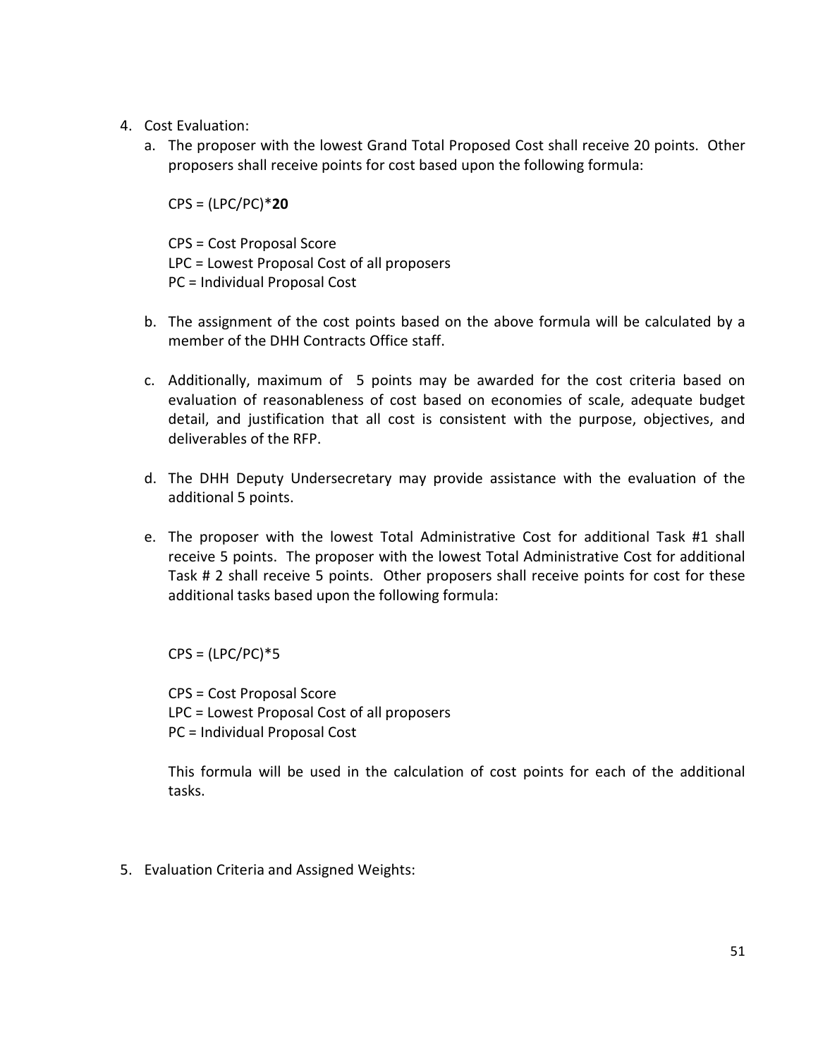4. Cost Evaluation:
   a. The proposer with the lowest Grand Total Proposed Cost shall receive 20 points. Other proposers shall receive points for cost based upon the following formula:

      CPS = (LPC/PC)***20**

      CPS = Cost Proposal Score
      LPC = Lowest Proposal Cost of all proposers
      PC = Individual Proposal Cost

   b. The assignment of the cost points based on the above formula will be calculated by a member of the DHH Contracts Office staff.

   c. Additionally, maximum of 5 points may be awarded for the cost criteria based on evaluation of reasonableness of cost based on economies of scale, adequate budget detail, and justification that all cost is consistent with the purpose, objectives, and deliverables of the RFP.

   d. The DHH Deputy Undersecretary may provide assistance with the evaluation of the additional 5 points.

   e. The proposer with the lowest Total Administrative Cost for additional Task #1 shall receive 5 points. The proposer with the lowest Total Administrative Cost for additional Task # 2 shall receive 5 points. Other proposers shall receive points for cost for these additional tasks based upon the following formula:

      CPS = (LPC/PC)*5

      CPS = Cost Proposal Score
      LPC = Lowest Proposal Cost of all proposers
      PC = Individual Proposal Cost

      This formula will be used in the calculation of cost points for each of the additional tasks.

5. Evaluation Criteria and Assigned Weights: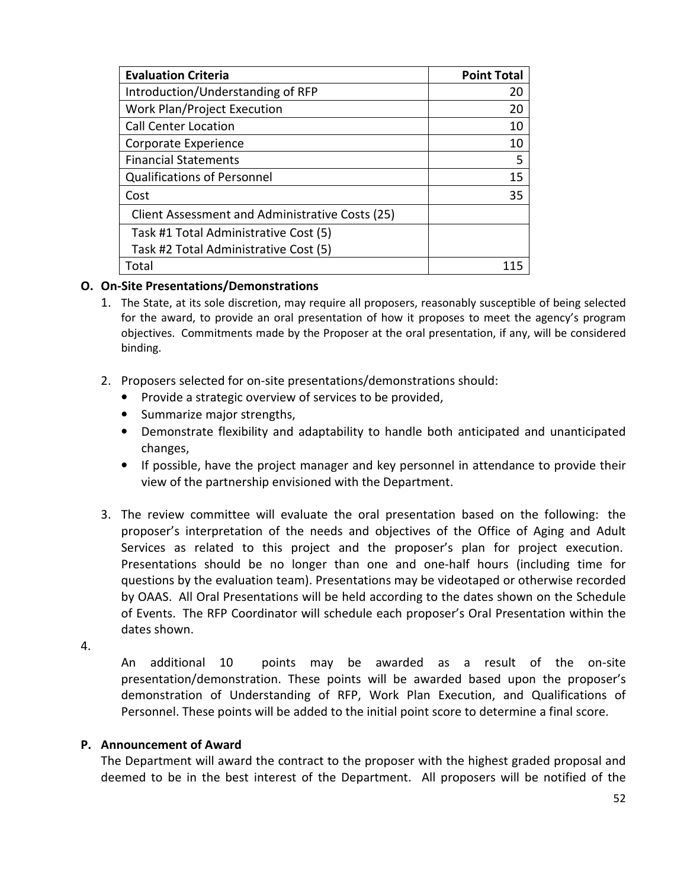| Evaluation Criteria | Point Total |
|---|---|
| Introduction/Understanding of RFP | 20 |
| Work Plan/Project Execution | 20 |
| Call Center Location | 10 |
| Corporate Experience | 10 |
| Financial Statements | 5 |
| Qualifications of Personnel | 15 |
| Cost | 35 |
| Client Assessment and Administrative Costs (25) | |
| Task #1 Total Administrative Cost (5)<br>Task #2 Total Administrative Cost (5) | |
| Total | 115 |

**O. On-Site Presentations/Demonstrations**

1. The State, at its sole discretion, may require all proposers, reasonably susceptible of being selected for the award, to provide an oral presentation of how it proposes to meet the agency's program objectives. Commitments made by the Proposer at the oral presentation, if any, will be considered binding.

2. Proposers selected for on-site presentations/demonstrations should:
   - Provide a strategic overview of services to be provided,
   - Summarize major strengths,
   - Demonstrate flexibility and adaptability to handle both anticipated and unanticipated changes,
   - If possible, have the project manager and key personnel in attendance to provide their view of the partnership envisioned with the Department.

3. The review committee will evaluate the oral presentation based on the following: the proposer's interpretation of the needs and objectives of the Office of Aging and Adult Services as related to this project and the proposer's plan for project execution. Presentations should be no longer than one and one-half hours (including time for questions by the evaluation team). Presentations may be videotaped or otherwise recorded by OAAS. All Oral Presentations will be held according to the dates shown on the Schedule of Events. The RFP Coordinator will schedule each proposer's Oral Presentation within the dates shown.

4. An additional 10 points may be awarded as a result of the on-site presentation/demonstration. These points will be awarded based upon the proposer's demonstration of Understanding of RFP, Work Plan Execution, and Qualifications of Personnel. These points will be added to the initial point score to determine a final score.

**P. Announcement of Award**

The Department will award the contract to the proposer with the highest graded proposal and deemed to be in the best interest of the Department. All proposers will be notified of the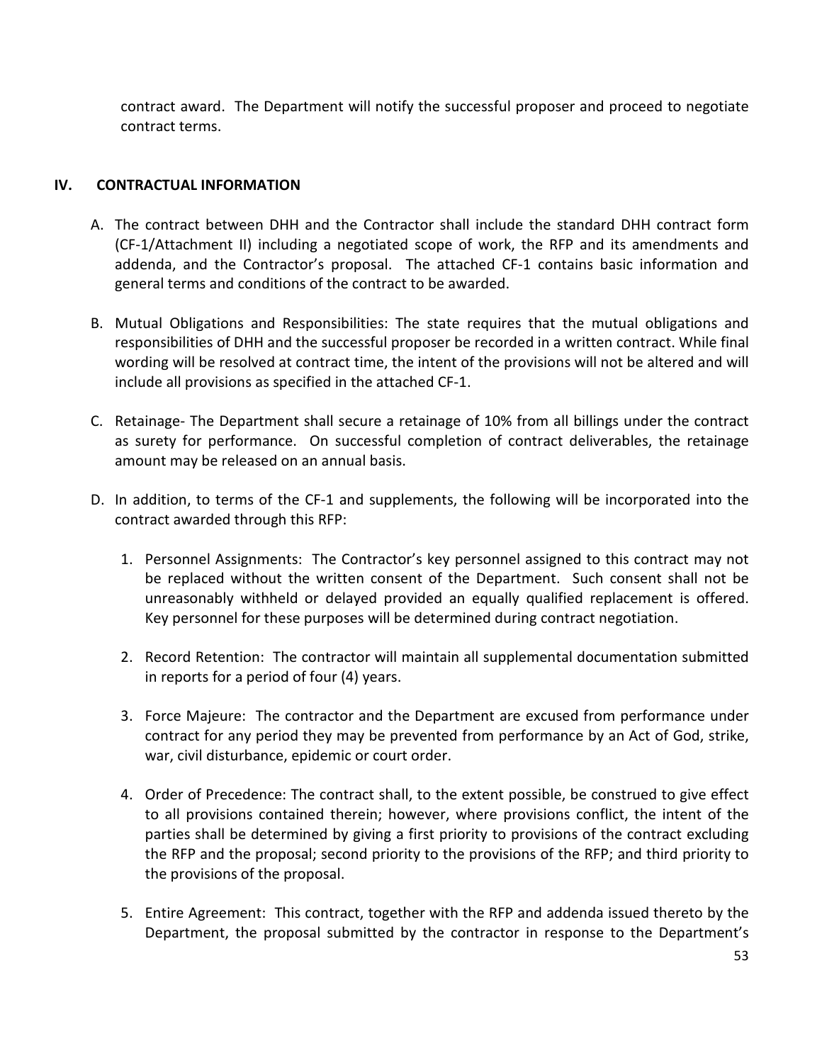contract award. The Department will notify the successful proposer and proceed to negotiate contract terms.

## IV. CONTRACTUAL INFORMATION

A. The contract between DHH and the Contractor shall include the standard DHH contract form (CF-1/Attachment II) including a negotiated scope of work, the RFP and its amendments and addenda, and the Contractor's proposal. The attached CF-1 contains basic information and general terms and conditions of the contract to be awarded.

B. Mutual Obligations and Responsibilities: The state requires that the mutual obligations and responsibilities of DHH and the successful proposer be recorded in a written contract. While final wording will be resolved at contract time, the intent of the provisions will not be altered and will include all provisions as specified in the attached CF-1.

C. Retainage- The Department shall secure a retainage of 10% from all billings under the contract as surety for performance. On successful completion of contract deliverables, the retainage amount may be released on an annual basis.

D. In addition, to terms of the CF-1 and supplements, the following will be incorporated into the contract awarded through this RFP:

   1. Personnel Assignments: The Contractor's key personnel assigned to this contract may not be replaced without the written consent of the Department. Such consent shall not be unreasonably withheld or delayed provided an equally qualified replacement is offered. Key personnel for these purposes will be determined during contract negotiation.

   2. Record Retention: The contractor will maintain all supplemental documentation submitted in reports for a period of four (4) years.

   3. Force Majeure: The contractor and the Department are excused from performance under contract for any period they may be prevented from performance by an Act of God, strike, war, civil disturbance, epidemic or court order.

   4. Order of Precedence: The contract shall, to the extent possible, be construed to give effect to all provisions contained therein; however, where provisions conflict, the intent of the parties shall be determined by giving a first priority to provisions of the contract excluding the RFP and the proposal; second priority to the provisions of the RFP; and third priority to the provisions of the proposal.

   5. Entire Agreement: This contract, together with the RFP and addenda issued thereto by the Department, the proposal submitted by the contractor in response to the Department's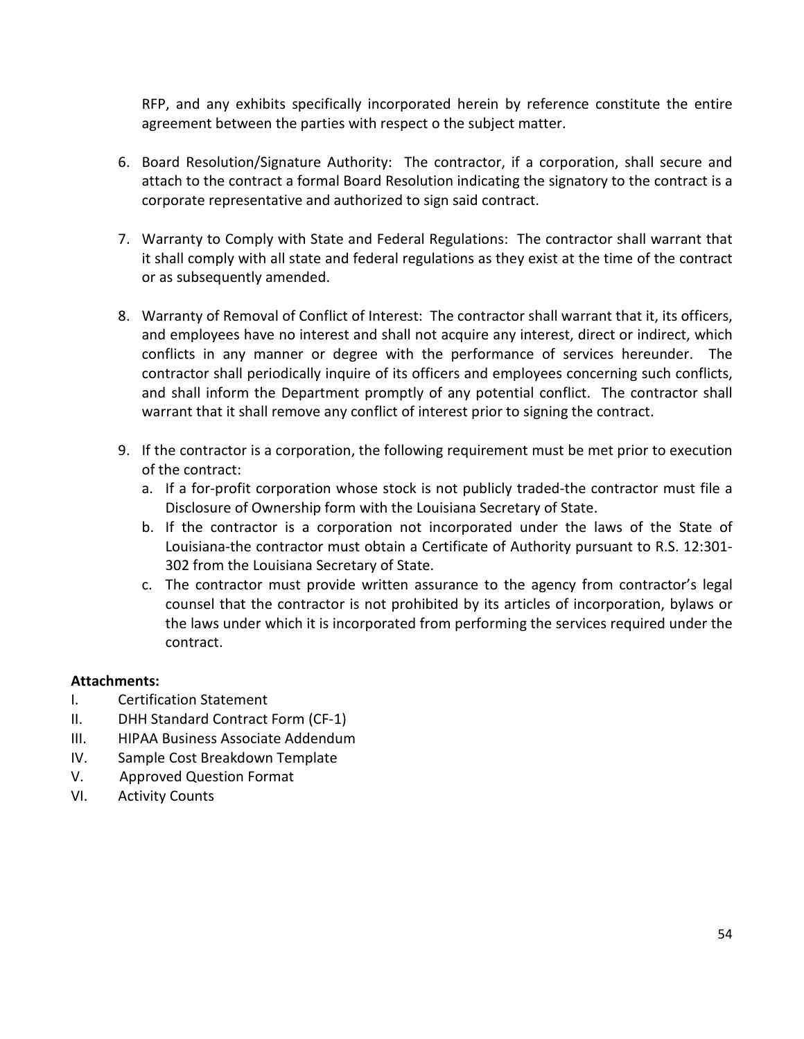RFP, and any exhibits specifically incorporated herein by reference constitute the entire agreement between the parties with respect o the subject matter.

6. Board Resolution/Signature Authority: The contractor, if a corporation, shall secure and attach to the contract a formal Board Resolution indicating the signatory to the contract is a corporate representative and authorized to sign said contract.

7. Warranty to Comply with State and Federal Regulations: The contractor shall warrant that it shall comply with all state and federal regulations as they exist at the time of the contract or as subsequently amended.

8. Warranty of Removal of Conflict of Interest: The contractor shall warrant that it, its officers, and employees have no interest and shall not acquire any interest, direct or indirect, which conflicts in any manner or degree with the performance of services hereunder. The contractor shall periodically inquire of its officers and employees concerning such conflicts, and shall inform the Department promptly of any potential conflict. The contractor shall warrant that it shall remove any conflict of interest prior to signing the contract.

9. If the contractor is a corporation, the following requirement must be met prior to execution of the contract:
   a. If a for-profit corporation whose stock is not publicly traded-the contractor must file a Disclosure of Ownership form with the Louisiana Secretary of State.
   b. If the contractor is a corporation not incorporated under the laws of the State of Louisiana-the contractor must obtain a Certificate of Authority pursuant to R.S. 12:301-302 from the Louisiana Secretary of State.
   c. The contractor must provide written assurance to the agency from contractor's legal counsel that the contractor is not prohibited by its articles of incorporation, bylaws or the laws under which it is incorporated from performing the services required under the contract.

**Attachments:**

I. Certification Statement
II. DHH Standard Contract Form (CF-1)
III. HIPAA Business Associate Addendum
IV. Sample Cost Breakdown Template
V. Approved Question Format
VI. Activity Counts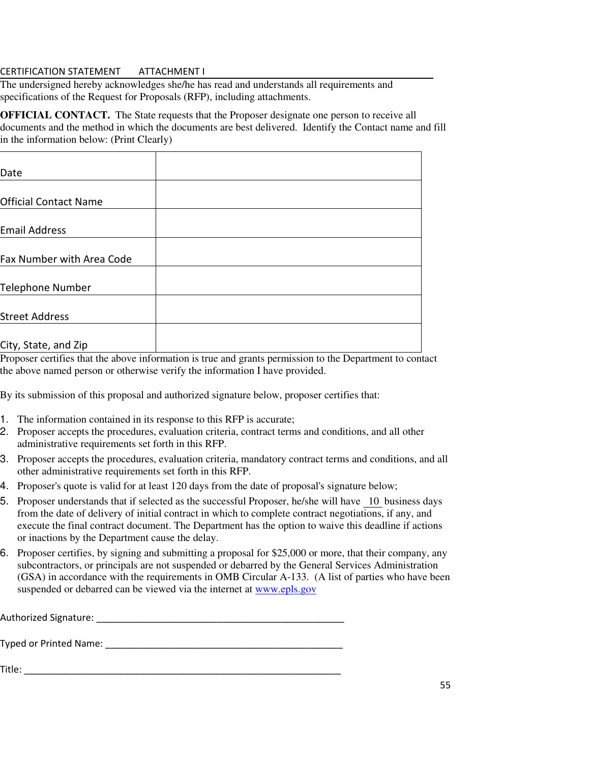CERTIFICATION STATEMENT ATTACHMENT I

The undersigned hereby acknowledges she/he has read and understands all requirements and specifications of the Request for Proposals (RFP), including attachments.

**OFFICIAL CONTACT.** The State requests that the Proposer designate one person to receive all documents and the method in which the documents are best delivered. Identify the Contact name and fill in the information below: (Print Clearly)

| | |
|---|---|
| Date | |
| Official Contact Name | |
| Email Address | |
| Fax Number with Area Code | |
| Telephone Number | |
| Street Address | |
| City, State, and Zip | |

Proposer certifies that the above information is true and grants permission to the Department to contact the above named person or otherwise verify the information I have provided.

By its submission of this proposal and authorized signature below, proposer certifies that:

1. The information contained in its response to this RFP is accurate;
2. Proposer accepts the procedures, evaluation criteria, contract terms and conditions, and all other administrative requirements set forth in this RFP.
3. Proposer accepts the procedures, evaluation criteria, mandatory contract terms and conditions, and all other administrative requirements set forth in this RFP.
4. Proposer's quote is valid for at least 120 days from the date of proposal's signature below;
5. Proposer understands that if selected as the successful Proposer, he/she will have 10 business days from the date of delivery of initial contract in which to complete contract negotiations, if any, and execute the final contract document. The Department has the option to waive this deadline if actions or inactions by the Department cause the delay.
6. Proposer certifies, by signing and submitting a proposal for $25,000 or more, that their company, any subcontractors, or principals are not suspended or debarred by the General Services Administration (GSA) in accordance with the requirements in OMB Circular A-133. (A list of parties who have been suspended or debarred can be viewed via the internet at www.epls.gov

Authorized Signature: ______________________________________________

Typed or Printed Name: ____________________________________________

Title: __________________________________________________________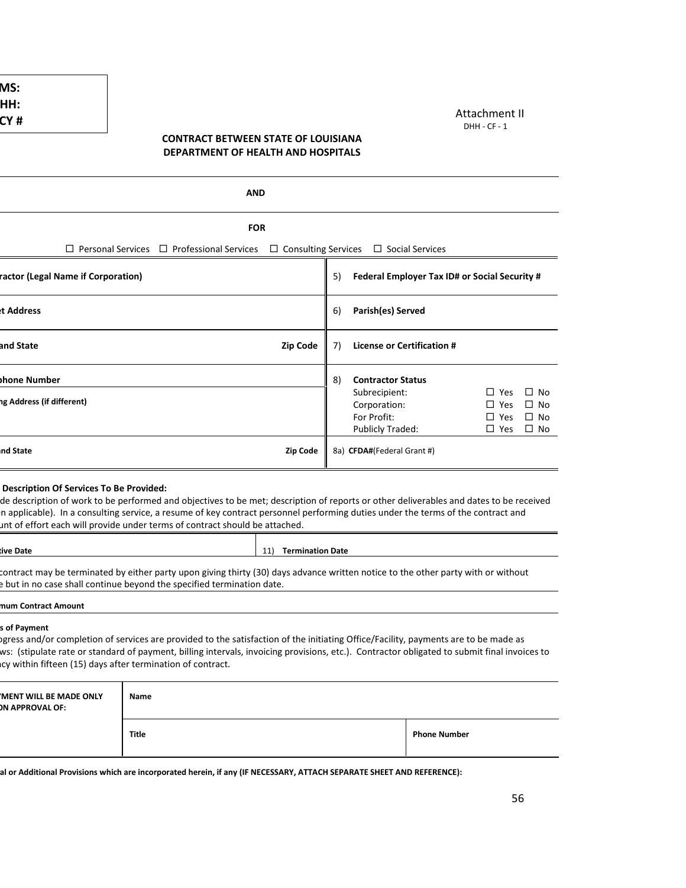MS:
HH:
CY #

Attachment II
DHH - CF - 1

**CONTRACT BETWEEN STATE OF LOUISIANA**
**DEPARTMENT OF HEALTH AND HOSPITALS**

**AND**

**FOR**

☐ Personal Services ☐ Professional Services ☐ Consulting Services ☐ Social Services

| | | |
|---|---|---|
| **ractor (Legal Name if Corporation)** | | 5) **Federal Employer Tax ID# or Social Security #** |
| **t Address** | | 6) **Parish(es) Served** |
| **and State** | **Zip Code** | 7) **License or Certification #** |
| **phone Number** | | 8) **Contractor Status** |
| **ng Address (if different)** | | Subrecipient: ☐ Yes ☐ No<br>Corporation: ☐ Yes ☐ No<br>For Profit: ☐ Yes ☐ No<br>Publicly Traded: ☐ Yes ☐ No |
| **nd State** | **Zip Code** | 8a) **CFDA#**(Federal Grant #) |

**Description Of Services To Be Provided:**
de description of work to be performed and objectives to be met; description of reports or other deliverables and dates to be received n applicable). In a consulting service, a resume of key contract personnel performing duties under the terms of the contract and unt of effort each will provide under terms of contract should be attached.

| | |
|---|---|
| **tive Date** | 11) **Termination Date** |

contract may be terminated by either party upon giving thirty (30) days advance written notice to the other party with or without e but in no case shall continue beyond the specified termination date.

**mum Contract Amount**

**s of Payment**
ogress and/or completion of services are provided to the satisfaction of the initiating Office/Facility, payments are to be made as ws: (stipulate rate or standard of payment, billing intervals, invoicing provisions, etc.). Contractor obligated to submit final invoices to ncy within fifteen (15) days after termination of contract.

| | | |
|---|---|---|
| **MENT WILL BE MADE ONLY N APPROVAL OF:** | **Name** | |
| | **Title** | **Phone Number** |

**al or Additional Provisions which are incorporated herein, if any (IF NECESSARY, ATTACH SEPARATE SHEET AND REFERENCE):**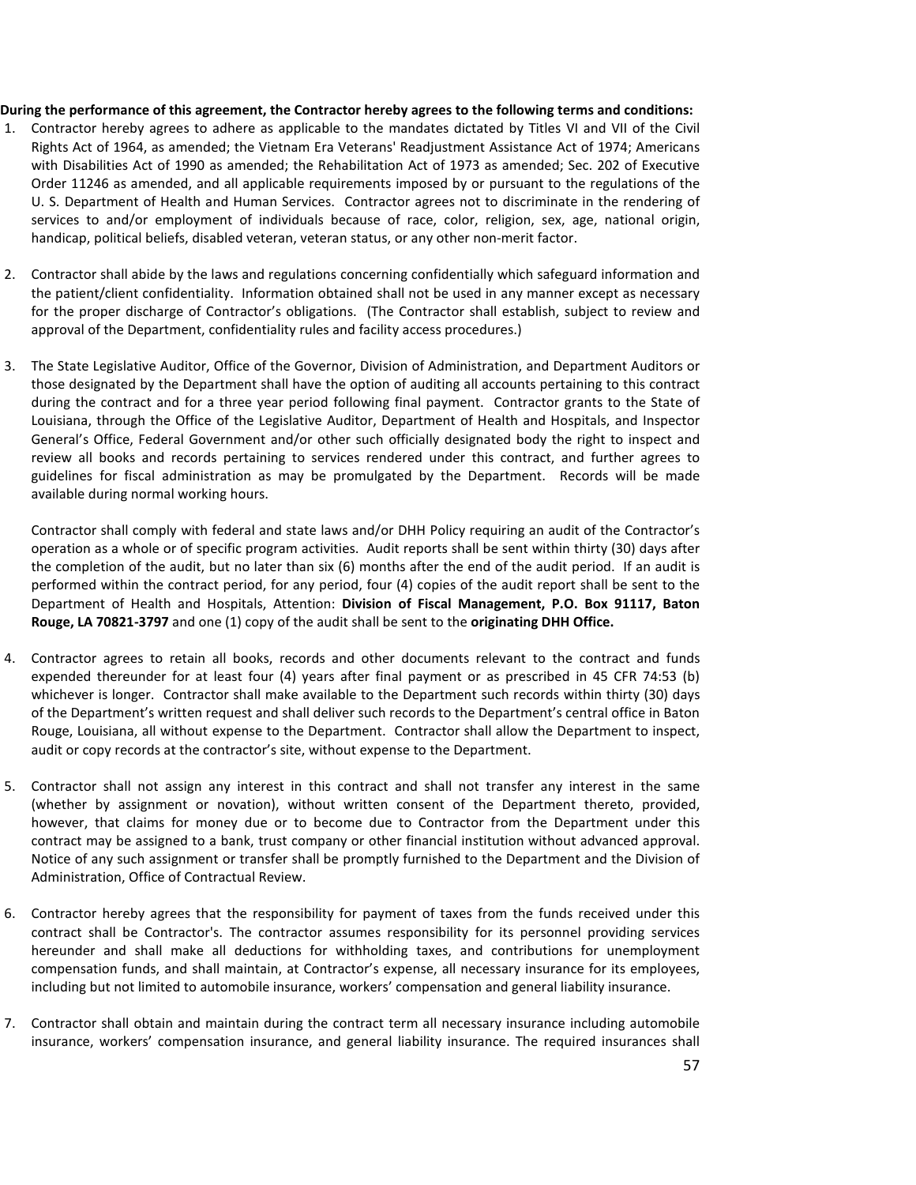**During the performance of this agreement, the Contractor hereby agrees to the following terms and conditions:**

1. Contractor hereby agrees to adhere as applicable to the mandates dictated by Titles VI and VII of the Civil Rights Act of 1964, as amended; the Vietnam Era Veterans' Readjustment Assistance Act of 1974; Americans with Disabilities Act of 1990 as amended; the Rehabilitation Act of 1973 as amended; Sec. 202 of Executive Order 11246 as amended, and all applicable requirements imposed by or pursuant to the regulations of the U. S. Department of Health and Human Services. Contractor agrees not to discriminate in the rendering of services to and/or employment of individuals because of race, color, religion, sex, age, national origin, handicap, political beliefs, disabled veteran, veteran status, or any other non-merit factor.

2. Contractor shall abide by the laws and regulations concerning confidentially which safeguard information and the patient/client confidentiality. Information obtained shall not be used in any manner except as necessary for the proper discharge of Contractor's obligations. (The Contractor shall establish, subject to review and approval of the Department, confidentiality rules and facility access procedures.)

3. The State Legislative Auditor, Office of the Governor, Division of Administration, and Department Auditors or those designated by the Department shall have the option of auditing all accounts pertaining to this contract during the contract and for a three year period following final payment. Contractor grants to the State of Louisiana, through the Office of the Legislative Auditor, Department of Health and Hospitals, and Inspector General's Office, Federal Government and/or other such officially designated body the right to inspect and review all books and records pertaining to services rendered under this contract, and further agrees to guidelines for fiscal administration as may be promulgated by the Department. Records will be made available during normal working hours.

   Contractor shall comply with federal and state laws and/or DHH Policy requiring an audit of the Contractor's operation as a whole or of specific program activities. Audit reports shall be sent within thirty (30) days after the completion of the audit, but no later than six (6) months after the end of the audit period. If an audit is performed within the contract period, for any period, four (4) copies of the audit report shall be sent to the Department of Health and Hospitals, Attention: **Division of Fiscal Management, P.O. Box 91117, Baton Rouge, LA 70821-3797** and one (1) copy of the audit shall be sent to the **originating DHH Office.**

4. Contractor agrees to retain all books, records and other documents relevant to the contract and funds expended thereunder for at least four (4) years after final payment or as prescribed in 45 CFR 74:53 (b) whichever is longer. Contractor shall make available to the Department such records within thirty (30) days of the Department's written request and shall deliver such records to the Department's central office in Baton Rouge, Louisiana, all without expense to the Department. Contractor shall allow the Department to inspect, audit or copy records at the contractor's site, without expense to the Department.

5. Contractor shall not assign any interest in this contract and shall not transfer any interest in the same (whether by assignment or novation), without written consent of the Department thereto, provided, however, that claims for money due or to become due to Contractor from the Department under this contract may be assigned to a bank, trust company or other financial institution without advanced approval. Notice of any such assignment or transfer shall be promptly furnished to the Department and the Division of Administration, Office of Contractual Review.

6. Contractor hereby agrees that the responsibility for payment of taxes from the funds received under this contract shall be Contractor's. The contractor assumes responsibility for its personnel providing services hereunder and shall make all deductions for withholding taxes, and contributions for unemployment compensation funds, and shall maintain, at Contractor's expense, all necessary insurance for its employees, including but not limited to automobile insurance, workers' compensation and general liability insurance.

7. Contractor shall obtain and maintain during the contract term all necessary insurance including automobile insurance, workers' compensation insurance, and general liability insurance. The required insurances shall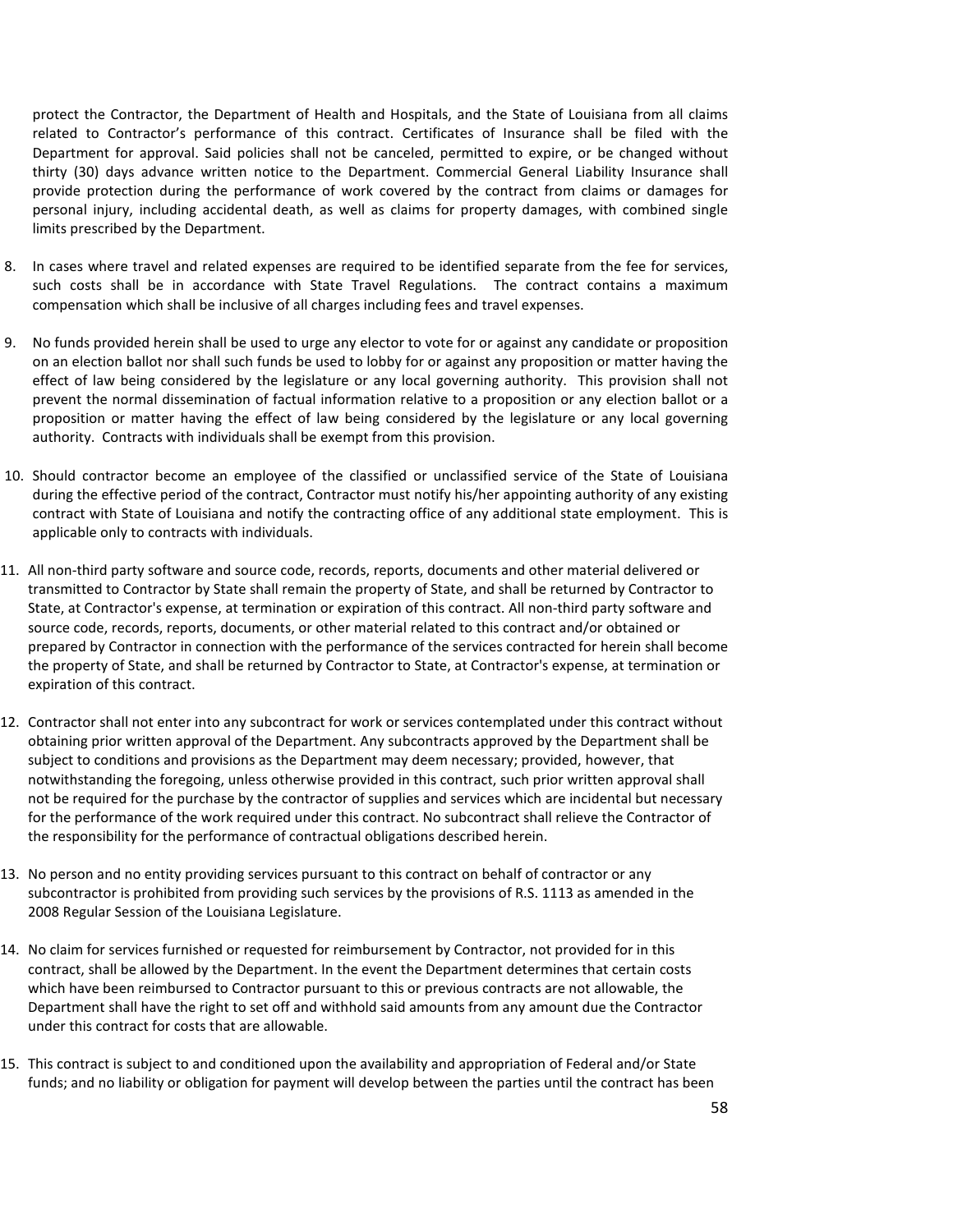protect the Contractor, the Department of Health and Hospitals, and the State of Louisiana from all claims related to Contractor's performance of this contract. Certificates of Insurance shall be filed with the Department for approval. Said policies shall not be canceled, permitted to expire, or be changed without thirty (30) days advance written notice to the Department. Commercial General Liability Insurance shall provide protection during the performance of work covered by the contract from claims or damages for personal injury, including accidental death, as well as claims for property damages, with combined single limits prescribed by the Department.

8. In cases where travel and related expenses are required to be identified separate from the fee for services, such costs shall be in accordance with State Travel Regulations. The contract contains a maximum compensation which shall be inclusive of all charges including fees and travel expenses.

9. No funds provided herein shall be used to urge any elector to vote for or against any candidate or proposition on an election ballot nor shall such funds be used to lobby for or against any proposition or matter having the effect of law being considered by the legislature or any local governing authority. This provision shall not prevent the normal dissemination of factual information relative to a proposition or any election ballot or a proposition or matter having the effect of law being considered by the legislature or any local governing authority. Contracts with individuals shall be exempt from this provision.

10. Should contractor become an employee of the classified or unclassified service of the State of Louisiana during the effective period of the contract, Contractor must notify his/her appointing authority of any existing contract with State of Louisiana and notify the contracting office of any additional state employment. This is applicable only to contracts with individuals.

11. All non-third party software and source code, records, reports, documents and other material delivered or transmitted to Contractor by State shall remain the property of State, and shall be returned by Contractor to State, at Contractor's expense, at termination or expiration of this contract. All non-third party software and source code, records, reports, documents, or other material related to this contract and/or obtained or prepared by Contractor in connection with the performance of the services contracted for herein shall become the property of State, and shall be returned by Contractor to State, at Contractor's expense, at termination or expiration of this contract.

12. Contractor shall not enter into any subcontract for work or services contemplated under this contract without obtaining prior written approval of the Department. Any subcontracts approved by the Department shall be subject to conditions and provisions as the Department may deem necessary; provided, however, that notwithstanding the foregoing, unless otherwise provided in this contract, such prior written approval shall not be required for the purchase by the contractor of supplies and services which are incidental but necessary for the performance of the work required under this contract. No subcontract shall relieve the Contractor of the responsibility for the performance of contractual obligations described herein.

13. No person and no entity providing services pursuant to this contract on behalf of contractor or any subcontractor is prohibited from providing such services by the provisions of R.S. 1113 as amended in the 2008 Regular Session of the Louisiana Legislature.

14. No claim for services furnished or requested for reimbursement by Contractor, not provided for in this contract, shall be allowed by the Department. In the event the Department determines that certain costs which have been reimbursed to Contractor pursuant to this or previous contracts are not allowable, the Department shall have the right to set off and withhold said amounts from any amount due the Contractor under this contract for costs that are allowable.

15. This contract is subject to and conditioned upon the availability and appropriation of Federal and/or State funds; and no liability or obligation for payment will develop between the parties until the contract has been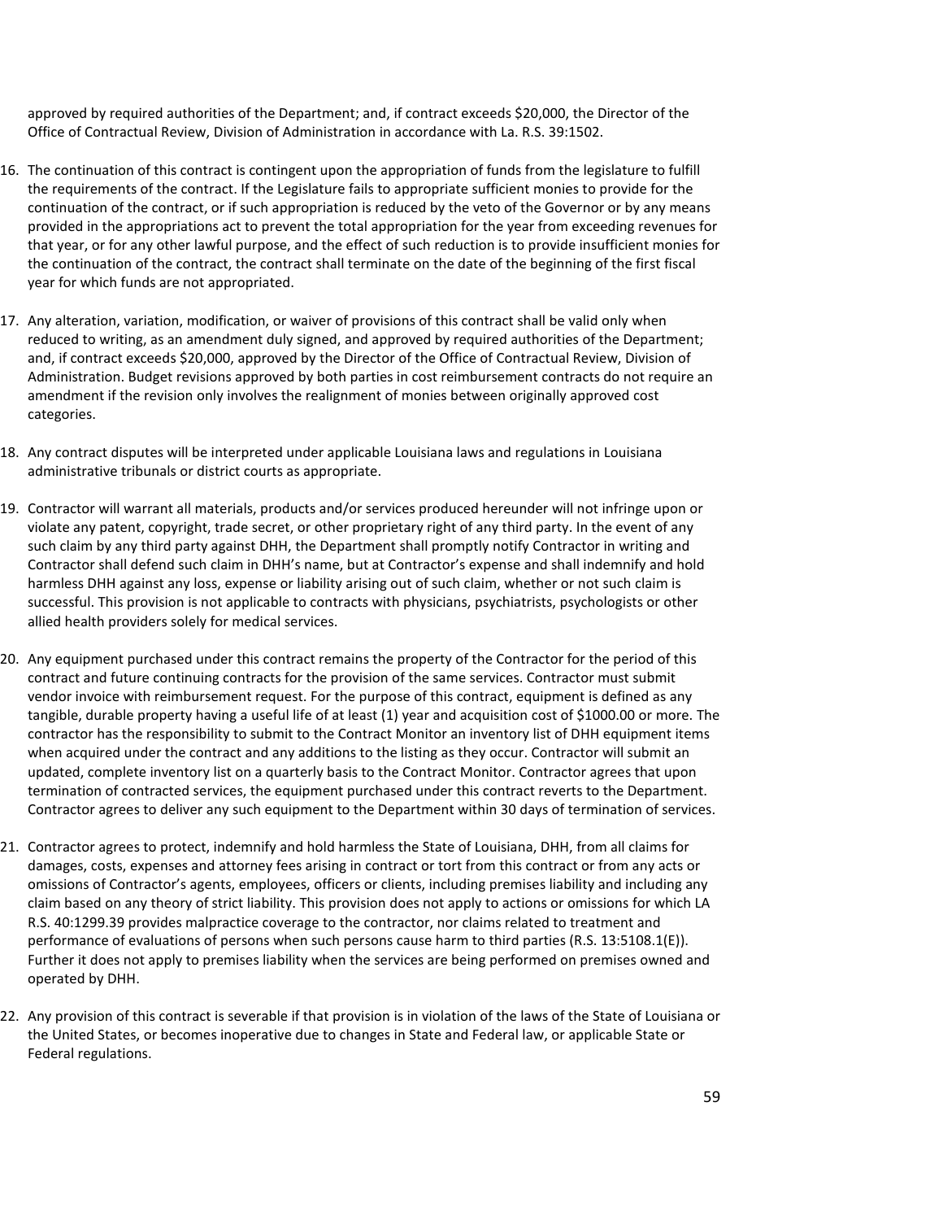approved by required authorities of the Department; and, if contract exceeds $20,000, the Director of the Office of Contractual Review, Division of Administration in accordance with La. R.S. 39:1502.

16. The continuation of this contract is contingent upon the appropriation of funds from the legislature to fulfill the requirements of the contract. If the Legislature fails to appropriate sufficient monies to provide for the continuation of the contract, or if such appropriation is reduced by the veto of the Governor or by any means provided in the appropriations act to prevent the total appropriation for the year from exceeding revenues for that year, or for any other lawful purpose, and the effect of such reduction is to provide insufficient monies for the continuation of the contract, the contract shall terminate on the date of the beginning of the first fiscal year for which funds are not appropriated.

17. Any alteration, variation, modification, or waiver of provisions of this contract shall be valid only when reduced to writing, as an amendment duly signed, and approved by required authorities of the Department; and, if contract exceeds $20,000, approved by the Director of the Office of Contractual Review, Division of Administration. Budget revisions approved by both parties in cost reimbursement contracts do not require an amendment if the revision only involves the realignment of monies between originally approved cost categories.

18. Any contract disputes will be interpreted under applicable Louisiana laws and regulations in Louisiana administrative tribunals or district courts as appropriate.

19. Contractor will warrant all materials, products and/or services produced hereunder will not infringe upon or violate any patent, copyright, trade secret, or other proprietary right of any third party. In the event of any such claim by any third party against DHH, the Department shall promptly notify Contractor in writing and Contractor shall defend such claim in DHH's name, but at Contractor's expense and shall indemnify and hold harmless DHH against any loss, expense or liability arising out of such claim, whether or not such claim is successful. This provision is not applicable to contracts with physicians, psychiatrists, psychologists or other allied health providers solely for medical services.

20. Any equipment purchased under this contract remains the property of the Contractor for the period of this contract and future continuing contracts for the provision of the same services. Contractor must submit vendor invoice with reimbursement request. For the purpose of this contract, equipment is defined as any tangible, durable property having a useful life of at least (1) year and acquisition cost of $1000.00 or more. The contractor has the responsibility to submit to the Contract Monitor an inventory list of DHH equipment items when acquired under the contract and any additions to the listing as they occur. Contractor will submit an updated, complete inventory list on a quarterly basis to the Contract Monitor. Contractor agrees that upon termination of contracted services, the equipment purchased under this contract reverts to the Department. Contractor agrees to deliver any such equipment to the Department within 30 days of termination of services.

21. Contractor agrees to protect, indemnify and hold harmless the State of Louisiana, DHH, from all claims for damages, costs, expenses and attorney fees arising in contract or tort from this contract or from any acts or omissions of Contractor's agents, employees, officers or clients, including premises liability and including any claim based on any theory of strict liability. This provision does not apply to actions or omissions for which LA R.S. 40:1299.39 provides malpractice coverage to the contractor, nor claims related to treatment and performance of evaluations of persons when such persons cause harm to third parties (R.S. 13:5108.1(E)). Further it does not apply to premises liability when the services are being performed on premises owned and operated by DHH.

22. Any provision of this contract is severable if that provision is in violation of the laws of the State of Louisiana or the United States, or becomes inoperative due to changes in State and Federal law, or applicable State or Federal regulations.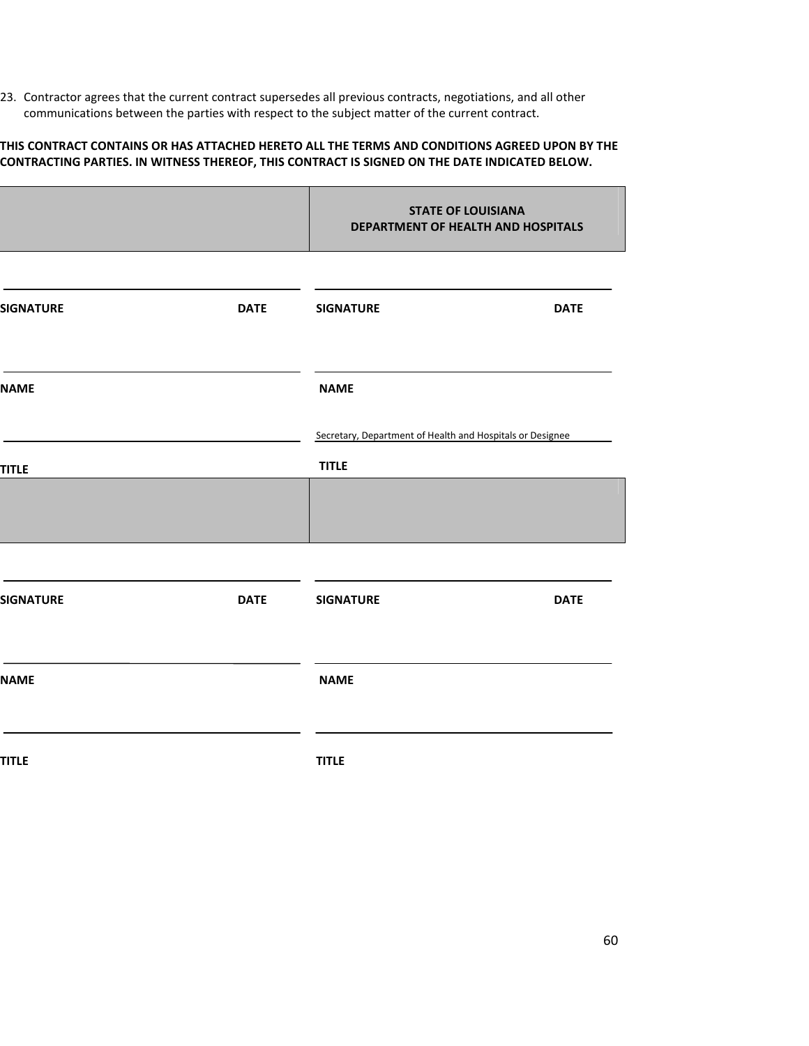23. Contractor agrees that the current contract supersedes all previous contracts, negotiations, and all other communications between the parties with respect to the subject matter of the current contract.

**THIS CONTRACT CONTAINS OR HAS ATTACHED HERETO ALL THE TERMS AND CONDITIONS AGREED UPON BY THE CONTRACTING PARTIES. IN WITNESS THEREOF, THIS CONTRACT IS SIGNED ON THE DATE INDICATED BELOW.**

| | **STATE OF LOUISIANA DEPARTMENT OF HEALTH AND HOSPITALS** |
|---|---|
| **SIGNATURE** **DATE** | **SIGNATURE** **DATE** |
| **NAME** | **NAME** |
| | Secretary, Department of Health and Hospitals or Designee |
| **TITLE** | **TITLE** |
| | |
| **SIGNATURE** **DATE** | **SIGNATURE** **DATE** |
| **NAME** | **NAME** |
| **TITLE** | **TITLE** |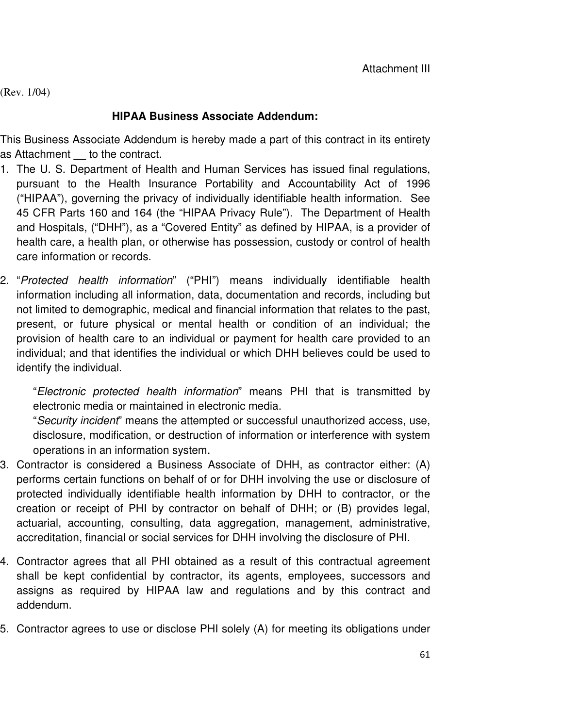Attachment III

(Rev. 1/04)

**HIPAA Business Associate Addendum:**

This Business Associate Addendum is hereby made a part of this contract in its entirety as Attachment __ to the contract.

1. The U. S. Department of Health and Human Services has issued final regulations, pursuant to the Health Insurance Portability and Accountability Act of 1996 ("HIPAA"), governing the privacy of individually identifiable health information. See 45 CFR Parts 160 and 164 (the "HIPAA Privacy Rule"). The Department of Health and Hospitals, ("DHH"), as a "Covered Entity" as defined by HIPAA, is a provider of health care, a health plan, or otherwise has possession, custody or control of health care information or records.

2. "*Protected health information*" ("PHI") means individually identifiable health information including all information, data, documentation and records, including but not limited to demographic, medical and financial information that relates to the past, present, or future physical or mental health or condition of an individual; the provision of health care to an individual or payment for health care provided to an individual; and that identifies the individual or which DHH believes could be used to identify the individual.

   "*Electronic protected health information*" means PHI that is transmitted by electronic media or maintained in electronic media.
   "*Security incident*" means the attempted or successful unauthorized access, use, disclosure, modification, or destruction of information or interference with system operations in an information system.

3. Contractor is considered a Business Associate of DHH, as contractor either: (A) performs certain functions on behalf of or for DHH involving the use or disclosure of protected individually identifiable health information by DHH to contractor, or the creation or receipt of PHI by contractor on behalf of DHH; or (B) provides legal, actuarial, accounting, consulting, data aggregation, management, administrative, accreditation, financial or social services for DHH involving the disclosure of PHI.

4. Contractor agrees that all PHI obtained as a result of this contractual agreement shall be kept confidential by contractor, its agents, employees, successors and assigns as required by HIPAA law and regulations and by this contract and addendum.

5. Contractor agrees to use or disclose PHI solely (A) for meeting its obligations under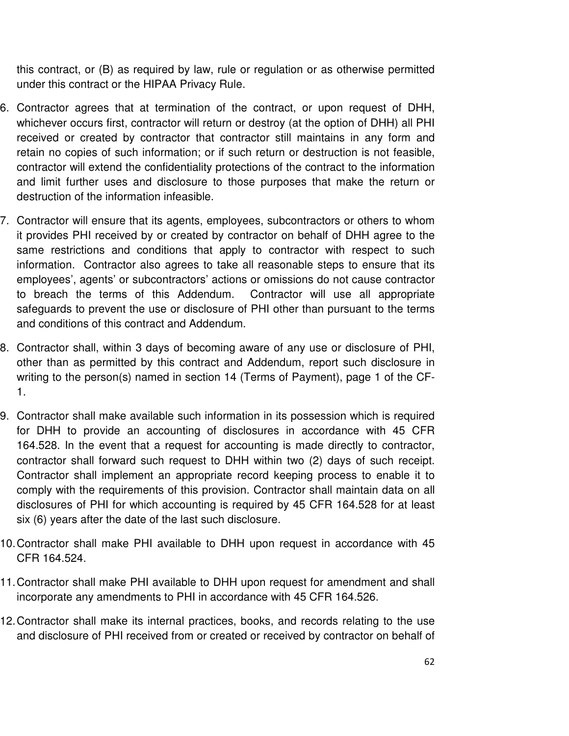this contract, or (B) as required by law, rule or regulation or as otherwise permitted under this contract or the HIPAA Privacy Rule.

6. Contractor agrees that at termination of the contract, or upon request of DHH, whichever occurs first, contractor will return or destroy (at the option of DHH) all PHI received or created by contractor that contractor still maintains in any form and retain no copies of such information; or if such return or destruction is not feasible, contractor will extend the confidentiality protections of the contract to the information and limit further uses and disclosure to those purposes that make the return or destruction of the information infeasible.

7. Contractor will ensure that its agents, employees, subcontractors or others to whom it provides PHI received by or created by contractor on behalf of DHH agree to the same restrictions and conditions that apply to contractor with respect to such information. Contractor also agrees to take all reasonable steps to ensure that its employees', agents' or subcontractors' actions or omissions do not cause contractor to breach the terms of this Addendum. Contractor will use all appropriate safeguards to prevent the use or disclosure of PHI other than pursuant to the terms and conditions of this contract and Addendum.

8. Contractor shall, within 3 days of becoming aware of any use or disclosure of PHI, other than as permitted by this contract and Addendum, report such disclosure in writing to the person(s) named in section 14 (Terms of Payment), page 1 of the CF-1.

9. Contractor shall make available such information in its possession which is required for DHH to provide an accounting of disclosures in accordance with 45 CFR 164.528. In the event that a request for accounting is made directly to contractor, contractor shall forward such request to DHH within two (2) days of such receipt. Contractor shall implement an appropriate record keeping process to enable it to comply with the requirements of this provision. Contractor shall maintain data on all disclosures of PHI for which accounting is required by 45 CFR 164.528 for at least six (6) years after the date of the last such disclosure.

10. Contractor shall make PHI available to DHH upon request in accordance with 45 CFR 164.524.

11. Contractor shall make PHI available to DHH upon request for amendment and shall incorporate any amendments to PHI in accordance with 45 CFR 164.526.

12. Contractor shall make its internal practices, books, and records relating to the use and disclosure of PHI received from or created or received by contractor on behalf of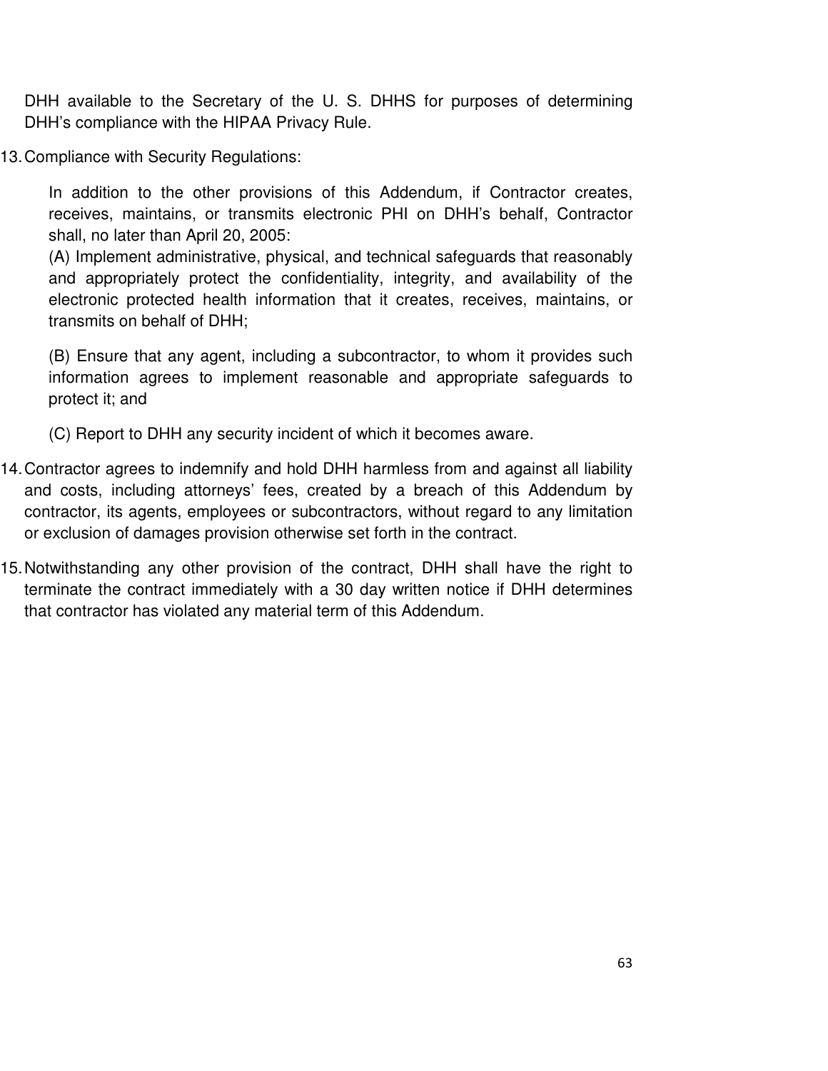DHH available to the Secretary of the U. S. DHHS for purposes of determining DHH's compliance with the HIPAA Privacy Rule.

13. Compliance with Security Regulations:

    In addition to the other provisions of this Addendum, if Contractor creates, receives, maintains, or transmits electronic PHI on DHH's behalf, Contractor shall, no later than April 20, 2005:
    (A) Implement administrative, physical, and technical safeguards that reasonably and appropriately protect the confidentiality, integrity, and availability of the electronic protected health information that it creates, receives, maintains, or transmits on behalf of DHH;

    (B) Ensure that any agent, including a subcontractor, to whom it provides such information agrees to implement reasonable and appropriate safeguards to protect it; and

    (C) Report to DHH any security incident of which it becomes aware.

14. Contractor agrees to indemnify and hold DHH harmless from and against all liability and costs, including attorneys' fees, created by a breach of this Addendum by contractor, its agents, employees or subcontractors, without regard to any limitation or exclusion of damages provision otherwise set forth in the contract.

15. Notwithstanding any other provision of the contract, DHH shall have the right to terminate the contract immediately with a 30 day written notice if DHH determines that contractor has violated any material term of this Addendum.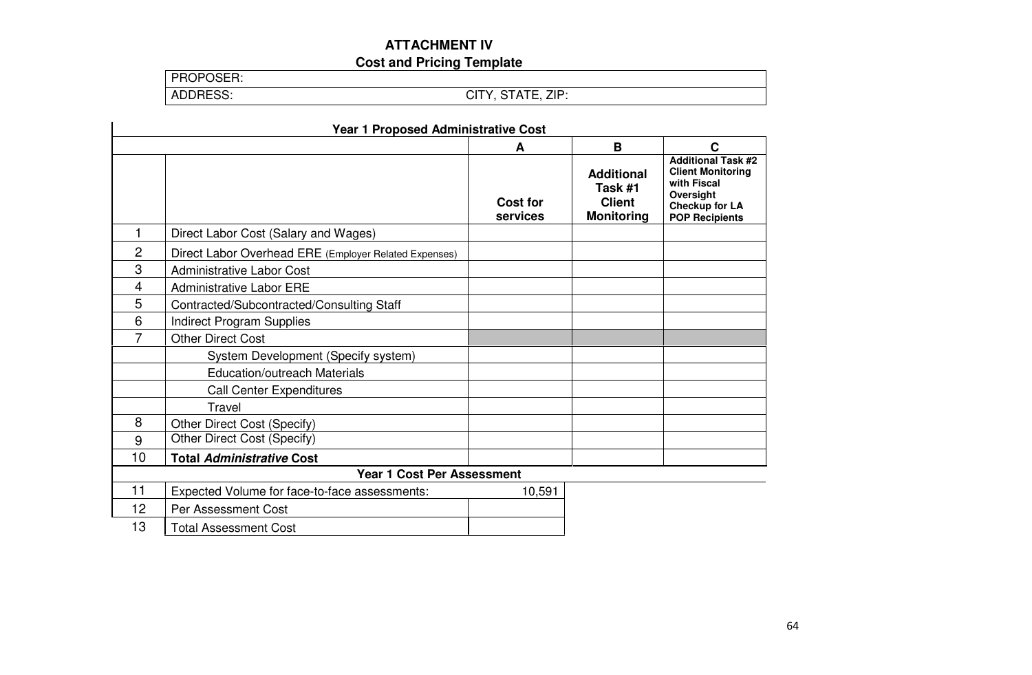**ATTACHMENT IV**

**Cost and Pricing Template**

| PROPOSER: | |
|---|---|
| ADDRESS: | CITY, STATE, ZIP: |

**Year 1 Proposed Administrative Cost**

| | | A | B | C |
|---|---|---|---|---|
| | | **Cost for services** | **Additional Task #1 Client Monitoring** | **Additional Task #2 Client Monitoring with Fiscal Oversight Checkup for LA POP Recipients** |
| 1 | Direct Labor Cost (Salary and Wages) | | | |
| 2 | Direct Labor Overhead ERE (Employer Related Expenses) | | | |
| 3 | Administrative Labor Cost | | | |
| 4 | Administrative Labor ERE | | | |
| 5 | Contracted/Subcontracted/Consulting Staff | | | |
| 6 | Indirect Program Supplies | | | |
| 7 | Other Direct Cost | | | |
| | System Development (Specify system) | | | |
| | Education/outreach Materials | | | |
| | Call Center Expenditures | | | |
| | Travel | | | |
| 8 | Other Direct Cost (Specify) | | | |
| 9 | Other Direct Cost (Specify) | | | |
| 10 | **Total *Administrative* Cost** | | | |

**Year 1 Cost Per Assessment**

| | | |
|---|---|---|
| 11 | Expected Volume for face-to-face assessments: | 10,591 |
| 12 | Per Assessment Cost | |
| 13 | Total Assessment Cost | |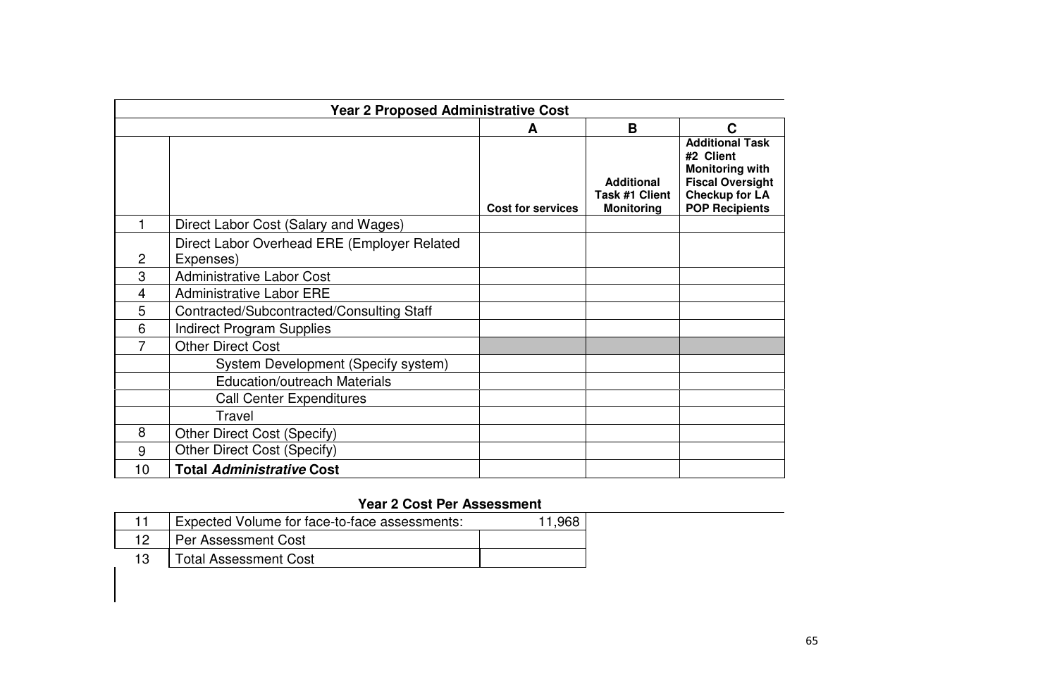## Year 2 Proposed Administrative Cost

| | | A | B | C |
|---|---|---|---|---|
| | | **Cost for services** | **Additional Task #1 Client Monitoring** | **Additional Task #2 Client Monitoring with Fiscal Oversight Checkup for LA POP Recipients** |
| 1 | Direct Labor Cost (Salary and Wages) | | | |
| 2 | Direct Labor Overhead ERE (Employer Related Expenses) | | | |
| 3 | Administrative Labor Cost | | | |
| 4 | Administrative Labor ERE | | | |
| 5 | Contracted/Subcontracted/Consulting Staff | | | |
| 6 | Indirect Program Supplies | | | |
| 7 | Other Direct Cost | | | |
| | System Development (Specify system) | | | |
| | Education/outreach Materials | | | |
| | Call Center Expenditures | | | |
| | Travel | | | |
| 8 | Other Direct Cost (Specify) | | | |
| 9 | Other Direct Cost (Specify) | | | |
| 10 | **Total *Administrative* Cost** | | | |

## Year 2 Cost Per Assessment

| | | |
|---|---|---|
| 11 | Expected Volume for face-to-face assessments: | 11,968 |
| 12 | Per Assessment Cost | |
| 13 | Total Assessment Cost | |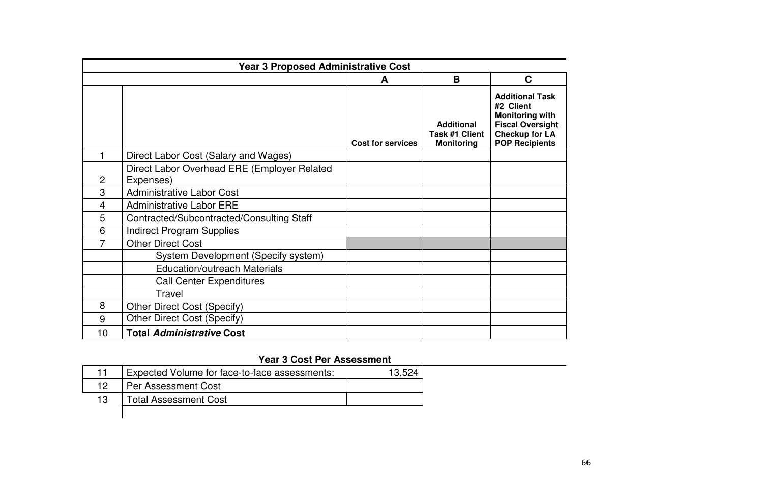| Year 3 Proposed Administrative Cost | | | | |
|---|---|---|---|---|
| | | A | B | C |
| | | Cost for services | Additional Task #1 Client Monitoring | Additional Task #2 Client Monitoring with Fiscal Oversight Checkup for LA POP Recipients |
| 1 | Direct Labor Cost (Salary and Wages) | | | |
| 2 | Direct Labor Overhead ERE (Employer Related Expenses) | | | |
| 3 | Administrative Labor Cost | | | |
| 4 | Administrative Labor ERE | | | |
| 5 | Contracted/Subcontracted/Consulting Staff | | | |
| 6 | Indirect Program Supplies | | | |
| 7 | Other Direct Cost | | | |
| | System Development (Specify system) | | | |
| | Education/outreach Materials | | | |
| | Call Center Expenditures | | | |
| | Travel | | | |
| 8 | Other Direct Cost (Specify) | | | |
| 9 | Other Direct Cost (Specify) | | | |
| 10 | **Total *Administrative* Cost** | | | |

**Year 3 Cost Per Assessment**

| | | |
|---|---|---|
| 11 | Expected Volume for face-to-face assessments: | 13,524 |
| 12 | Per Assessment Cost | |
| 13 | Total Assessment Cost | |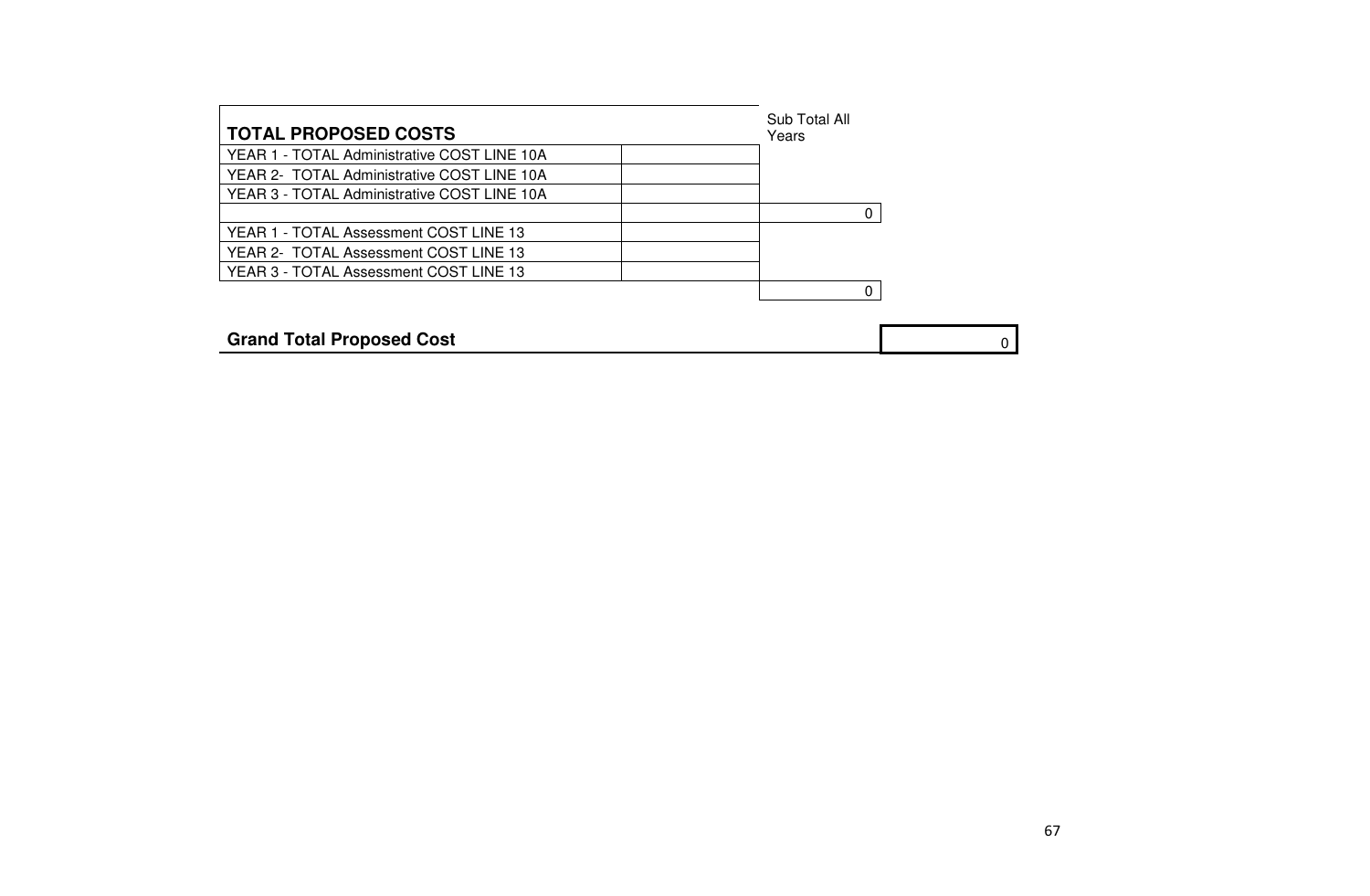| TOTAL PROPOSED COSTS | | Sub Total All Years |
|---|---|---|
| YEAR 1 - TOTAL Administrative COST LINE 10A | | |
| YEAR 2- TOTAL Administrative COST LINE 10A | | |
| YEAR 3 - TOTAL Administrative COST LINE 10A | | |
| | | 0 |
| YEAR 1 - TOTAL Assessment COST LINE 13 | | |
| YEAR 2- TOTAL Assessment COST LINE 13 | | |
| YEAR 3 - TOTAL Assessment COST LINE 13 | | |
| | | 0 |

| **Grand Total Proposed Cost** | 0 |
|---|---|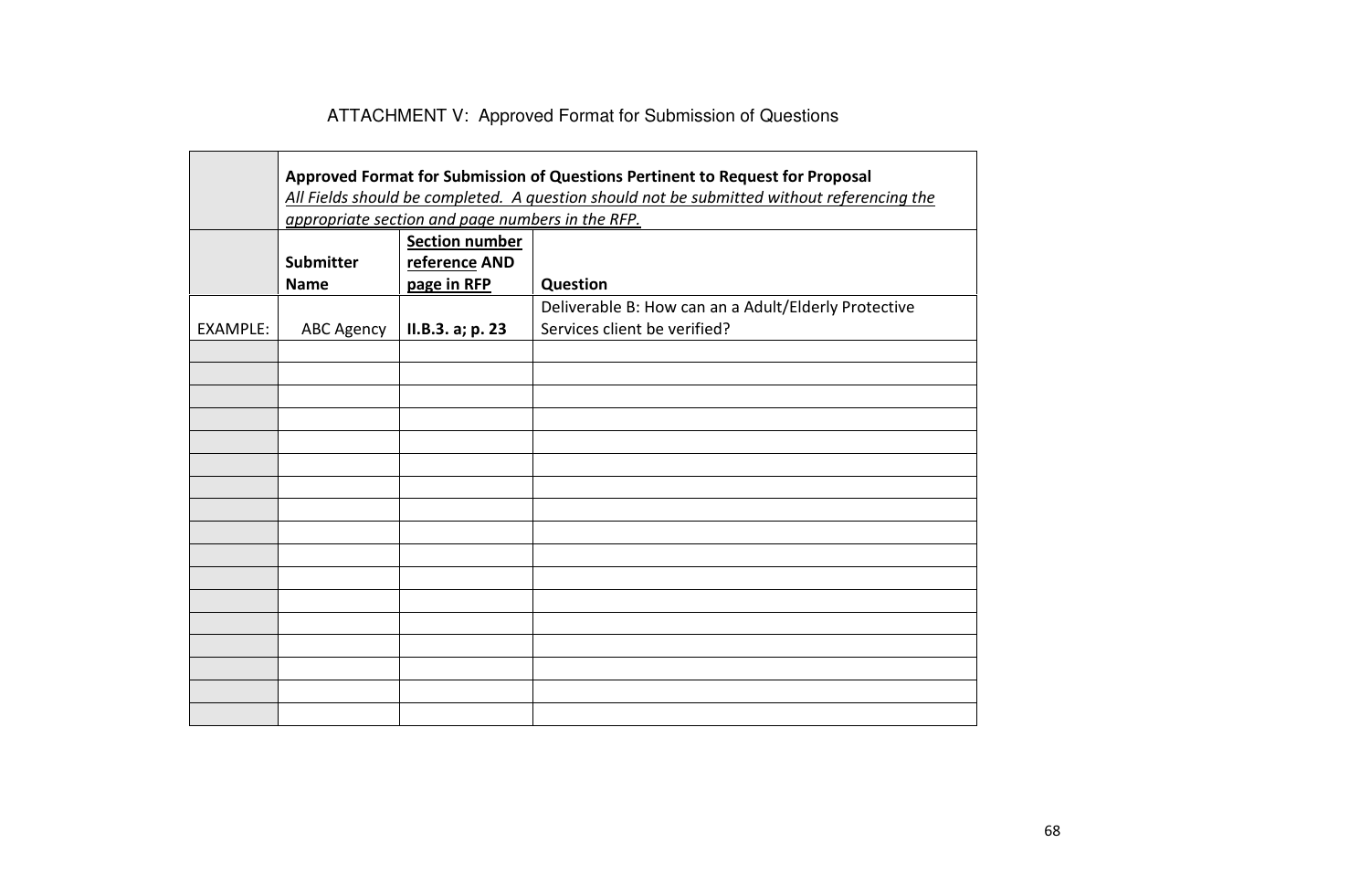# ATTACHMENT V: Approved Format for Submission of Questions

| | **Approved Format for Submission of Questions Pertinent to Request for Proposal**<br>*All Fields should be completed. A question should not be submitted without referencing the appropriate section and page numbers in the RFP.* | | |
|---|---|---|---|
| | **Submitter Name** | **Section number reference AND page in RFP** | **Question** |
| EXAMPLE: | ABC Agency | **II.B.3. a; p. 23** | Deliverable B: How can an a Adult/Elderly Protective Services client be verified? |
| | | | |
| | | | |
| | | | |
| | | | |
| | | | |
| | | | |
| | | | |
| | | | |
| | | | |
| | | | |
| | | | |
| | | | |
| | | | |
| | | | |
| | | | |
| | | | |
| | | | |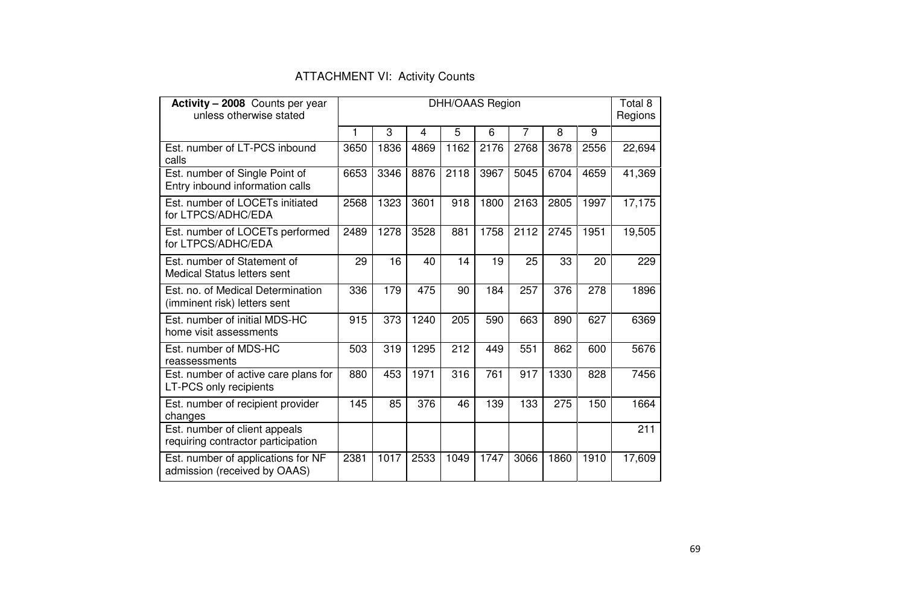# ATTACHMENT VI: Activity Counts

| Activity – 2008 Counts per year unless otherwise stated | DHH/OAAS Region | | | | | | | | Total 8 Regions |
|---|---|---|---|---|---|---|---|---|---|
| | 1 | 3 | 4 | 5 | 6 | 7 | 8 | 9 | |
| Est. number of LT-PCS inbound calls | 3650 | 1836 | 4869 | 1162 | 2176 | 2768 | 3678 | 2556 | 22,694 |
| Est. number of Single Point of Entry inbound information calls | 6653 | 3346 | 8876 | 2118 | 3967 | 5045 | 6704 | 4659 | 41,369 |
| Est. number of LOCETs initiated for LTPCS/ADHC/EDA | 2568 | 1323 | 3601 | 918 | 1800 | 2163 | 2805 | 1997 | 17,175 |
| Est. number of LOCETs performed for LTPCS/ADHC/EDA | 2489 | 1278 | 3528 | 881 | 1758 | 2112 | 2745 | 1951 | 19,505 |
| Est. number of Statement of Medical Status letters sent | 29 | 16 | 40 | 14 | 19 | 25 | 33 | 20 | 229 |
| Est. no. of Medical Determination (imminent risk) letters sent | 336 | 179 | 475 | 90 | 184 | 257 | 376 | 278 | 1896 |
| Est. number of initial MDS-HC home visit assessments | 915 | 373 | 1240 | 205 | 590 | 663 | 890 | 627 | 6369 |
| Est. number of MDS-HC reassessments | 503 | 319 | 1295 | 212 | 449 | 551 | 862 | 600 | 5676 |
| Est. number of active care plans for LT-PCS only recipients | 880 | 453 | 1971 | 316 | 761 | 917 | 1330 | 828 | 7456 |
| Est. number of recipient provider changes | 145 | 85 | 376 | 46 | 139 | 133 | 275 | 150 | 1664 |
| Est. number of client appeals requiring contractor participation | | | | | | | | | 211 |
| Est. number of applications for NF admission (received by OAAS) | 2381 | 1017 | 2533 | 1049 | 1747 | 3066 | 1860 | 1910 | 17,609 |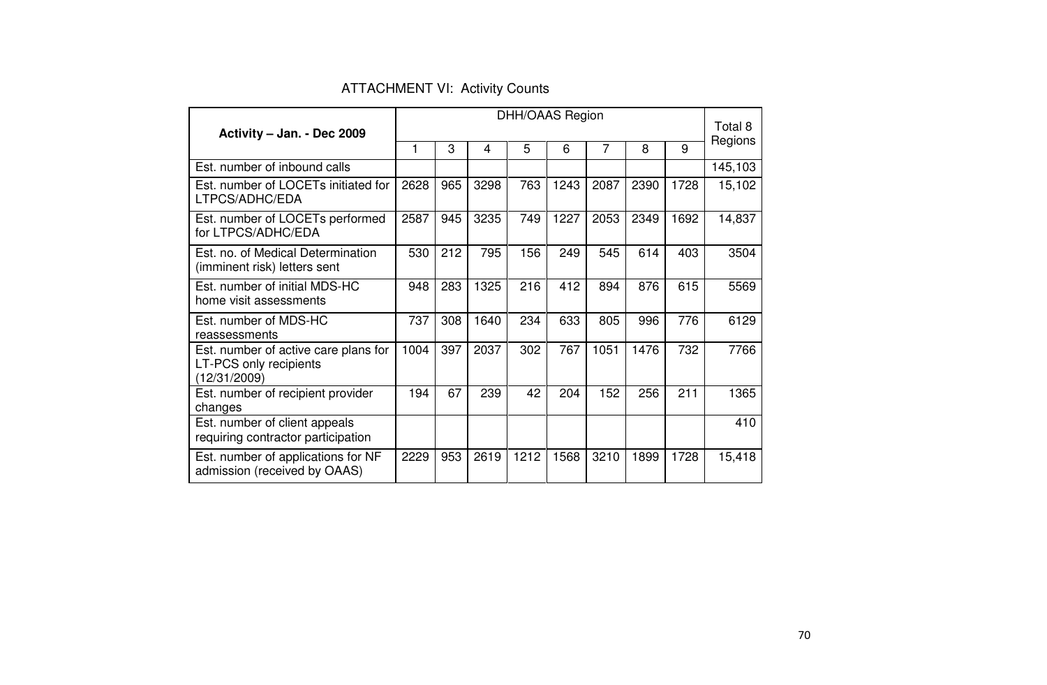ATTACHMENT VI: Activity Counts

| Activity – Jan. - Dec 2009 | DHH/OAAS Region | | | | | | | | Total 8 Regions |
|---|---|---|---|---|---|---|---|---|---|
| | 1 | 3 | 4 | 5 | 6 | 7 | 8 | 9 | |
| Est. number of inbound calls | | | | | | | | | 145,103 |
| Est. number of LOCETs initiated for LTPCS/ADHC/EDA | 2628 | 965 | 3298 | 763 | 1243 | 2087 | 2390 | 1728 | 15,102 |
| Est. number of LOCETs performed for LTPCS/ADHC/EDA | 2587 | 945 | 3235 | 749 | 1227 | 2053 | 2349 | 1692 | 14,837 |
| Est. no. of Medical Determination (imminent risk) letters sent | 530 | 212 | 795 | 156 | 249 | 545 | 614 | 403 | 3504 |
| Est. number of initial MDS-HC home visit assessments | 948 | 283 | 1325 | 216 | 412 | 894 | 876 | 615 | 5569 |
| Est. number of MDS-HC reassessments | 737 | 308 | 1640 | 234 | 633 | 805 | 996 | 776 | 6129 |
| Est. number of active care plans for LT-PCS only recipients (12/31/2009) | 1004 | 397 | 2037 | 302 | 767 | 1051 | 1476 | 732 | 7766 |
| Est. number of recipient provider changes | 194 | 67 | 239 | 42 | 204 | 152 | 256 | 211 | 1365 |
| Est. number of client appeals requiring contractor participation | | | | | | | | | 410 |
| Est. number of applications for NF admission (received by OAAS) | 2229 | 953 | 2619 | 1212 | 1568 | 3210 | 1899 | 1728 | 15,418 |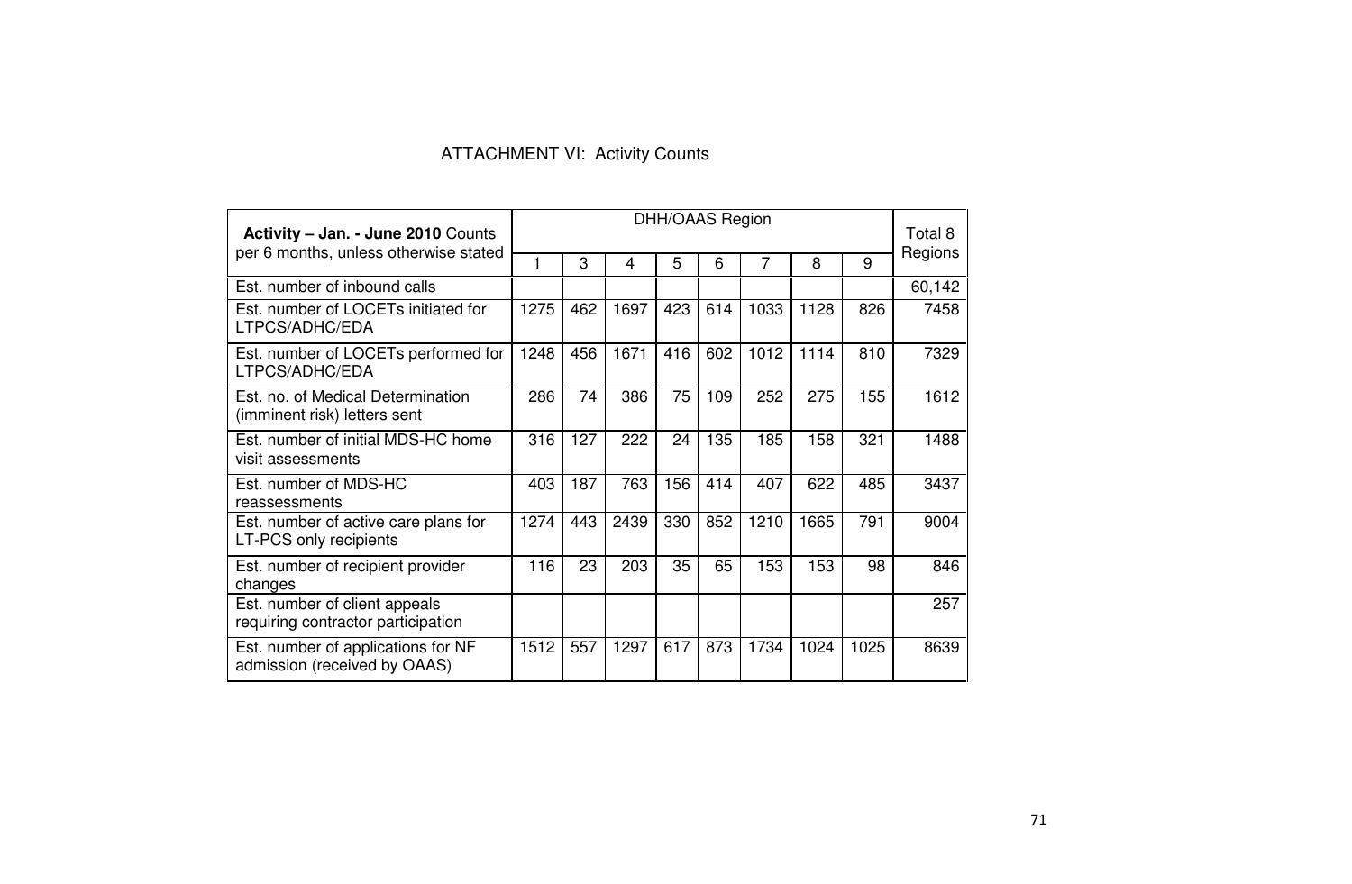ATTACHMENT VI: Activity Counts

| Activity – Jan. - June 2010 Counts per 6 months, unless otherwise stated | DHH/OAAS Region | | | | | | | | Total 8 Regions |
|---|---|---|---|---|---|---|---|---|---|
| | 1 | 3 | 4 | 5 | 6 | 7 | 8 | 9 | |
| Est. number of inbound calls | | | | | | | | | 60,142 |
| Est. number of LOCETs initiated for LTPCS/ADHC/EDA | 1275 | 462 | 1697 | 423 | 614 | 1033 | 1128 | 826 | 7458 |
| Est. number of LOCETs performed for LTPCS/ADHC/EDA | 1248 | 456 | 1671 | 416 | 602 | 1012 | 1114 | 810 | 7329 |
| Est. no. of Medical Determination (imminent risk) letters sent | 286 | 74 | 386 | 75 | 109 | 252 | 275 | 155 | 1612 |
| Est. number of initial MDS-HC home visit assessments | 316 | 127 | 222 | 24 | 135 | 185 | 158 | 321 | 1488 |
| Est. number of MDS-HC reassessments | 403 | 187 | 763 | 156 | 414 | 407 | 622 | 485 | 3437 |
| Est. number of active care plans for LT-PCS only recipients | 1274 | 443 | 2439 | 330 | 852 | 1210 | 1665 | 791 | 9004 |
| Est. number of recipient provider changes | 116 | 23 | 203 | 35 | 65 | 153 | 153 | 98 | 846 |
| Est. number of client appeals requiring contractor participation | | | | | | | | | 257 |
| Est. number of applications for NF admission (received by OAAS) | 1512 | 557 | 1297 | 617 | 873 | 1734 | 1024 | 1025 | 8639 |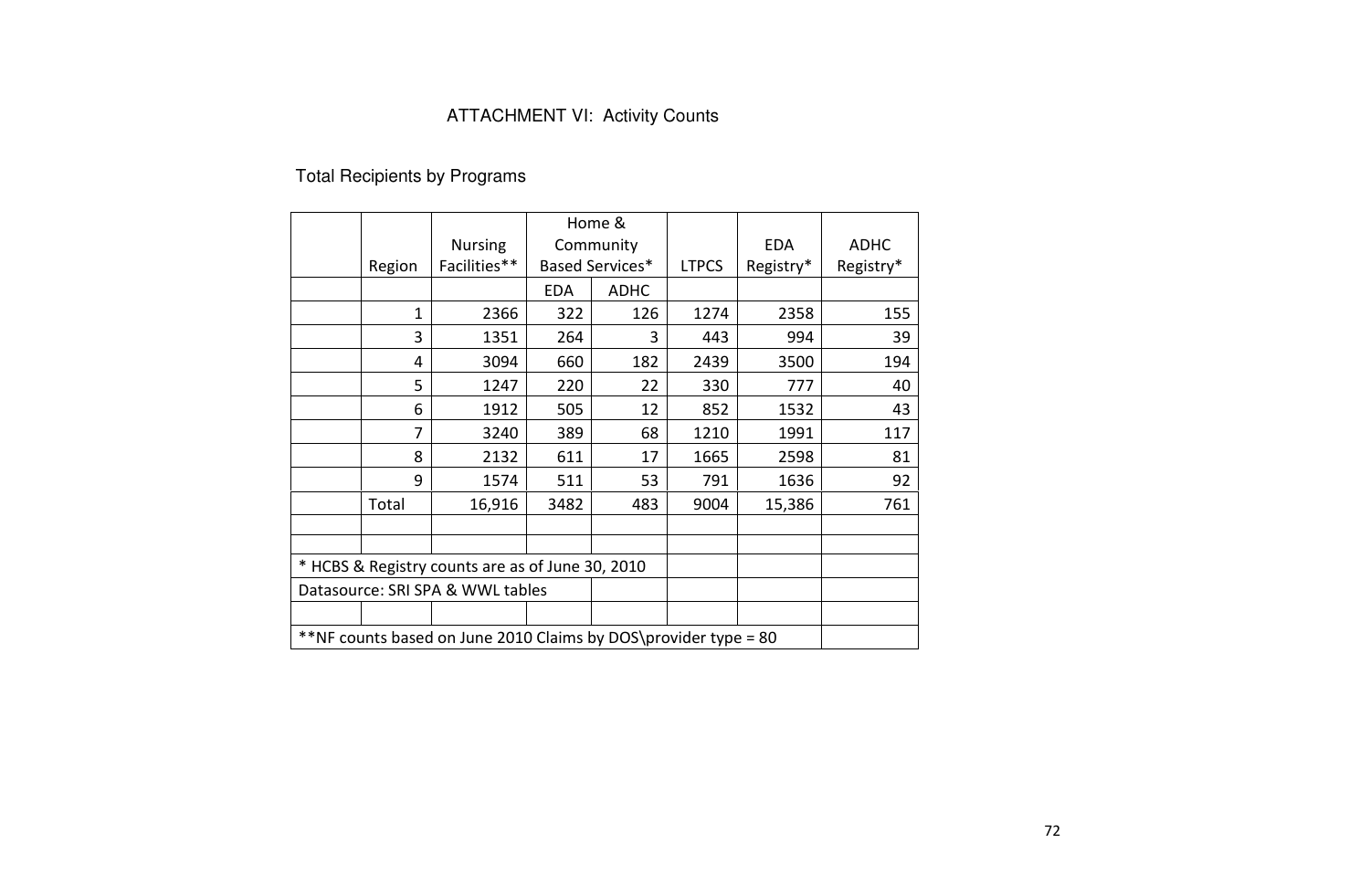## ATTACHMENT VI: Activity Counts

### Total Recipients by Programs

| Region | Nursing Facilities** | Home & Community Based Services* | | LTPCS | EDA Registry* | ADHC Registry* |
|---|---|---|---|---|---|---|
| | | EDA | ADHC | | | |
| 1 | 2366 | 322 | 126 | 1274 | 2358 | 155 |
| 3 | 1351 | 264 | 3 | 443 | 994 | 39 |
| 4 | 3094 | 660 | 182 | 2439 | 3500 | 194 |
| 5 | 1247 | 220 | 22 | 330 | 777 | 40 |
| 6 | 1912 | 505 | 12 | 852 | 1532 | 43 |
| 7 | 3240 | 389 | 68 | 1210 | 1991 | 117 |
| 8 | 2132 | 611 | 17 | 1665 | 2598 | 81 |
| 9 | 1574 | 511 | 53 | 791 | 1636 | 92 |
| Total | 16,916 | 3482 | 483 | 9004 | 15,386 | 761 |

* HCBS & Registry counts are as of June 30, 2010

Datasource: SRI SPA & WWL tables

**NF counts based on June 2010 Claims by DOS\provider type = 80